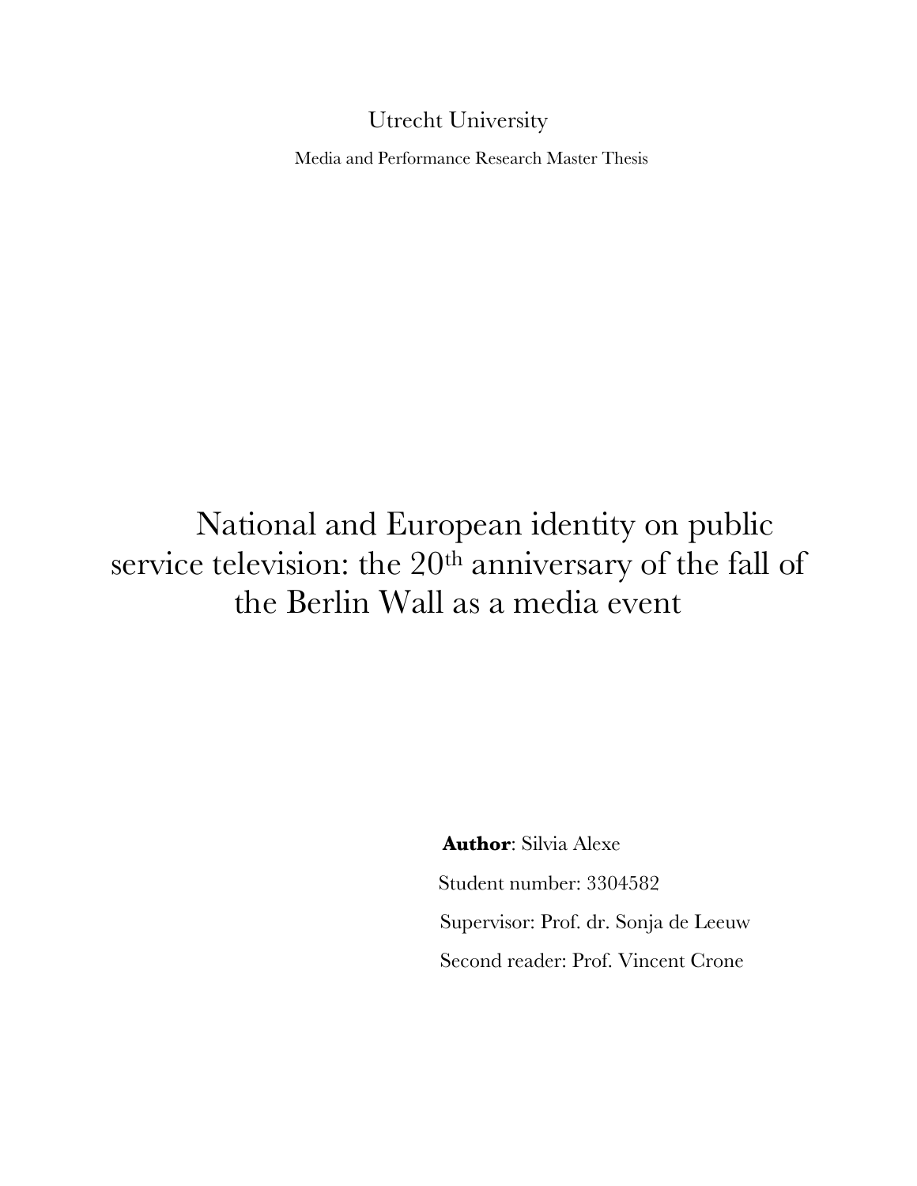Utrecht University

Media and Performance Research Master Thesis

# National and European identity on public service television: the 20th anniversary of the fall of the Berlin Wall as a media event

**Author**: Silvia Alexe

Student number: 3304582

Supervisor: Prof. dr. Sonja de Leeuw

Second reader: Prof. Vincent Crone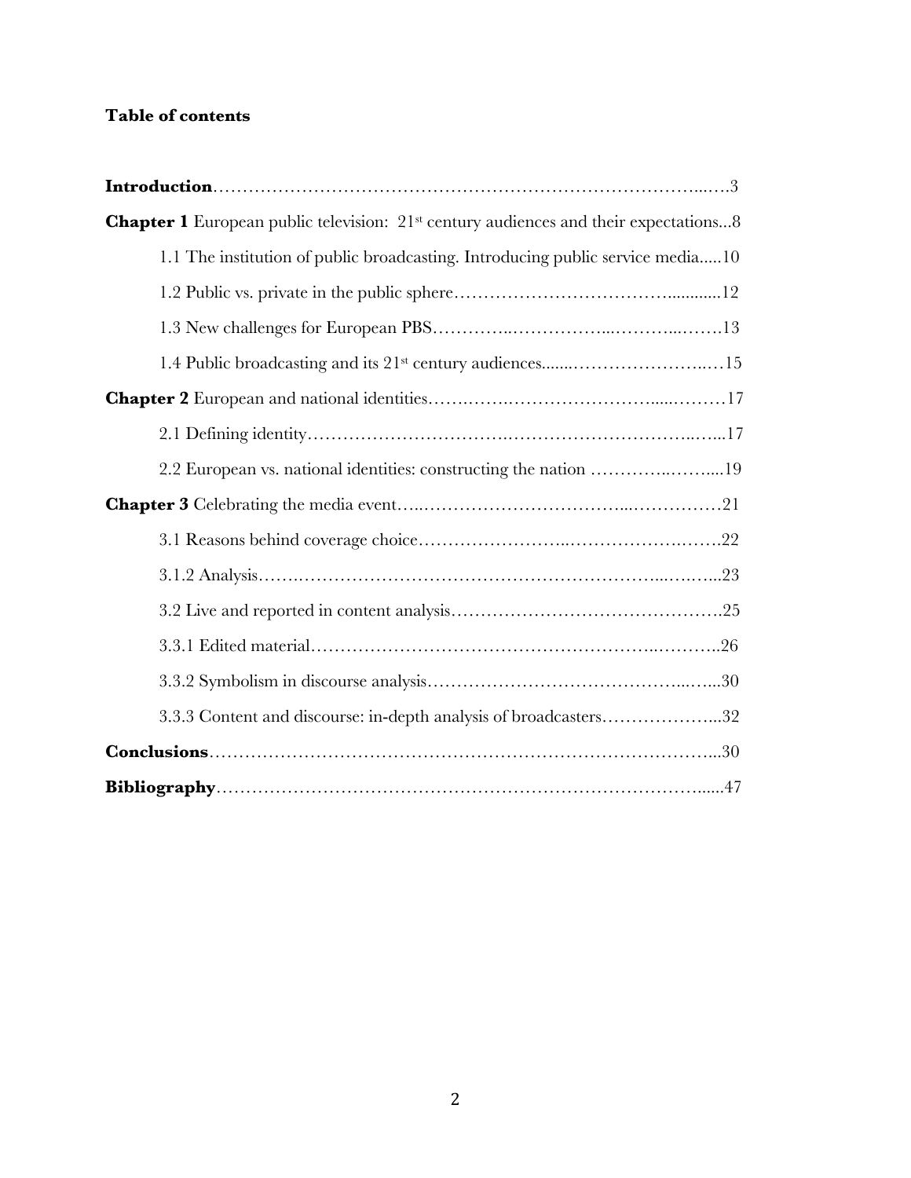**Table of contents**

**Introduction**…………………………………………………………………………...….3

**Chapter 1** European public television: 21st century audiences and their expectations...8

1.1 The institution of public broadcasting. Introducing public service media.....10

1.2 Public vs. private in the public sphere…………………………………............12

1.3 New challenges for European PBS…………..……………...………...…….13

1.4 Public broadcasting and its 21st century audiences.......……………………..…15

**Chapter 2** European and national identities…….……..……………………......………17

2.1 Defining identity…………………………….……………………………..…...17

2.2 European vs. national identities: constructing the nation …………..……....19

**Chapter 3** Celebrating the media event…..……………………………...……………21

3.1 Reasons behind coverage choice……………………..…………………….…….22

3.1.2 Analysis…….……………………………………………………...….…...23

3.2 Live and reported in content analysis……………………………………….25

3.3.1 Edited material…………………………………………………..………..26

3.3.2 Symbolism in discourse analysis……………………………………...…...30

3.3.3 Content and discourse: in-depth analysis of broadcasters………………...32

**Conclusions**………………………………………………………………………...30

**Bibliography**…………………………………………………………………….....47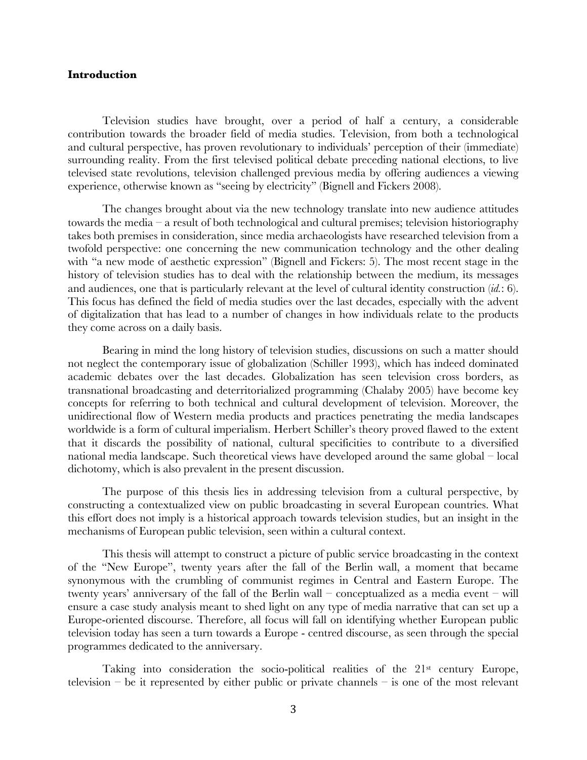# Introduction

Television studies have brought, over a period of half a century, a considerable contribution towards the broader field of media studies. Television, from both a technological and cultural perspective, has proven revolutionary to individuals' perception of their (immediate) surrounding reality. From the first televised political debate preceding national elections, to live televised state revolutions, television challenged previous media by offering audiences a viewing experience, otherwise known as "seeing by electricity" (Bignell and Fickers 2008).

The changes brought about via the new technology translate into new audience attitudes towards the media – a result of both technological and cultural premises; television historiography takes both premises in consideration, since media archaeologists have researched television from a twofold perspective: one concerning the new communication technology and the other dealing with "a new mode of aesthetic expression" (Bignell and Fickers: 5). The most recent stage in the history of television studies has to deal with the relationship between the medium, its messages and audiences, one that is particularly relevant at the level of cultural identity construction (*id.*: 6). This focus has defined the field of media studies over the last decades, especially with the advent of digitalization that has lead to a number of changes in how individuals relate to the products they come across on a daily basis.

Bearing in mind the long history of television studies, discussions on such a matter should not neglect the contemporary issue of globalization (Schiller 1993), which has indeed dominated academic debates over the last decades. Globalization has seen television cross borders, as transnational broadcasting and deterritorialized programming (Chalaby 2005) have become key concepts for referring to both technical and cultural development of television. Moreover, the unidirectional flow of Western media products and practices penetrating the media landscapes worldwide is a form of cultural imperialism. Herbert Schiller's theory proved flawed to the extent that it discards the possibility of national, cultural specificities to contribute to a diversified national media landscape. Such theoretical views have developed around the same global – local dichotomy, which is also prevalent in the present discussion.

The purpose of this thesis lies in addressing television from a cultural perspective, by constructing a contextualized view on public broadcasting in several European countries. What this effort does not imply is a historical approach towards television studies, but an insight in the mechanisms of European public television, seen within a cultural context.

This thesis will attempt to construct a picture of public service broadcasting in the context of the "New Europe", twenty years after the fall of the Berlin wall, a moment that became synonymous with the crumbling of communist regimes in Central and Eastern Europe. The twenty years' anniversary of the fall of the Berlin wall – conceptualized as a media event – will ensure a case study analysis meant to shed light on any type of media narrative that can set up a Europe-oriented discourse. Therefore, all focus will fall on identifying whether European public television today has seen a turn towards a Europe - centred discourse, as seen through the special programmes dedicated to the anniversary.

Taking into consideration the socio-political realities of the 21st century Europe, television – be it represented by either public or private channels – is one of the most relevant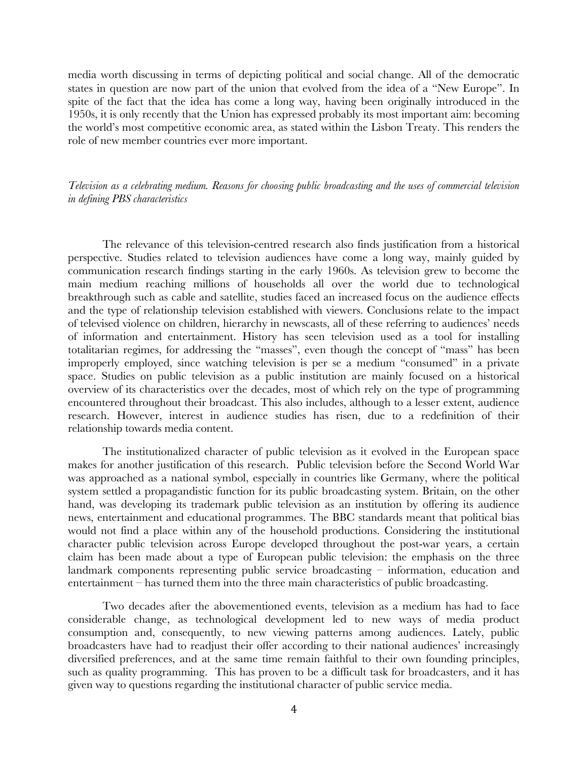media worth discussing in terms of depicting political and social change. All of the democratic states in question are now part of the union that evolved from the idea of a "New Europe". In spite of the fact that the idea has come a long way, having been originally introduced in the 1950s, it is only recently that the Union has expressed probably its most important aim: becoming the world's most competitive economic area, as stated within the Lisbon Treaty. This renders the role of new member countries ever more important.

*Television as a celebrating medium. Reasons for choosing public broadcasting and the uses of commercial television in defining PBS characteristics*

The relevance of this television-centred research also finds justification from a historical perspective. Studies related to television audiences have come a long way, mainly guided by communication research findings starting in the early 1960s. As television grew to become the main medium reaching millions of households all over the world due to technological breakthrough such as cable and satellite, studies faced an increased focus on the audience effects and the type of relationship television established with viewers. Conclusions relate to the impact of televised violence on children, hierarchy in newscasts, all of these referring to audiences' needs of information and entertainment. History has seen television used as a tool for installing totalitarian regimes, for addressing the "masses", even though the concept of "mass" has been improperly employed, since watching television is per se a medium "consumed" in a private space. Studies on public television as a public institution are mainly focused on a historical overview of its characteristics over the decades, most of which rely on the type of programming encountered throughout their broadcast. This also includes, although to a lesser extent, audience research. However, interest in audience studies has risen, due to a redefinition of their relationship towards media content.

The institutionalized character of public television as it evolved in the European space makes for another justification of this research. Public television before the Second World War was approached as a national symbol, especially in countries like Germany, where the political system settled a propagandistic function for its public broadcasting system. Britain, on the other hand, was developing its trademark public television as an institution by offering its audience news, entertainment and educational programmes. The BBC standards meant that political bias would not find a place within any of the household productions. Considering the institutional character public television across Europe developed throughout the post-war years, a certain claim has been made about a type of European public television: the emphasis on the three landmark components representing public service broadcasting – information, education and entertainment – has turned them into the three main characteristics of public broadcasting.

Two decades after the abovementioned events, television as a medium has had to face considerable change, as technological development led to new ways of media product consumption and, consequently, to new viewing patterns among audiences. Lately, public broadcasters have had to readjust their offer according to their national audiences' increasingly diversified preferences, and at the same time remain faithful to their own founding principles, such as quality programming. This has proven to be a difficult task for broadcasters, and it has given way to questions regarding the institutional character of public service media.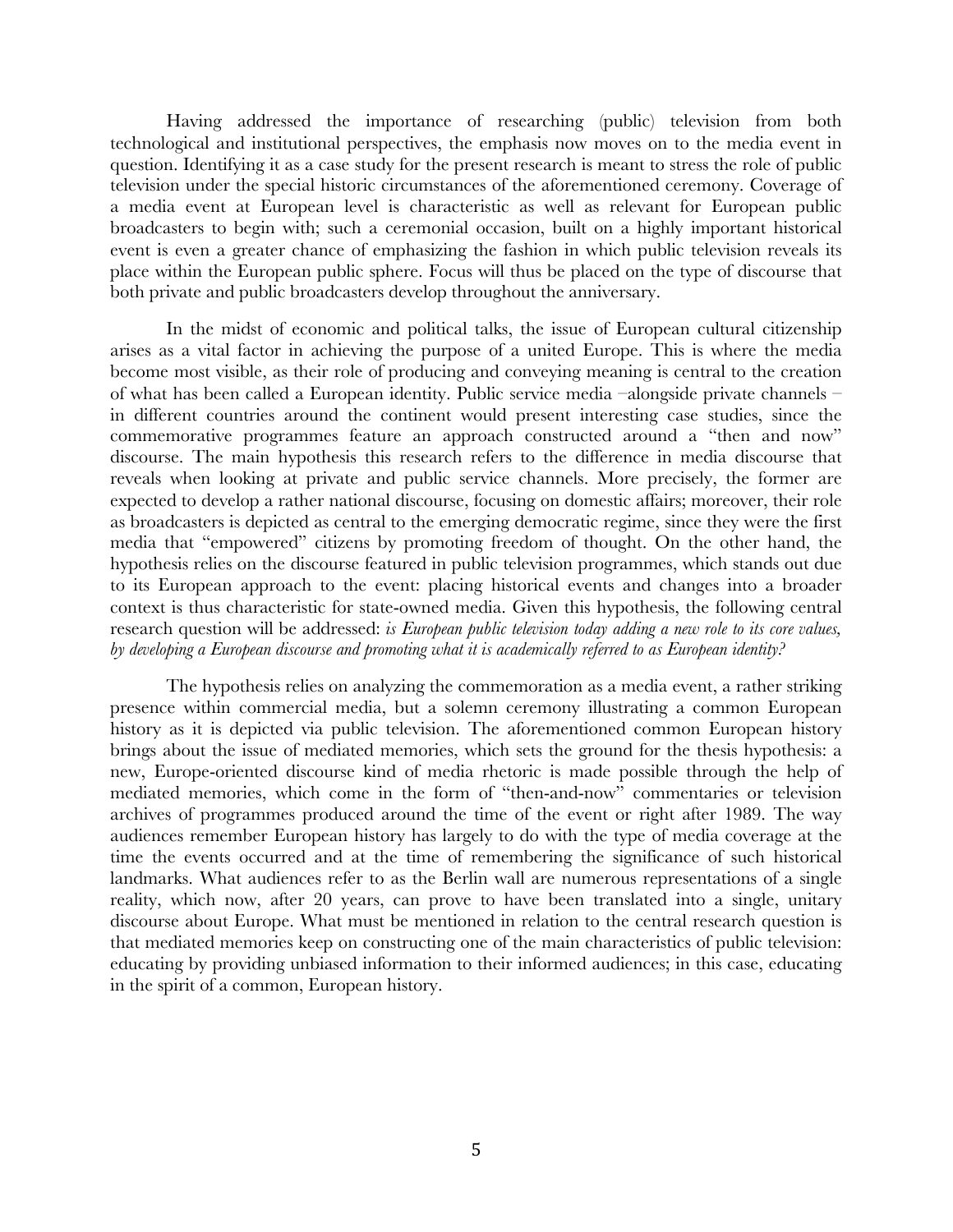Having addressed the importance of researching (public) television from both technological and institutional perspectives, the emphasis now moves on to the media event in question. Identifying it as a case study for the present research is meant to stress the role of public television under the special historic circumstances of the aforementioned ceremony. Coverage of a media event at European level is characteristic as well as relevant for European public broadcasters to begin with; such a ceremonial occasion, built on a highly important historical event is even a greater chance of emphasizing the fashion in which public television reveals its place within the European public sphere. Focus will thus be placed on the type of discourse that both private and public broadcasters develop throughout the anniversary.

In the midst of economic and political talks, the issue of European cultural citizenship arises as a vital factor in achieving the purpose of a united Europe. This is where the media become most visible, as their role of producing and conveying meaning is central to the creation of what has been called a European identity. Public service media –alongside private channels – in different countries around the continent would present interesting case studies, since the commemorative programmes feature an approach constructed around a "then and now" discourse. The main hypothesis this research refers to the difference in media discourse that reveals when looking at private and public service channels. More precisely, the former are expected to develop a rather national discourse, focusing on domestic affairs; moreover, their role as broadcasters is depicted as central to the emerging democratic regime, since they were the first media that "empowered" citizens by promoting freedom of thought. On the other hand, the hypothesis relies on the discourse featured in public television programmes, which stands out due to its European approach to the event: placing historical events and changes into a broader context is thus characteristic for state-owned media. Given this hypothesis, the following central research question will be addressed: *is European public television today adding a new role to its core values, by developing a European discourse and promoting what it is academically referred to as European identity?*

The hypothesis relies on analyzing the commemoration as a media event, a rather striking presence within commercial media, but a solemn ceremony illustrating a common European history as it is depicted via public television. The aforementioned common European history brings about the issue of mediated memories, which sets the ground for the thesis hypothesis: a new, Europe-oriented discourse kind of media rhetoric is made possible through the help of mediated memories, which come in the form of "then-and-now" commentaries or television archives of programmes produced around the time of the event or right after 1989. The way audiences remember European history has largely to do with the type of media coverage at the time the events occurred and at the time of remembering the significance of such historical landmarks. What audiences refer to as the Berlin wall are numerous representations of a single reality, which now, after 20 years, can prove to have been translated into a single, unitary discourse about Europe. What must be mentioned in relation to the central research question is that mediated memories keep on constructing one of the main characteristics of public television: educating by providing unbiased information to their informed audiences; in this case, educating in the spirit of a common, European history.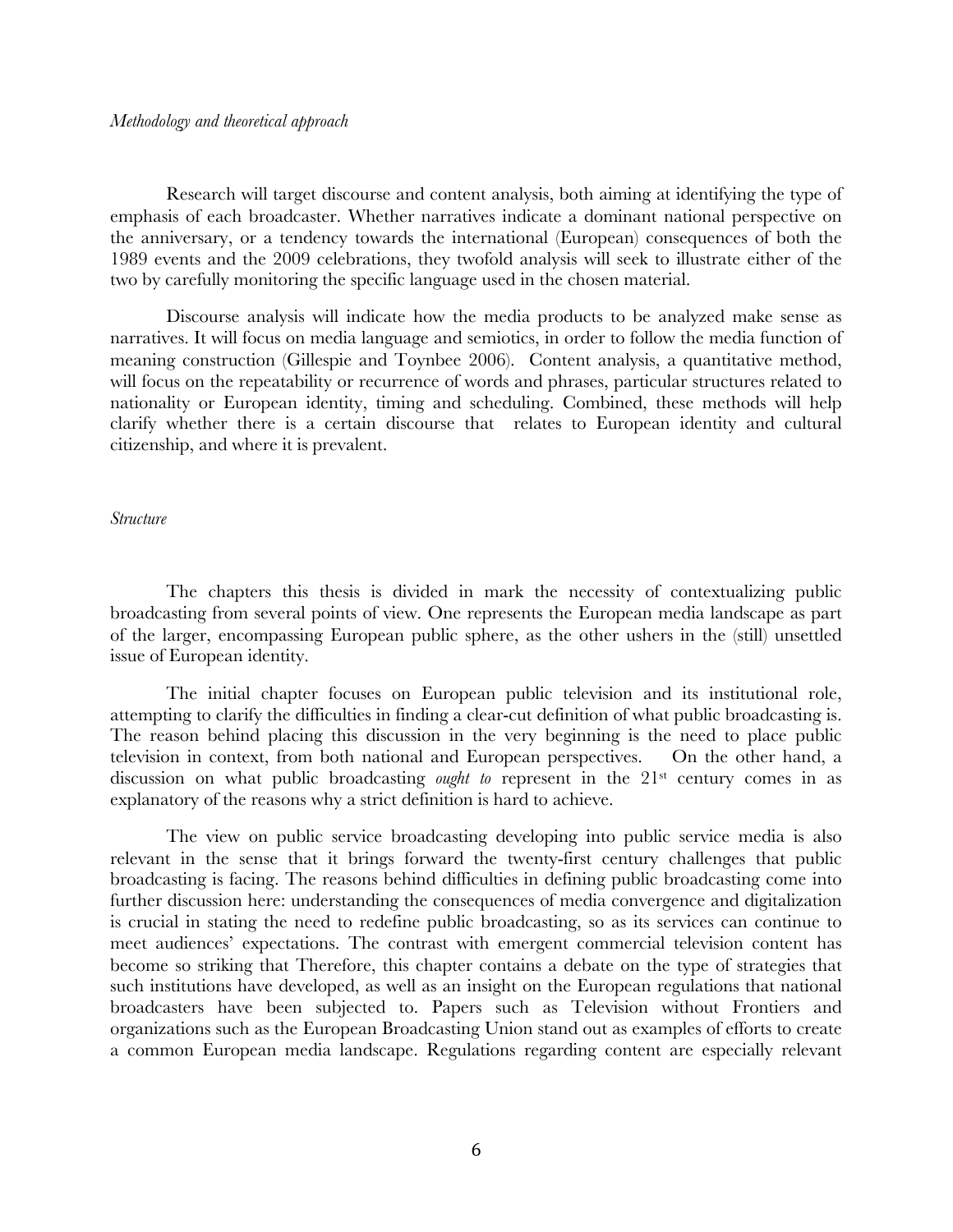*Methodology and theoretical approach*

Research will target discourse and content analysis, both aiming at identifying the type of emphasis of each broadcaster. Whether narratives indicate a dominant national perspective on the anniversary, or a tendency towards the international (European) consequences of both the 1989 events and the 2009 celebrations, they twofold analysis will seek to illustrate either of the two by carefully monitoring the specific language used in the chosen material.

Discourse analysis will indicate how the media products to be analyzed make sense as narratives. It will focus on media language and semiotics, in order to follow the media function of meaning construction (Gillespie and Toynbee 2006). Content analysis, a quantitative method, will focus on the repeatability or recurrence of words and phrases, particular structures related to nationality or European identity, timing and scheduling. Combined, these methods will help clarify whether there is a certain discourse that relates to European identity and cultural citizenship, and where it is prevalent.

*Structure*

The chapters this thesis is divided in mark the necessity of contextualizing public broadcasting from several points of view. One represents the European media landscape as part of the larger, encompassing European public sphere, as the other ushers in the (still) unsettled issue of European identity.

The initial chapter focuses on European public television and its institutional role, attempting to clarify the difficulties in finding a clear-cut definition of what public broadcasting is. The reason behind placing this discussion in the very beginning is the need to place public television in context, from both national and European perspectives. On the other hand, a discussion on what public broadcasting *ought to* represent in the 21st century comes in as explanatory of the reasons why a strict definition is hard to achieve.

The view on public service broadcasting developing into public service media is also relevant in the sense that it brings forward the twenty-first century challenges that public broadcasting is facing. The reasons behind difficulties in defining public broadcasting come into further discussion here: understanding the consequences of media convergence and digitalization is crucial in stating the need to redefine public broadcasting, so as its services can continue to meet audiences' expectations. The contrast with emergent commercial television content has become so striking that Therefore, this chapter contains a debate on the type of strategies that such institutions have developed, as well as an insight on the European regulations that national broadcasters have been subjected to. Papers such as Television without Frontiers and organizations such as the European Broadcasting Union stand out as examples of efforts to create a common European media landscape. Regulations regarding content are especially relevant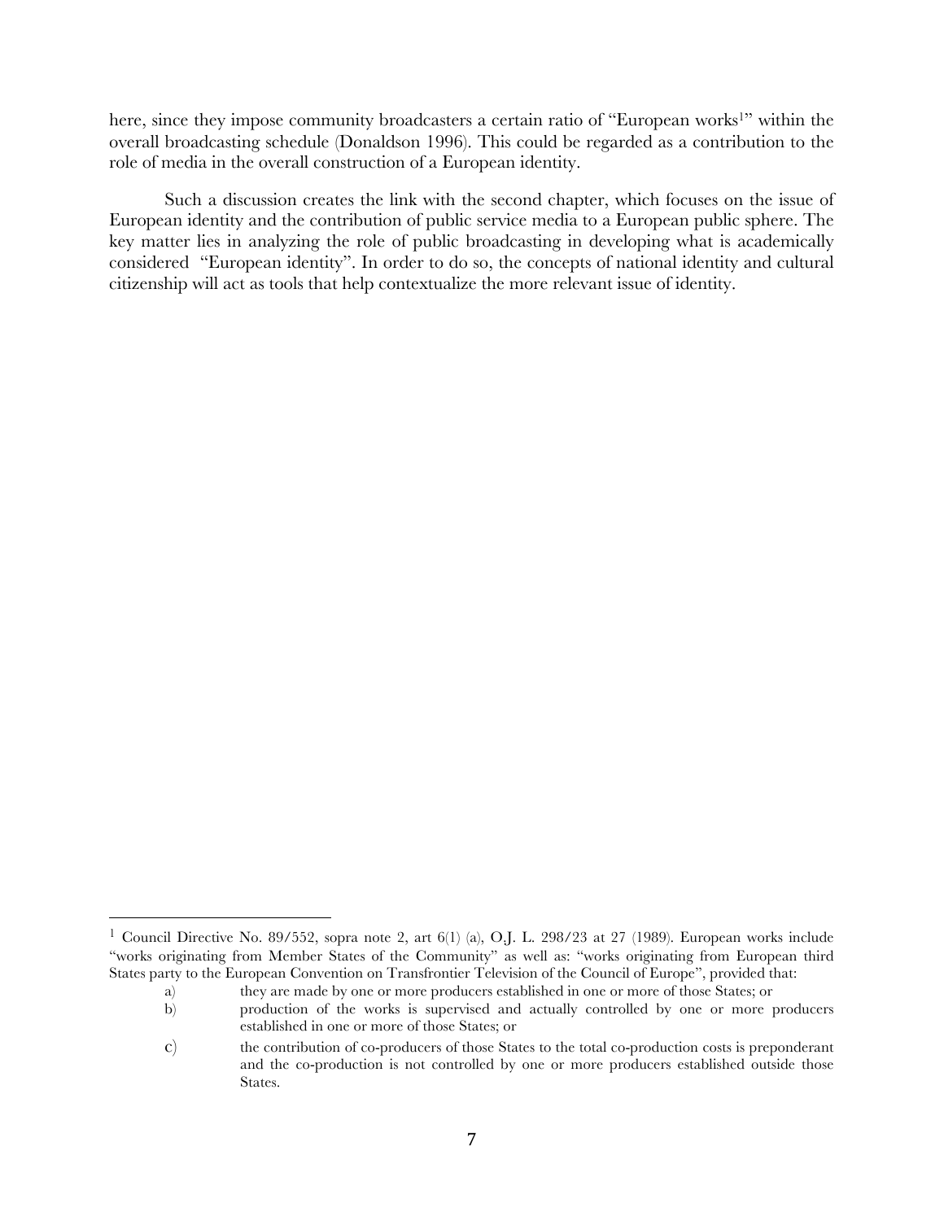here, since they impose community broadcasters a certain ratio of "European works[1]" within the overall broadcasting schedule (Donaldson 1996). This could be regarded as a contribution to the role of media in the overall construction of a European identity.

Such a discussion creates the link with the second chapter, which focuses on the issue of European identity and the contribution of public service media to a European public sphere. The key matter lies in analyzing the role of public broadcasting in developing what is academically considered "European identity". In order to do so, the concepts of national identity and cultural citizenship will act as tools that help contextualize the more relevant issue of identity.

---

[1] Council Directive No. 89/552, sopra note 2, art 6(1) (a), O.J. L. 298/23 at 27 (1989). European works include "works originating from Member States of the Community" as well as: "works originating from European third States party to the European Convention on Transfrontier Television of the Council of Europe", provided that:

a) they are made by one or more producers established in one or more of those States; or

b) production of the works is supervised and actually controlled by one or more producers established in one or more of those States; or

c) the contribution of co-producers of those States to the total co-production costs is preponderant and the co-production is not controlled by one or more producers established outside those States.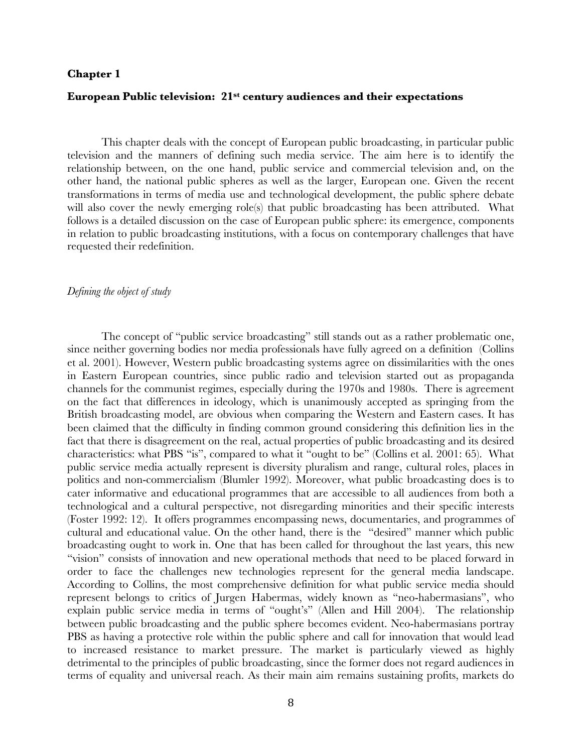## Chapter 1

### European Public television: 21st century audiences and their expectations

This chapter deals with the concept of European public broadcasting, in particular public television and the manners of defining such media service. The aim here is to identify the relationship between, on the one hand, public service and commercial television and, on the other hand, the national public spheres as well as the larger, European one. Given the recent transformations in terms of media use and technological development, the public sphere debate will also cover the newly emerging role(s) that public broadcasting has been attributed. What follows is a detailed discussion on the case of European public sphere: its emergence, components in relation to public broadcasting institutions, with a focus on contemporary challenges that have requested their redefinition.

*Defining the object of study*

The concept of "public service broadcasting" still stands out as a rather problematic one, since neither governing bodies nor media professionals have fully agreed on a definition (Collins et al. 2001). However, Western public broadcasting systems agree on dissimilarities with the ones in Eastern European countries, since public radio and television started out as propaganda channels for the communist regimes, especially during the 1970s and 1980s. There is agreement on the fact that differences in ideology, which is unanimously accepted as springing from the British broadcasting model, are obvious when comparing the Western and Eastern cases. It has been claimed that the difficulty in finding common ground considering this definition lies in the fact that there is disagreement on the real, actual properties of public broadcasting and its desired characteristics: what PBS "is", compared to what it "ought to be" (Collins et al. 2001: 65). What public service media actually represent is diversity pluralism and range, cultural roles, places in politics and non-commercialism (Blumler 1992). Moreover, what public broadcasting does is to cater informative and educational programmes that are accessible to all audiences from both a technological and a cultural perspective, not disregarding minorities and their specific interests (Foster 1992: 12). It offers programmes encompassing news, documentaries, and programmes of cultural and educational value. On the other hand, there is the "desired" manner which public broadcasting ought to work in. One that has been called for throughout the last years, this new "vision" consists of innovation and new operational methods that need to be placed forward in order to face the challenges new technologies represent for the general media landscape. According to Collins, the most comprehensive definition for what public service media should represent belongs to critics of Jurgen Habermas, widely known as "neo-habermasians", who explain public service media in terms of "ought's" (Allen and Hill 2004). The relationship between public broadcasting and the public sphere becomes evident. Neo-habermasians portray PBS as having a protective role within the public sphere and call for innovation that would lead to increased resistance to market pressure. The market is particularly viewed as highly detrimental to the principles of public broadcasting, since the former does not regard audiences in terms of equality and universal reach. As their main aim remains sustaining profits, markets do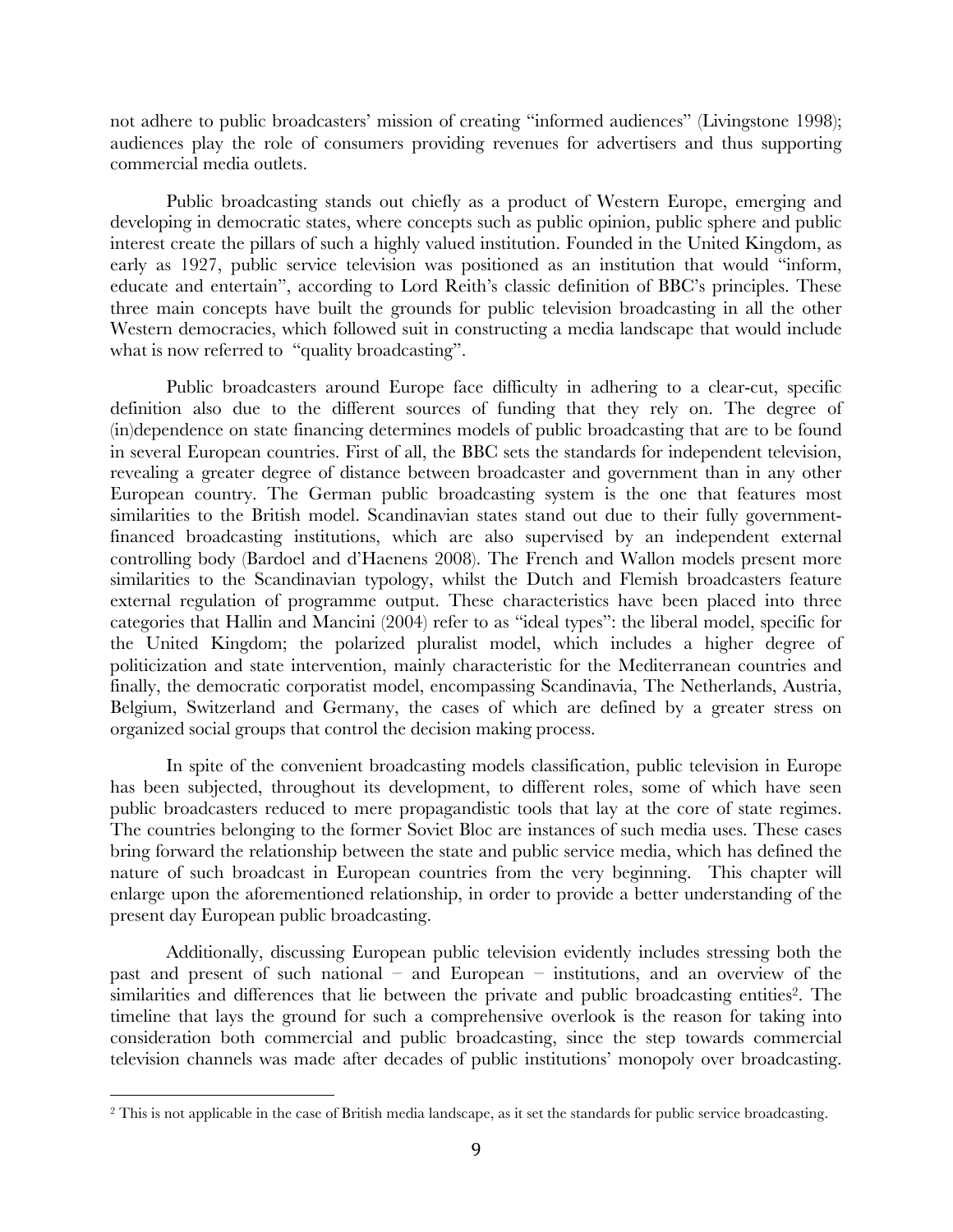not adhere to public broadcasters' mission of creating "informed audiences" (Livingstone 1998); audiences play the role of consumers providing revenues for advertisers and thus supporting commercial media outlets.

Public broadcasting stands out chiefly as a product of Western Europe, emerging and developing in democratic states, where concepts such as public opinion, public sphere and public interest create the pillars of such a highly valued institution. Founded in the United Kingdom, as early as 1927, public service television was positioned as an institution that would "inform, educate and entertain", according to Lord Reith's classic definition of BBC's principles. These three main concepts have built the grounds for public television broadcasting in all the other Western democracies, which followed suit in constructing a media landscape that would include what is now referred to "quality broadcasting".

Public broadcasters around Europe face difficulty in adhering to a clear-cut, specific definition also due to the different sources of funding that they rely on. The degree of (in)dependence on state financing determines models of public broadcasting that are to be found in several European countries. First of all, the BBC sets the standards for independent television, revealing a greater degree of distance between broadcaster and government than in any other European country. The German public broadcasting system is the one that features most similarities to the British model. Scandinavian states stand out due to their fully government-financed broadcasting institutions, which are also supervised by an independent external controlling body (Bardoel and d'Haenens 2008). The French and Wallon models present more similarities to the Scandinavian typology, whilst the Dutch and Flemish broadcasters feature external regulation of programme output. These characteristics have been placed into three categories that Hallin and Mancini (2004) refer to as "ideal types": the liberal model, specific for the United Kingdom; the polarized pluralist model, which includes a higher degree of politicization and state intervention, mainly characteristic for the Mediterranean countries and finally, the democratic corporatist model, encompassing Scandinavia, The Netherlands, Austria, Belgium, Switzerland and Germany, the cases of which are defined by a greater stress on organized social groups that control the decision making process.

In spite of the convenient broadcasting models classification, public television in Europe has been subjected, throughout its development, to different roles, some of which have seen public broadcasters reduced to mere propagandistic tools that lay at the core of state regimes. The countries belonging to the former Soviet Bloc are instances of such media uses. These cases bring forward the relationship between the state and public service media, which has defined the nature of such broadcast in European countries from the very beginning. This chapter will enlarge upon the aforementioned relationship, in order to provide a better understanding of the present day European public broadcasting.

Additionally, discussing European public television evidently includes stressing both the past and present of such national – and European – institutions, and an overview of the similarities and differences that lie between the private and public broadcasting entities[2]. The timeline that lays the ground for such a comprehensive overlook is the reason for taking into consideration both commercial and public broadcasting, since the step towards commercial television channels was made after decades of public institutions' monopoly over broadcasting.

---

[2] This is not applicable in the case of British media landscape, as it set the standards for public service broadcasting.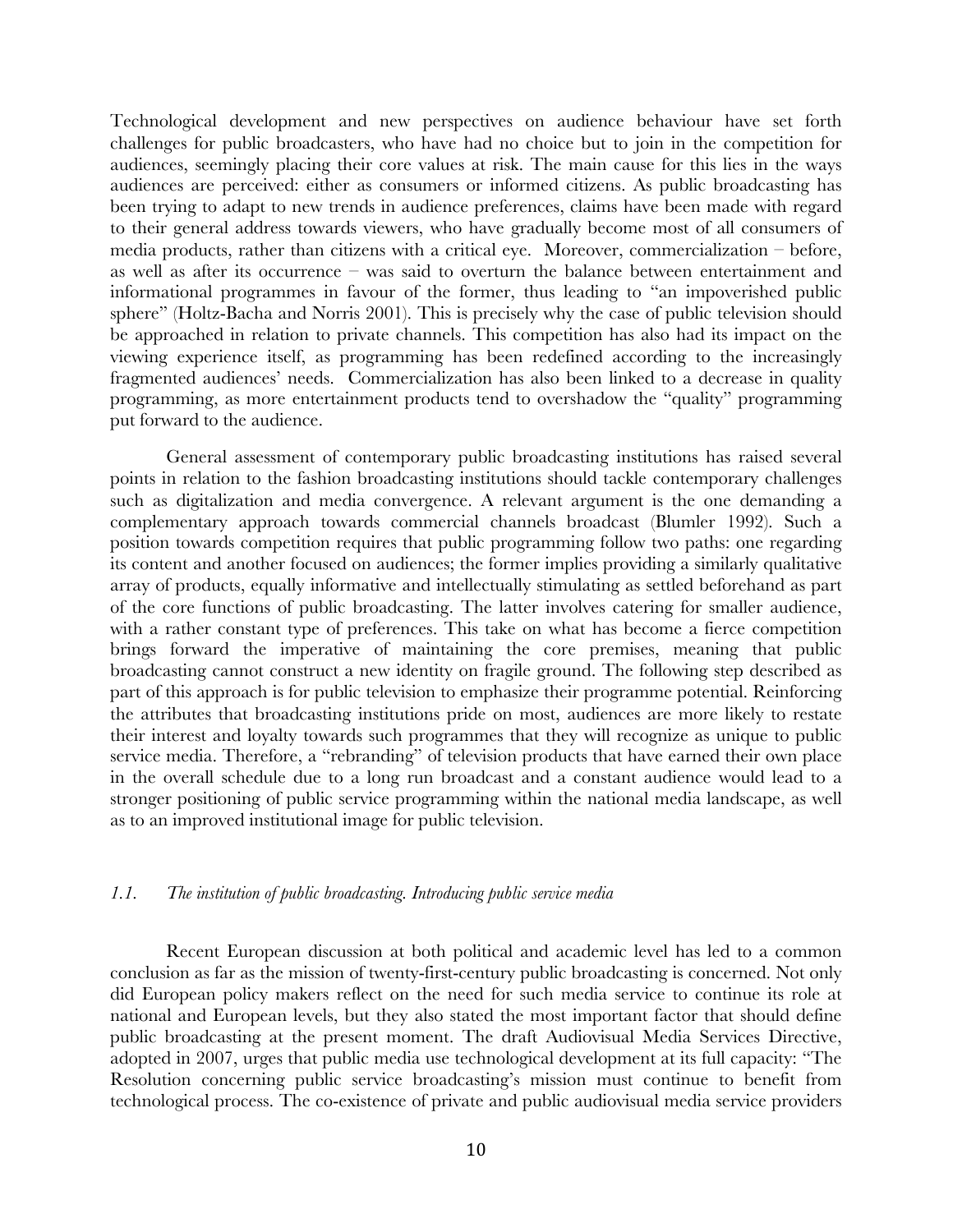Technological development and new perspectives on audience behaviour have set forth challenges for public broadcasters, who have had no choice but to join in the competition for audiences, seemingly placing their core values at risk. The main cause for this lies in the ways audiences are perceived: either as consumers or informed citizens. As public broadcasting has been trying to adapt to new trends in audience preferences, claims have been made with regard to their general address towards viewers, who have gradually become most of all consumers of media products, rather than citizens with a critical eye. Moreover, commercialization – before, as well as after its occurrence – was said to overturn the balance between entertainment and informational programmes in favour of the former, thus leading to "an impoverished public sphere" (Holtz-Bacha and Norris 2001). This is precisely why the case of public television should be approached in relation to private channels. This competition has also had its impact on the viewing experience itself, as programming has been redefined according to the increasingly fragmented audiences' needs. Commercialization has also been linked to a decrease in quality programming, as more entertainment products tend to overshadow the "quality" programming put forward to the audience.

General assessment of contemporary public broadcasting institutions has raised several points in relation to the fashion broadcasting institutions should tackle contemporary challenges such as digitalization and media convergence. A relevant argument is the one demanding a complementary approach towards commercial channels broadcast (Blumler 1992). Such a position towards competition requires that public programming follow two paths: one regarding its content and another focused on audiences; the former implies providing a similarly qualitative array of products, equally informative and intellectually stimulating as settled beforehand as part of the core functions of public broadcasting. The latter involves catering for smaller audience, with a rather constant type of preferences. This take on what has become a fierce competition brings forward the imperative of maintaining the core premises, meaning that public broadcasting cannot construct a new identity on fragile ground. The following step described as part of this approach is for public television to emphasize their programme potential. Reinforcing the attributes that broadcasting institutions pride on most, audiences are more likely to restate their interest and loyalty towards such programmes that they will recognize as unique to public service media. Therefore, a "rebranding" of television products that have earned their own place in the overall schedule due to a long run broadcast and a constant audience would lead to a stronger positioning of public service programming within the national media landscape, as well as to an improved institutional image for public television.

### *1.1. The institution of public broadcasting. Introducing public service media*

Recent European discussion at both political and academic level has led to a common conclusion as far as the mission of twenty-first-century public broadcasting is concerned. Not only did European policy makers reflect on the need for such media service to continue its role at national and European levels, but they also stated the most important factor that should define public broadcasting at the present moment. The draft Audiovisual Media Services Directive, adopted in 2007, urges that public media use technological development at its full capacity: "The Resolution concerning public service broadcasting's mission must continue to benefit from technological process. The co-existence of private and public audiovisual media service providers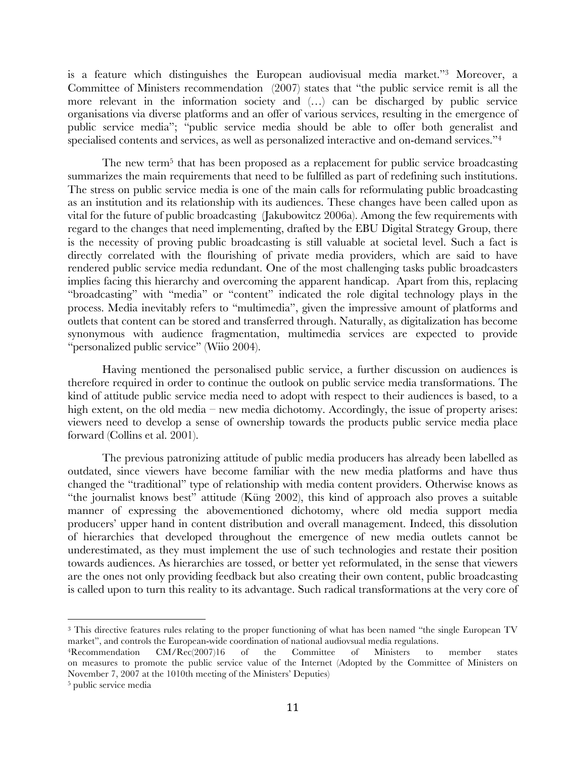is a feature which distinguishes the European audiovisual media market."[3] Moreover, a Committee of Ministers recommendation (2007) states that "the public service remit is all the more relevant in the information society and (…) can be discharged by public service organisations via diverse platforms and an offer of various services, resulting in the emergence of public service media"; "public service media should be able to offer both generalist and specialised contents and services, as well as personalized interactive and on-demand services."[4]

The new term[5] that has been proposed as a replacement for public service broadcasting summarizes the main requirements that need to be fulfilled as part of redefining such institutions. The stress on public service media is one of the main calls for reformulating public broadcasting as an institution and its relationship with its audiences. These changes have been called upon as vital for the future of public broadcasting (Jakubowitcz 2006a). Among the few requirements with regard to the changes that need implementing, drafted by the EBU Digital Strategy Group, there is the necessity of proving public broadcasting is still valuable at societal level. Such a fact is directly correlated with the flourishing of private media providers, which are said to have rendered public service media redundant. One of the most challenging tasks public broadcasters implies facing this hierarchy and overcoming the apparent handicap. Apart from this, replacing "broadcasting" with "media" or "content" indicated the role digital technology plays in the process. Media inevitably refers to "multimedia", given the impressive amount of platforms and outlets that content can be stored and transferred through. Naturally, as digitalization has become synonymous with audience fragmentation, multimedia services are expected to provide "personalized public service" (Wiio 2004).

Having mentioned the personalised public service, a further discussion on audiences is therefore required in order to continue the outlook on public service media transformations. The kind of attitude public service media need to adopt with respect to their audiences is based, to a high extent, on the old media – new media dichotomy. Accordingly, the issue of property arises: viewers need to develop a sense of ownership towards the products public service media place forward (Collins et al. 2001).

The previous patronizing attitude of public media producers has already been labelled as outdated, since viewers have become familiar with the new media platforms and have thus changed the "traditional" type of relationship with media content providers. Otherwise knows as "the journalist knows best" attitude (Küng 2002), this kind of approach also proves a suitable manner of expressing the abovementioned dichotomy, where old media support media producers' upper hand in content distribution and overall management. Indeed, this dissolution of hierarchies that developed throughout the emergence of new media outlets cannot be underestimated, as they must implement the use of such technologies and restate their position towards audiences. As hierarchies are tossed, or better yet reformulated, in the sense that viewers are the ones not only providing feedback but also creating their own content, public broadcasting is called upon to turn this reality to its advantage. Such radical transformations at the very core of

---

[3] This directive features rules relating to the proper functioning of what has been named "the single European TV market", and controls the European-wide coordination of national audiovsual media regulations.

[4] Recommendation CM/Rec(2007)16 of the Committee of Ministers to member states on measures to promote the public service value of the Internet (Adopted by the Committee of Ministers on November 7, 2007 at the 1010th meeting of the Ministers' Deputies)

[5] public service media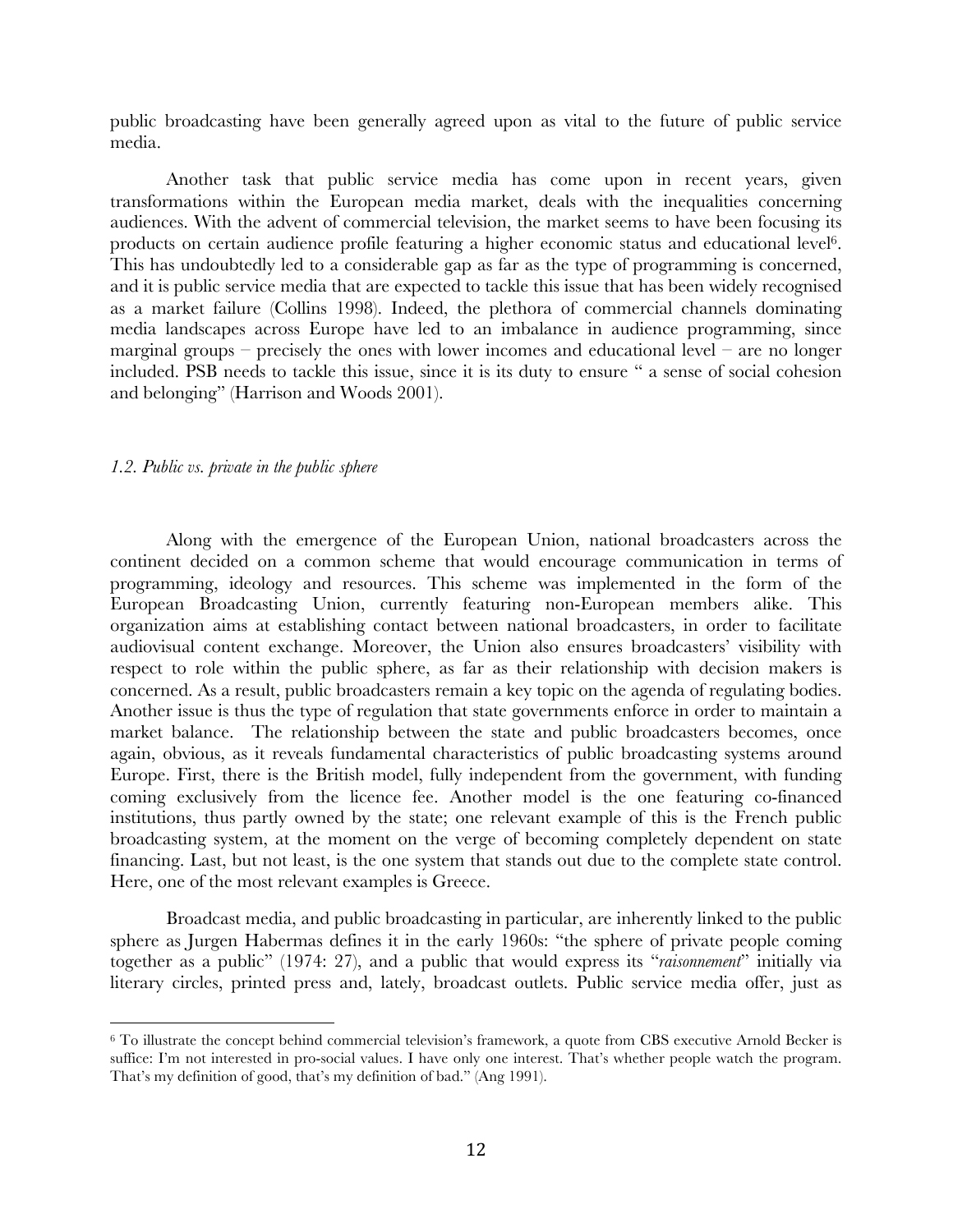public broadcasting have been generally agreed upon as vital to the future of public service media.

Another task that public service media has come upon in recent years, given transformations within the European media market, deals with the inequalities concerning audiences. With the advent of commercial television, the market seems to have been focusing its products on certain audience profile featuring a higher economic status and educational level[6]. This has undoubtedly led to a considerable gap as far as the type of programming is concerned, and it is public service media that are expected to tackle this issue that has been widely recognised as a market failure (Collins 1998). Indeed, the plethora of commercial channels dominating media landscapes across Europe have led to an imbalance in audience programming, since marginal groups – precisely the ones with lower incomes and educational level – are no longer included. PSB needs to tackle this issue, since it is its duty to ensure " a sense of social cohesion and belonging" (Harrison and Woods 2001).

### *1.2. Public vs. private in the public sphere*

Along with the emergence of the European Union, national broadcasters across the continent decided on a common scheme that would encourage communication in terms of programming, ideology and resources. This scheme was implemented in the form of the European Broadcasting Union, currently featuring non-European members alike. This organization aims at establishing contact between national broadcasters, in order to facilitate audiovisual content exchange. Moreover, the Union also ensures broadcasters' visibility with respect to role within the public sphere, as far as their relationship with decision makers is concerned. As a result, public broadcasters remain a key topic on the agenda of regulating bodies. Another issue is thus the type of regulation that state governments enforce in order to maintain a market balance. The relationship between the state and public broadcasters becomes, once again, obvious, as it reveals fundamental characteristics of public broadcasting systems around Europe. First, there is the British model, fully independent from the government, with funding coming exclusively from the licence fee. Another model is the one featuring co-financed institutions, thus partly owned by the state; one relevant example of this is the French public broadcasting system, at the moment on the verge of becoming completely dependent on state financing. Last, but not least, is the one system that stands out due to the complete state control. Here, one of the most relevant examples is Greece.

Broadcast media, and public broadcasting in particular, are inherently linked to the public sphere as Jurgen Habermas defines it in the early 1960s: "the sphere of private people coming together as a public" (1974: 27), and a public that would express its "*raisonnement*" initially via literary circles, printed press and, lately, broadcast outlets. Public service media offer, just as

[6] To illustrate the concept behind commercial television's framework, a quote from CBS executive Arnold Becker is suffice: I'm not interested in pro-social values. I have only one interest. That's whether people watch the program. That's my definition of good, that's my definition of bad." (Ang 1991).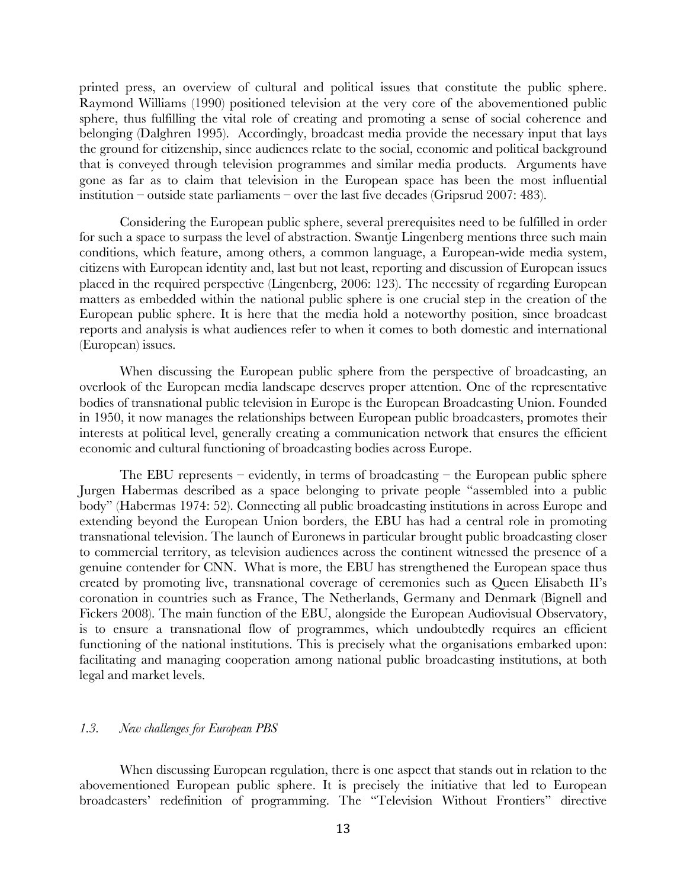printed press, an overview of cultural and political issues that constitute the public sphere. Raymond Williams (1990) positioned television at the very core of the abovementioned public sphere, thus fulfilling the vital role of creating and promoting a sense of social coherence and belonging (Dalghren 1995). Accordingly, broadcast media provide the necessary input that lays the ground for citizenship, since audiences relate to the social, economic and political background that is conveyed through television programmes and similar media products. Arguments have gone as far as to claim that television in the European space has been the most influential institution – outside state parliaments – over the last five decades (Gripsrud 2007: 483).

Considering the European public sphere, several prerequisites need to be fulfilled in order for such a space to surpass the level of abstraction. Swantje Lingenberg mentions three such main conditions, which feature, among others, a common language, a European-wide media system, citizens with European identity and, last but not least, reporting and discussion of European issues placed in the required perspective (Lingenberg, 2006: 123). The necessity of regarding European matters as embedded within the national public sphere is one crucial step in the creation of the European public sphere. It is here that the media hold a noteworthy position, since broadcast reports and analysis is what audiences refer to when it comes to both domestic and international (European) issues.

When discussing the European public sphere from the perspective of broadcasting, an overlook of the European media landscape deserves proper attention. One of the representative bodies of transnational public television in Europe is the European Broadcasting Union. Founded in 1950, it now manages the relationships between European public broadcasters, promotes their interests at political level, generally creating a communication network that ensures the efficient economic and cultural functioning of broadcasting bodies across Europe.

The EBU represents – evidently, in terms of broadcasting – the European public sphere Jurgen Habermas described as a space belonging to private people "assembled into a public body" (Habermas 1974: 52). Connecting all public broadcasting institutions in across Europe and extending beyond the European Union borders, the EBU has had a central role in promoting transnational television. The launch of Euronews in particular brought public broadcasting closer to commercial territory, as television audiences across the continent witnessed the presence of a genuine contender for CNN. What is more, the EBU has strengthened the European space thus created by promoting live, transnational coverage of ceremonies such as Queen Elisabeth II's coronation in countries such as France, The Netherlands, Germany and Denmark (Bignell and Fickers 2008). The main function of the EBU, alongside the European Audiovisual Observatory, is to ensure a transnational flow of programmes, which undoubtedly requires an efficient functioning of the national institutions. This is precisely what the organisations embarked upon: facilitating and managing cooperation among national public broadcasting institutions, at both legal and market levels.

### *1.3. New challenges for European PBS*

When discussing European regulation, there is one aspect that stands out in relation to the abovementioned European public sphere. It is precisely the initiative that led to European broadcasters' redefinition of programming. The "Television Without Frontiers" directive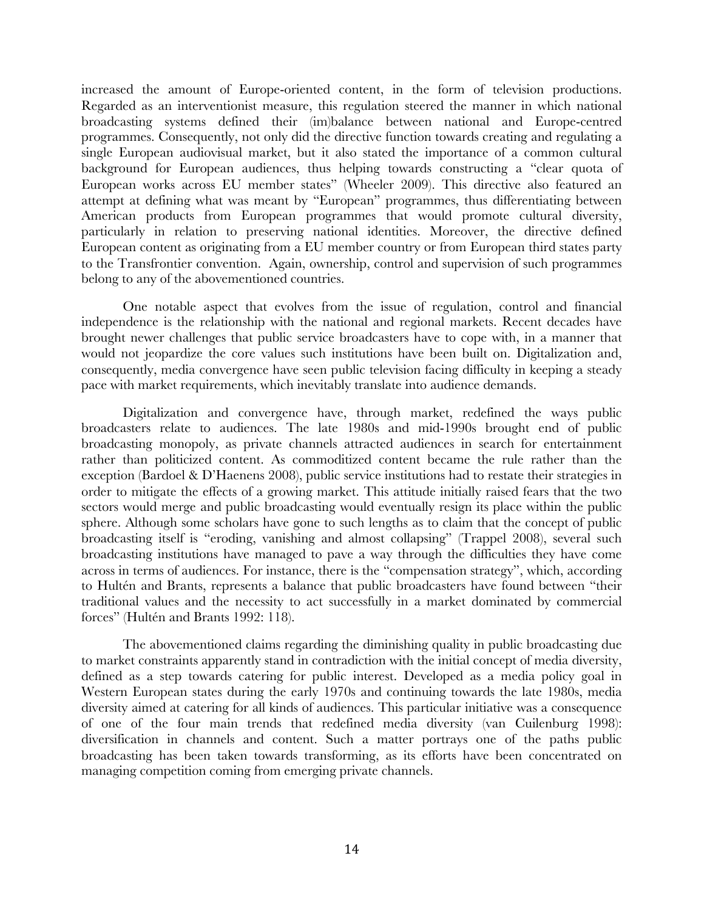increased the amount of Europe-oriented content, in the form of television productions. Regarded as an interventionist measure, this regulation steered the manner in which national broadcasting systems defined their (im)balance between national and Europe-centred programmes. Consequently, not only did the directive function towards creating and regulating a single European audiovisual market, but it also stated the importance of a common cultural background for European audiences, thus helping towards constructing a "clear quota of European works across EU member states" (Wheeler 2009). This directive also featured an attempt at defining what was meant by "European" programmes, thus differentiating between American products from European programmes that would promote cultural diversity, particularly in relation to preserving national identities. Moreover, the directive defined European content as originating from a EU member country or from European third states party to the Transfrontier convention. Again, ownership, control and supervision of such programmes belong to any of the abovementioned countries.

One notable aspect that evolves from the issue of regulation, control and financial independence is the relationship with the national and regional markets. Recent decades have brought newer challenges that public service broadcasters have to cope with, in a manner that would not jeopardize the core values such institutions have been built on. Digitalization and, consequently, media convergence have seen public television facing difficulty in keeping a steady pace with market requirements, which inevitably translate into audience demands.

Digitalization and convergence have, through market, redefined the ways public broadcasters relate to audiences. The late 1980s and mid-1990s brought end of public broadcasting monopoly, as private channels attracted audiences in search for entertainment rather than politicized content. As commoditized content became the rule rather than the exception (Bardoel & D'Haenens 2008), public service institutions had to restate their strategies in order to mitigate the effects of a growing market. This attitude initially raised fears that the two sectors would merge and public broadcasting would eventually resign its place within the public sphere. Although some scholars have gone to such lengths as to claim that the concept of public broadcasting itself is "eroding, vanishing and almost collapsing" (Trappel 2008), several such broadcasting institutions have managed to pave a way through the difficulties they have come across in terms of audiences. For instance, there is the "compensation strategy", which, according to Hultén and Brants, represents a balance that public broadcasters have found between "their traditional values and the necessity to act successfully in a market dominated by commercial forces" (Hultén and Brants 1992: 118).

The abovementioned claims regarding the diminishing quality in public broadcasting due to market constraints apparently stand in contradiction with the initial concept of media diversity, defined as a step towards catering for public interest. Developed as a media policy goal in Western European states during the early 1970s and continuing towards the late 1980s, media diversity aimed at catering for all kinds of audiences. This particular initiative was a consequence of one of the four main trends that redefined media diversity (van Cuilenburg 1998): diversification in channels and content. Such a matter portrays one of the paths public broadcasting has been taken towards transforming, as its efforts have been concentrated on managing competition coming from emerging private channels.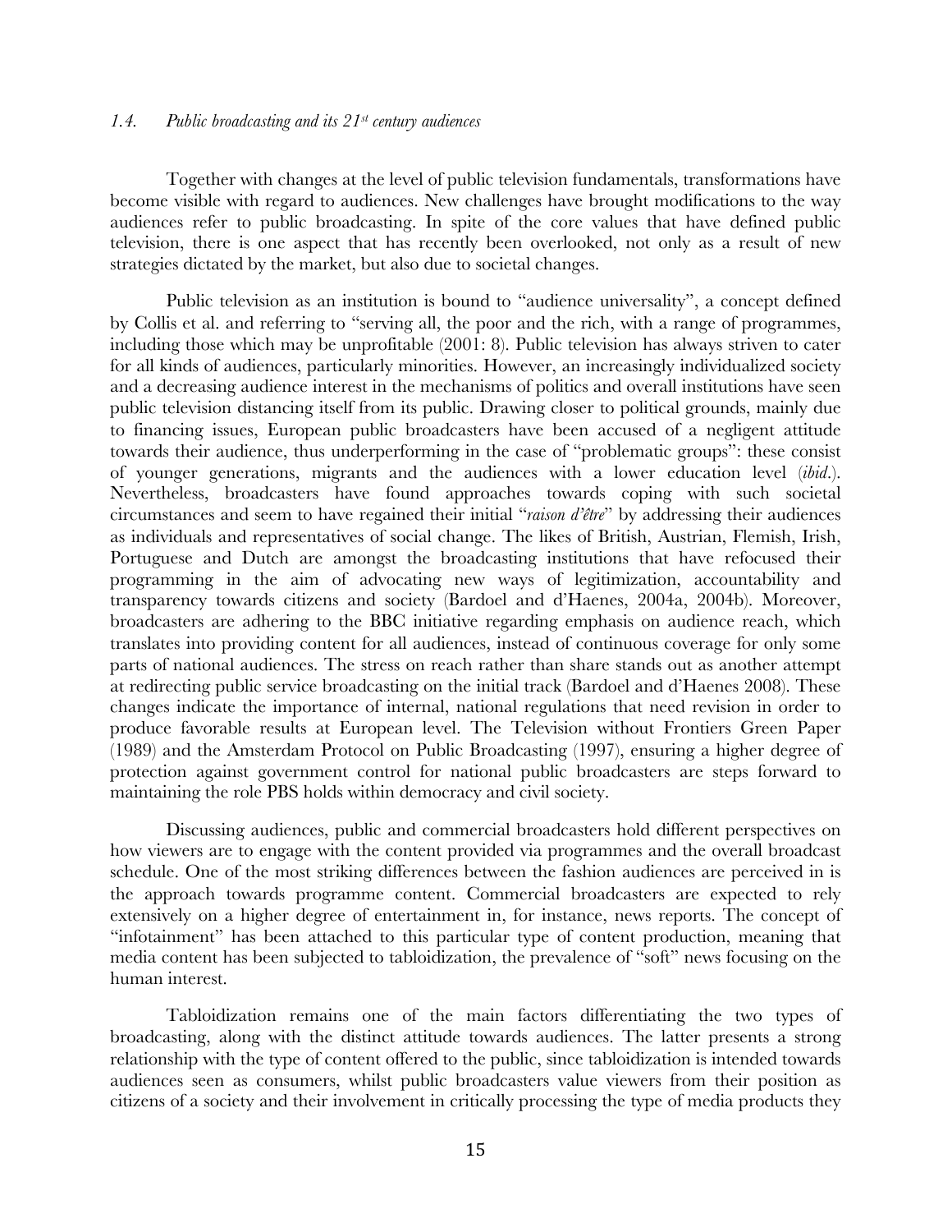### *1.4. Public broadcasting and its 21st century audiences*

Together with changes at the level of public television fundamentals, transformations have become visible with regard to audiences. New challenges have brought modifications to the way audiences refer to public broadcasting. In spite of the core values that have defined public television, there is one aspect that has recently been overlooked, not only as a result of new strategies dictated by the market, but also due to societal changes.

Public television as an institution is bound to "audience universality", a concept defined by Collis et al. and referring to "serving all, the poor and the rich, with a range of programmes, including those which may be unprofitable (2001: 8). Public television has always striven to cater for all kinds of audiences, particularly minorities. However, an increasingly individualized society and a decreasing audience interest in the mechanisms of politics and overall institutions have seen public television distancing itself from its public. Drawing closer to political grounds, mainly due to financing issues, European public broadcasters have been accused of a negligent attitude towards their audience, thus underperforming in the case of "problematic groups": these consist of younger generations, migrants and the audiences with a lower education level (*ibid*.). Nevertheless, broadcasters have found approaches towards coping with such societal circumstances and seem to have regained their initial "*raison d'être*" by addressing their audiences as individuals and representatives of social change. The likes of British, Austrian, Flemish, Irish, Portuguese and Dutch are amongst the broadcasting institutions that have refocused their programming in the aim of advocating new ways of legitimization, accountability and transparency towards citizens and society (Bardoel and d'Haenes, 2004a, 2004b). Moreover, broadcasters are adhering to the BBC initiative regarding emphasis on audience reach, which translates into providing content for all audiences, instead of continuous coverage for only some parts of national audiences. The stress on reach rather than share stands out as another attempt at redirecting public service broadcasting on the initial track (Bardoel and d'Haenes 2008). These changes indicate the importance of internal, national regulations that need revision in order to produce favorable results at European level. The Television without Frontiers Green Paper (1989) and the Amsterdam Protocol on Public Broadcasting (1997), ensuring a higher degree of protection against government control for national public broadcasters are steps forward to maintaining the role PBS holds within democracy and civil society.

Discussing audiences, public and commercial broadcasters hold different perspectives on how viewers are to engage with the content provided via programmes and the overall broadcast schedule. One of the most striking differences between the fashion audiences are perceived in is the approach towards programme content. Commercial broadcasters are expected to rely extensively on a higher degree of entertainment in, for instance, news reports. The concept of "infotainment" has been attached to this particular type of content production, meaning that media content has been subjected to tabloidization, the prevalence of "soft" news focusing on the human interest.

Tabloidization remains one of the main factors differentiating the two types of broadcasting, along with the distinct attitude towards audiences. The latter presents a strong relationship with the type of content offered to the public, since tabloidization is intended towards audiences seen as consumers, whilst public broadcasters value viewers from their position as citizens of a society and their involvement in critically processing the type of media products they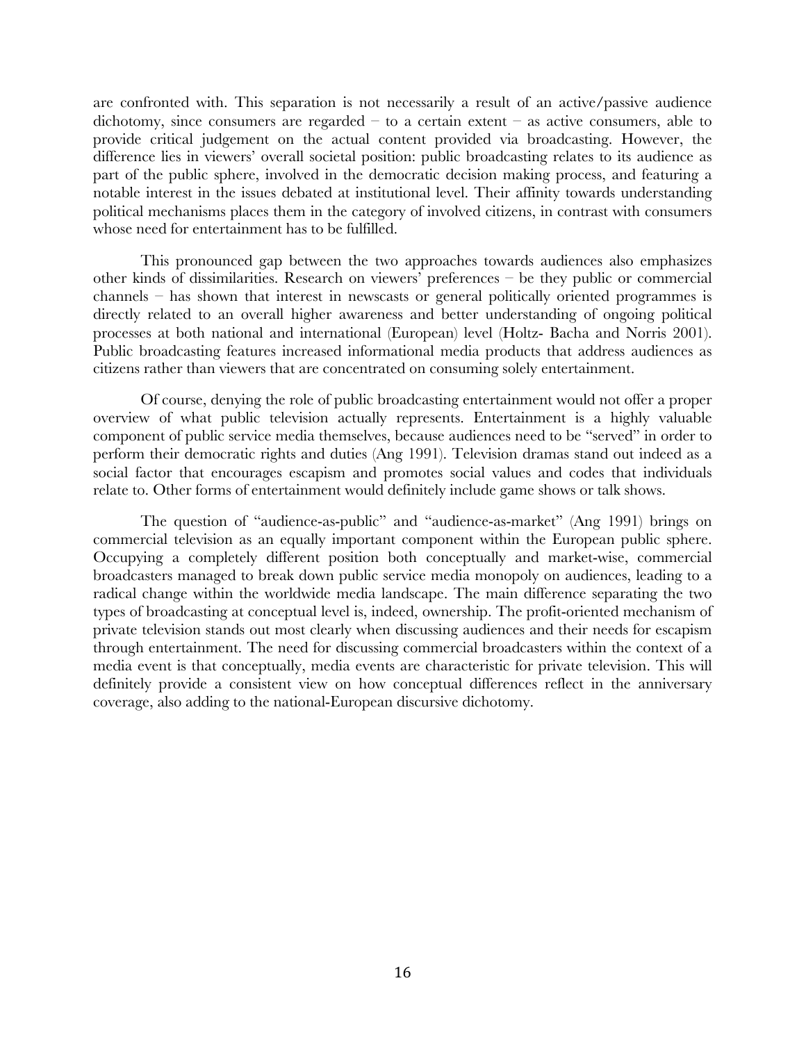are confronted with. This separation is not necessarily a result of an active/passive audience dichotomy, since consumers are regarded – to a certain extent – as active consumers, able to provide critical judgement on the actual content provided via broadcasting. However, the difference lies in viewers' overall societal position: public broadcasting relates to its audience as part of the public sphere, involved in the democratic decision making process, and featuring a notable interest in the issues debated at institutional level. Their affinity towards understanding political mechanisms places them in the category of involved citizens, in contrast with consumers whose need for entertainment has to be fulfilled.

This pronounced gap between the two approaches towards audiences also emphasizes other kinds of dissimilarities. Research on viewers' preferences – be they public or commercial channels – has shown that interest in newscasts or general politically oriented programmes is directly related to an overall higher awareness and better understanding of ongoing political processes at both national and international (European) level (Holtz- Bacha and Norris 2001). Public broadcasting features increased informational media products that address audiences as citizens rather than viewers that are concentrated on consuming solely entertainment.

Of course, denying the role of public broadcasting entertainment would not offer a proper overview of what public television actually represents. Entertainment is a highly valuable component of public service media themselves, because audiences need to be "served" in order to perform their democratic rights and duties (Ang 1991). Television dramas stand out indeed as a social factor that encourages escapism and promotes social values and codes that individuals relate to. Other forms of entertainment would definitely include game shows or talk shows.

The question of "audience-as-public" and "audience-as-market" (Ang 1991) brings on commercial television as an equally important component within the European public sphere. Occupying a completely different position both conceptually and market-wise, commercial broadcasters managed to break down public service media monopoly on audiences, leading to a radical change within the worldwide media landscape. The main difference separating the two types of broadcasting at conceptual level is, indeed, ownership. The profit-oriented mechanism of private television stands out most clearly when discussing audiences and their needs for escapism through entertainment. The need for discussing commercial broadcasters within the context of a media event is that conceptually, media events are characteristic for private television. This will definitely provide a consistent view on how conceptual differences reflect in the anniversary coverage, also adding to the national-European discursive dichotomy.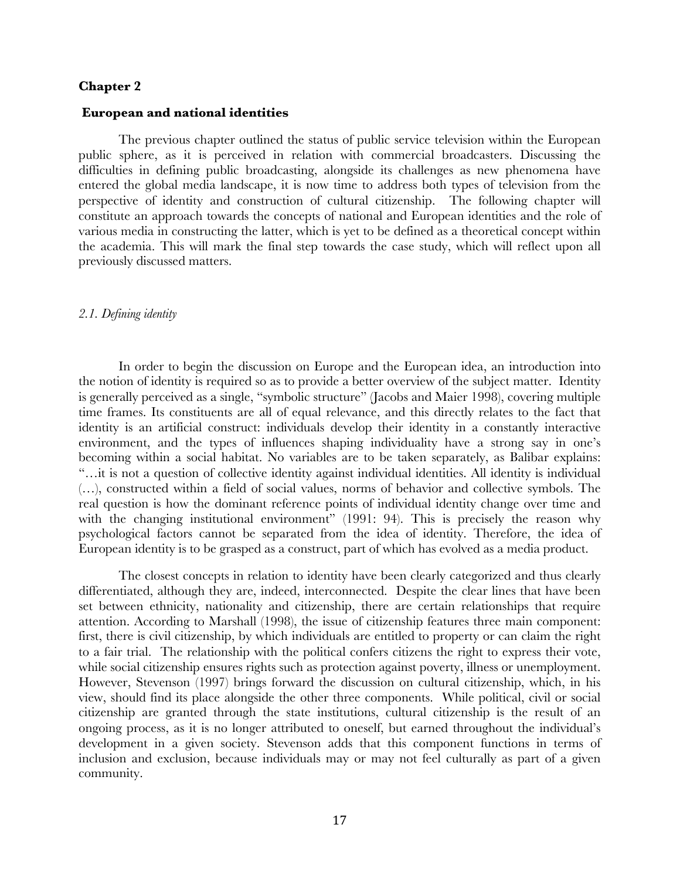# Chapter 2

## European and national identities

The previous chapter outlined the status of public service television within the European public sphere, as it is perceived in relation with commercial broadcasters. Discussing the difficulties in defining public broadcasting, alongside its challenges as new phenomena have entered the global media landscape, it is now time to address both types of television from the perspective of identity and construction of cultural citizenship. The following chapter will constitute an approach towards the concepts of national and European identities and the role of various media in constructing the latter, which is yet to be defined as a theoretical concept within the academia. This will mark the final step towards the case study, which will reflect upon all previously discussed matters.

### *2.1. Defining identity*

In order to begin the discussion on Europe and the European idea, an introduction into the notion of identity is required so as to provide a better overview of the subject matter. Identity is generally perceived as a single, "symbolic structure" (Jacobs and Maier 1998), covering multiple time frames. Its constituents are all of equal relevance, and this directly relates to the fact that identity is an artificial construct: individuals develop their identity in a constantly interactive environment, and the types of influences shaping individuality have a strong say in one's becoming within a social habitat. No variables are to be taken separately, as Balibar explains: "…it is not a question of collective identity against individual identities. All identity is individual (…), constructed within a field of social values, norms of behavior and collective symbols. The real question is how the dominant reference points of individual identity change over time and with the changing institutional environment" (1991: 94). This is precisely the reason why psychological factors cannot be separated from the idea of identity. Therefore, the idea of European identity is to be grasped as a construct, part of which has evolved as a media product.

The closest concepts in relation to identity have been clearly categorized and thus clearly differentiated, although they are, indeed, interconnected. Despite the clear lines that have been set between ethnicity, nationality and citizenship, there are certain relationships that require attention. According to Marshall (1998), the issue of citizenship features three main component: first, there is civil citizenship, by which individuals are entitled to property or can claim the right to a fair trial. The relationship with the political confers citizens the right to express their vote, while social citizenship ensures rights such as protection against poverty, illness or unemployment. However, Stevenson (1997) brings forward the discussion on cultural citizenship, which, in his view, should find its place alongside the other three components. While political, civil or social citizenship are granted through the state institutions, cultural citizenship is the result of an ongoing process, as it is no longer attributed to oneself, but earned throughout the individual's development in a given society. Stevenson adds that this component functions in terms of inclusion and exclusion, because individuals may or may not feel culturally as part of a given community.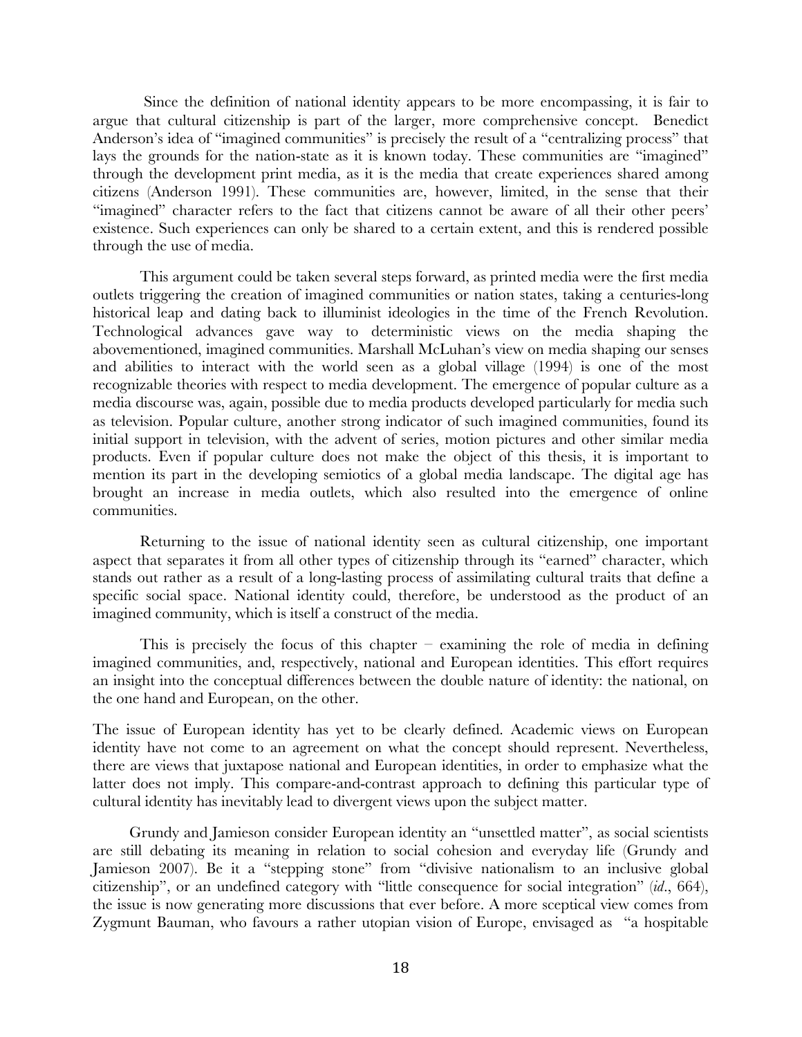Since the definition of national identity appears to be more encompassing, it is fair to argue that cultural citizenship is part of the larger, more comprehensive concept. Benedict Anderson's idea of "imagined communities" is precisely the result of a "centralizing process" that lays the grounds for the nation-state as it is known today. These communities are "imagined" through the development print media, as it is the media that create experiences shared among citizens (Anderson 1991). These communities are, however, limited, in the sense that their "imagined" character refers to the fact that citizens cannot be aware of all their other peers' existence. Such experiences can only be shared to a certain extent, and this is rendered possible through the use of media.

This argument could be taken several steps forward, as printed media were the first media outlets triggering the creation of imagined communities or nation states, taking a centuries-long historical leap and dating back to illuminist ideologies in the time of the French Revolution. Technological advances gave way to deterministic views on the media shaping the abovementioned, imagined communities. Marshall McLuhan's view on media shaping our senses and abilities to interact with the world seen as a global village (1994) is one of the most recognizable theories with respect to media development. The emergence of popular culture as a media discourse was, again, possible due to media products developed particularly for media such as television. Popular culture, another strong indicator of such imagined communities, found its initial support in television, with the advent of series, motion pictures and other similar media products. Even if popular culture does not make the object of this thesis, it is important to mention its part in the developing semiotics of a global media landscape. The digital age has brought an increase in media outlets, which also resulted into the emergence of online communities.

Returning to the issue of national identity seen as cultural citizenship, one important aspect that separates it from all other types of citizenship through its "earned" character, which stands out rather as a result of a long-lasting process of assimilating cultural traits that define a specific social space. National identity could, therefore, be understood as the product of an imagined community, which is itself a construct of the media.

This is precisely the focus of this chapter – examining the role of media in defining imagined communities, and, respectively, national and European identities. This effort requires an insight into the conceptual differences between the double nature of identity: the national, on the one hand and European, on the other.

The issue of European identity has yet to be clearly defined. Academic views on European identity have not come to an agreement on what the concept should represent. Nevertheless, there are views that juxtapose national and European identities, in order to emphasize what the latter does not imply. This compare-and-contrast approach to defining this particular type of cultural identity has inevitably lead to divergent views upon the subject matter.

Grundy and Jamieson consider European identity an "unsettled matter", as social scientists are still debating its meaning in relation to social cohesion and everyday life (Grundy and Jamieson 2007). Be it a "stepping stone" from "divisive nationalism to an inclusive global citizenship", or an undefined category with "little consequence for social integration" (*id*., 664), the issue is now generating more discussions that ever before. A more sceptical view comes from Zygmunt Bauman, who favours a rather utopian vision of Europe, envisaged as "a hospitable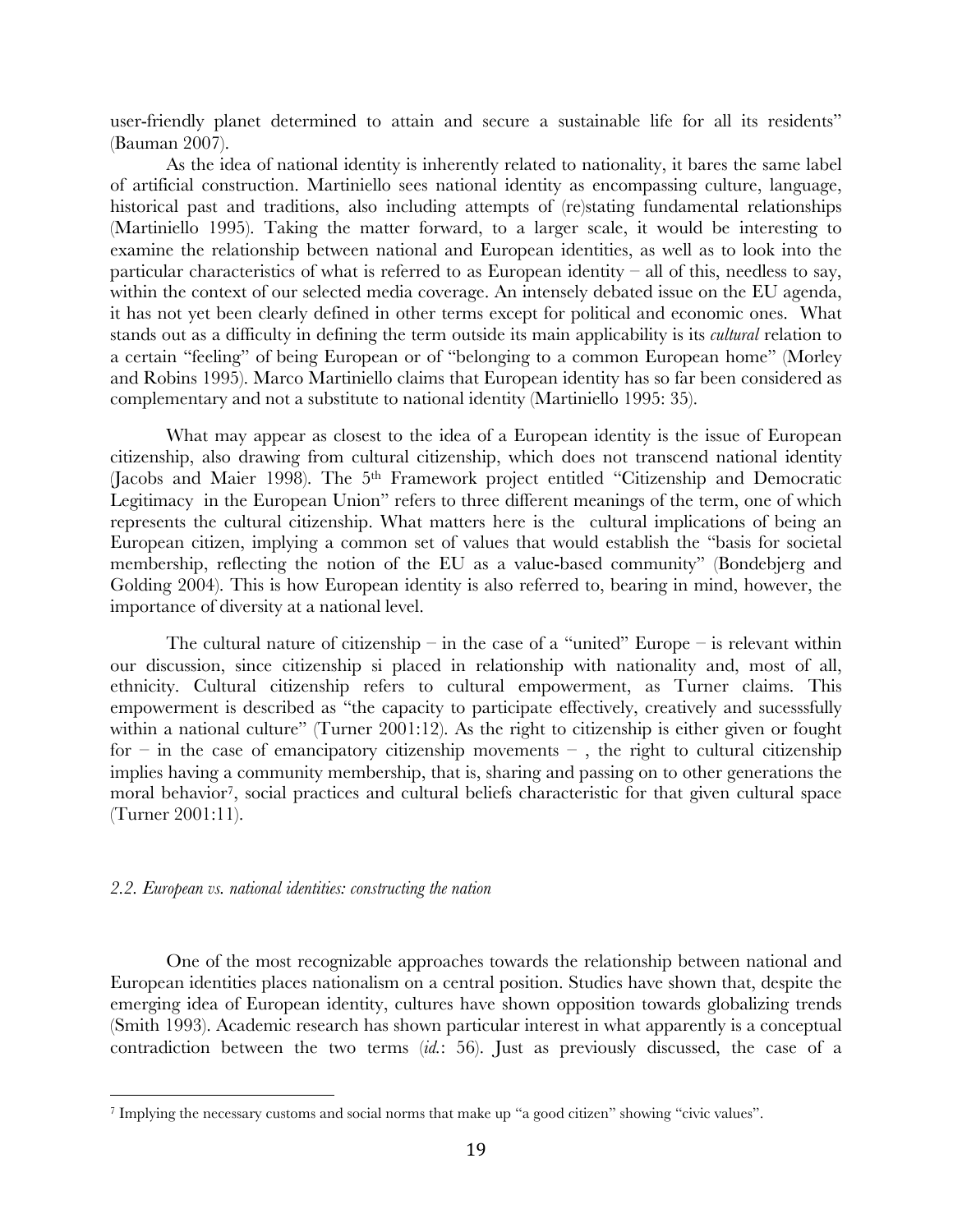user-friendly planet determined to attain and secure a sustainable life for all its residents" (Bauman 2007).

As the idea of national identity is inherently related to nationality, it bares the same label of artificial construction. Martiniello sees national identity as encompassing culture, language, historical past and traditions, also including attempts of (re)stating fundamental relationships (Martiniello 1995). Taking the matter forward, to a larger scale, it would be interesting to examine the relationship between national and European identities, as well as to look into the particular characteristics of what is referred to as European identity – all of this, needless to say, within the context of our selected media coverage. An intensely debated issue on the EU agenda, it has not yet been clearly defined in other terms except for political and economic ones. What stands out as a difficulty in defining the term outside its main applicability is its *cultural* relation to a certain "feeling" of being European or of "belonging to a common European home" (Morley and Robins 1995). Marco Martiniello claims that European identity has so far been considered as complementary and not a substitute to national identity (Martiniello 1995: 35).

What may appear as closest to the idea of a European identity is the issue of European citizenship, also drawing from cultural citizenship, which does not transcend national identity (Jacobs and Maier 1998). The 5th Framework project entitled "Citizenship and Democratic Legitimacy in the European Union" refers to three different meanings of the term, one of which represents the cultural citizenship. What matters here is the cultural implications of being an European citizen, implying a common set of values that would establish the "basis for societal membership, reflecting the notion of the EU as a value-based community" (Bondebjerg and Golding 2004). This is how European identity is also referred to, bearing in mind, however, the importance of diversity at a national level.

The cultural nature of citizenship – in the case of a "united" Europe – is relevant within our discussion, since citizenship si placed in relationship with nationality and, most of all, ethnicity. Cultural citizenship refers to cultural empowerment, as Turner claims. This empowerment is described as "the capacity to participate effectively, creatively and sucesssfully within a national culture" (Turner 2001:12). As the right to citizenship is either given or fought for – in the case of emancipatory citizenship movements – , the right to cultural citizenship implies having a community membership, that is, sharing and passing on to other generations the moral behavior[7], social practices and cultural beliefs characteristic for that given cultural space (Turner 2001:11).

### *2.2. European vs. national identities: constructing the nation*

One of the most recognizable approaches towards the relationship between national and European identities places nationalism on a central position. Studies have shown that, despite the emerging idea of European identity, cultures have shown opposition towards globalizing trends (Smith 1993). Academic research has shown particular interest in what apparently is a conceptual contradiction between the two terms (*id.*: 56). Just as previously discussed, the case of a

[7] Implying the necessary customs and social norms that make up "a good citizen" showing "civic values".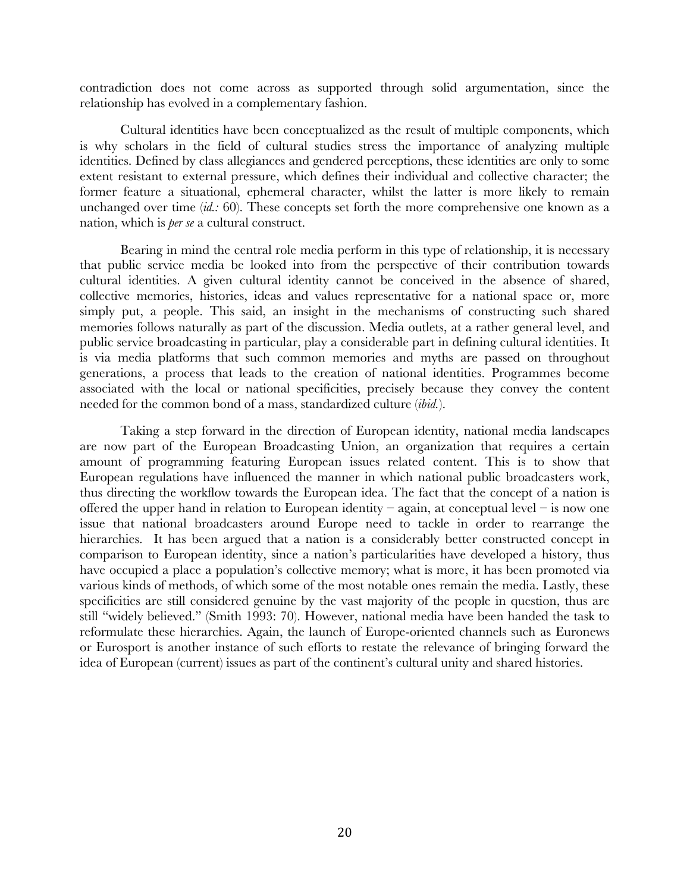contradiction does not come across as supported through solid argumentation, since the relationship has evolved in a complementary fashion.

Cultural identities have been conceptualized as the result of multiple components, which is why scholars in the field of cultural studies stress the importance of analyzing multiple identities. Defined by class allegiances and gendered perceptions, these identities are only to some extent resistant to external pressure, which defines their individual and collective character; the former feature a situational, ephemeral character, whilst the latter is more likely to remain unchanged over time (*id.:* 60). These concepts set forth the more comprehensive one known as a nation, which is *per se* a cultural construct.

Bearing in mind the central role media perform in this type of relationship, it is necessary that public service media be looked into from the perspective of their contribution towards cultural identities. A given cultural identity cannot be conceived in the absence of shared, collective memories, histories, ideas and values representative for a national space or, more simply put, a people. This said, an insight in the mechanisms of constructing such shared memories follows naturally as part of the discussion. Media outlets, at a rather general level, and public service broadcasting in particular, play a considerable part in defining cultural identities. It is via media platforms that such common memories and myths are passed on throughout generations, a process that leads to the creation of national identities. Programmes become associated with the local or national specificities, precisely because they convey the content needed for the common bond of a mass, standardized culture (*ibid.*).

Taking a step forward in the direction of European identity, national media landscapes are now part of the European Broadcasting Union, an organization that requires a certain amount of programming featuring European issues related content. This is to show that European regulations have influenced the manner in which national public broadcasters work, thus directing the workflow towards the European idea. The fact that the concept of a nation is offered the upper hand in relation to European identity – again, at conceptual level – is now one issue that national broadcasters around Europe need to tackle in order to rearrange the hierarchies. It has been argued that a nation is a considerably better constructed concept in comparison to European identity, since a nation's particularities have developed a history, thus have occupied a place a population's collective memory; what is more, it has been promoted via various kinds of methods, of which some of the most notable ones remain the media. Lastly, these specificities are still considered genuine by the vast majority of the people in question, thus are still "widely believed." (Smith 1993: 70). However, national media have been handed the task to reformulate these hierarchies. Again, the launch of Europe-oriented channels such as Euronews or Eurosport is another instance of such efforts to restate the relevance of bringing forward the idea of European (current) issues as part of the continent's cultural unity and shared histories.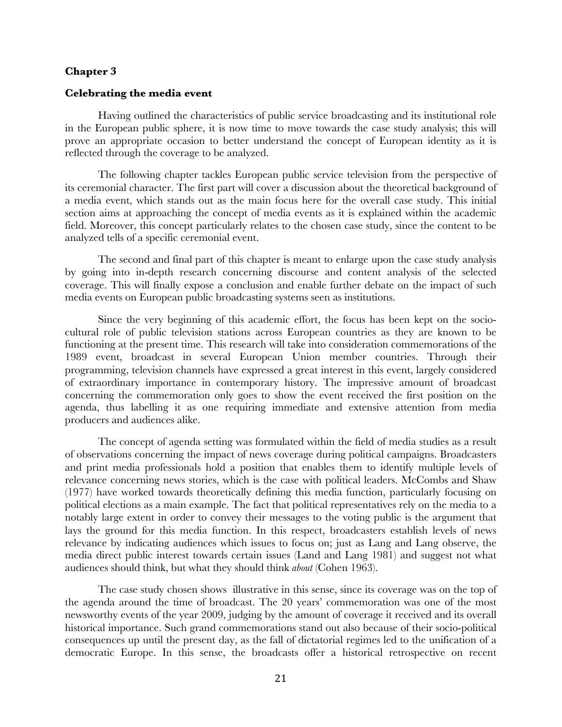## Chapter 3

### Celebrating the media event

Having outlined the characteristics of public service broadcasting and its institutional role in the European public sphere, it is now time to move towards the case study analysis; this will prove an appropriate occasion to better understand the concept of European identity as it is reflected through the coverage to be analyzed.

The following chapter tackles European public service television from the perspective of its ceremonial character. The first part will cover a discussion about the theoretical background of a media event, which stands out as the main focus here for the overall case study. This initial section aims at approaching the concept of media events as it is explained within the academic field. Moreover, this concept particularly relates to the chosen case study, since the content to be analyzed tells of a specific ceremonial event.

The second and final part of this chapter is meant to enlarge upon the case study analysis by going into in-depth research concerning discourse and content analysis of the selected coverage. This will finally expose a conclusion and enable further debate on the impact of such media events on European public broadcasting systems seen as institutions.

Since the very beginning of this academic effort, the focus has been kept on the socio-cultural role of public television stations across European countries as they are known to be functioning at the present time. This research will take into consideration commemorations of the 1989 event, broadcast in several European Union member countries. Through their programming, television channels have expressed a great interest in this event, largely considered of extraordinary importance in contemporary history. The impressive amount of broadcast concerning the commemoration only goes to show the event received the first position on the agenda, thus labelling it as one requiring immediate and extensive attention from media producers and audiences alike.

The concept of agenda setting was formulated within the field of media studies as a result of observations concerning the impact of news coverage during political campaigns. Broadcasters and print media professionals hold a position that enables them to identify multiple levels of relevance concerning news stories, which is the case with political leaders. McCombs and Shaw (1977) have worked towards theoretically defining this media function, particularly focusing on political elections as a main example. The fact that political representatives rely on the media to a notably large extent in order to convey their messages to the voting public is the argument that lays the ground for this media function. In this respect, broadcasters establish levels of news relevance by indicating audiences which issues to focus on; just as Lang and Lang observe, the media direct public interest towards certain issues (Land and Lang 1981) and suggest not what audiences should think, but what they should think *about* (Cohen 1963).

The case study chosen shows illustrative in this sense, since its coverage was on the top of the agenda around the time of broadcast. The 20 years' commemoration was one of the most newsworthy events of the year 2009, judging by the amount of coverage it received and its overall historical importance. Such grand commemorations stand out also because of their socio-political consequences up until the present day, as the fall of dictatorial regimes led to the unification of a democratic Europe. In this sense, the broadcasts offer a historical retrospective on recent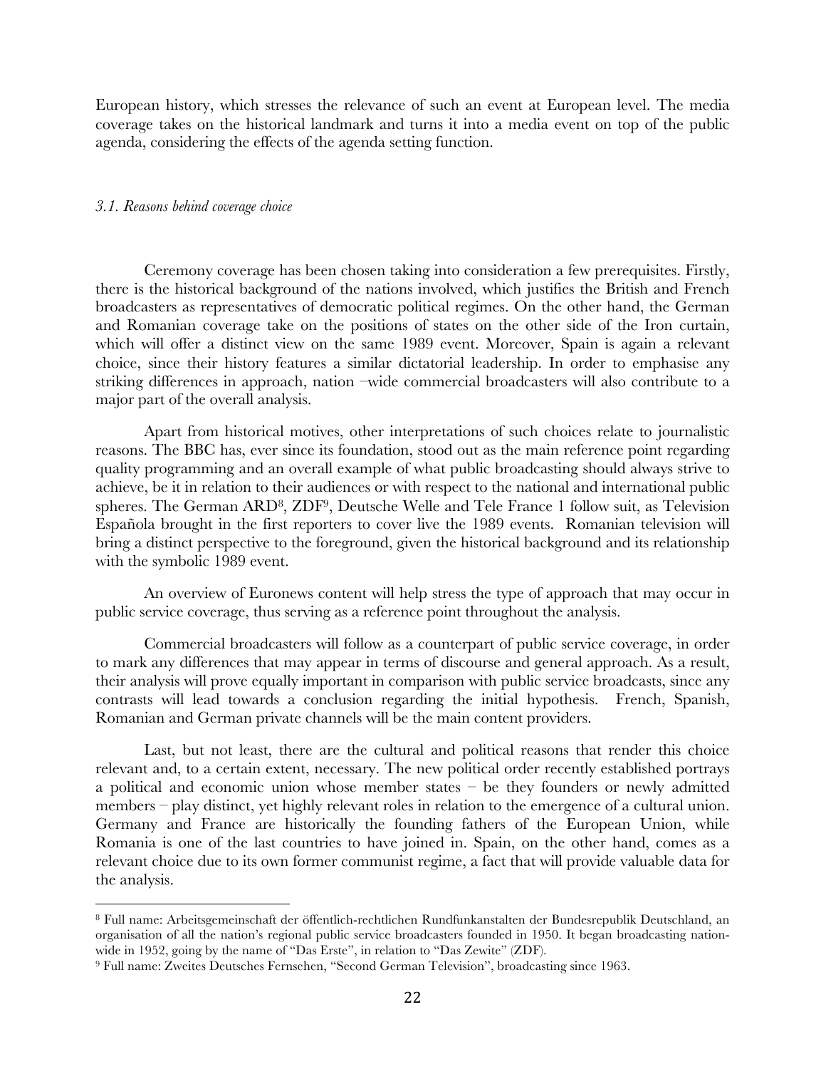European history, which stresses the relevance of such an event at European level. The media coverage takes on the historical landmark and turns it into a media event on top of the public agenda, considering the effects of the agenda setting function.

### *3.1. Reasons behind coverage choice*

Ceremony coverage has been chosen taking into consideration a few prerequisites. Firstly, there is the historical background of the nations involved, which justifies the British and French broadcasters as representatives of democratic political regimes. On the other hand, the German and Romanian coverage take on the positions of states on the other side of the Iron curtain, which will offer a distinct view on the same 1989 event. Moreover, Spain is again a relevant choice, since their history features a similar dictatorial leadership. In order to emphasise any striking differences in approach, nation –wide commercial broadcasters will also contribute to a major part of the overall analysis.

Apart from historical motives, other interpretations of such choices relate to journalistic reasons. The BBC has, ever since its foundation, stood out as the main reference point regarding quality programming and an overall example of what public broadcasting should always strive to achieve, be it in relation to their audiences or with respect to the national and international public spheres. The German ARD[8], ZDF[9], Deutsche Welle and Tele France 1 follow suit, as Television Española brought in the first reporters to cover live the 1989 events. Romanian television will bring a distinct perspective to the foreground, given the historical background and its relationship with the symbolic 1989 event.

An overview of Euronews content will help stress the type of approach that may occur in public service coverage, thus serving as a reference point throughout the analysis.

Commercial broadcasters will follow as a counterpart of public service coverage, in order to mark any differences that may appear in terms of discourse and general approach. As a result, their analysis will prove equally important in comparison with public service broadcasts, since any contrasts will lead towards a conclusion regarding the initial hypothesis. French, Spanish, Romanian and German private channels will be the main content providers.

Last, but not least, there are the cultural and political reasons that render this choice relevant and, to a certain extent, necessary. The new political order recently established portrays a political and economic union whose member states – be they founders or newly admitted members – play distinct, yet highly relevant roles in relation to the emergence of a cultural union. Germany and France are historically the founding fathers of the European Union, while Romania is one of the last countries to have joined in. Spain, on the other hand, comes as a relevant choice due to its own former communist regime, a fact that will provide valuable data for the analysis.

---

[8] Full name: Arbeitsgemeinschaft der öffentlich-rechtlichen Rundfunkanstalten der Bundesrepublik Deutschland, an organisation of all the nation's regional public service broadcasters founded in 1950. It began broadcasting nation-wide in 1952, going by the name of "Das Erste", in relation to "Das Zewite" (ZDF).

[9] Full name: Zweites Deutsches Fernsehen, "Second German Television", broadcasting since 1963.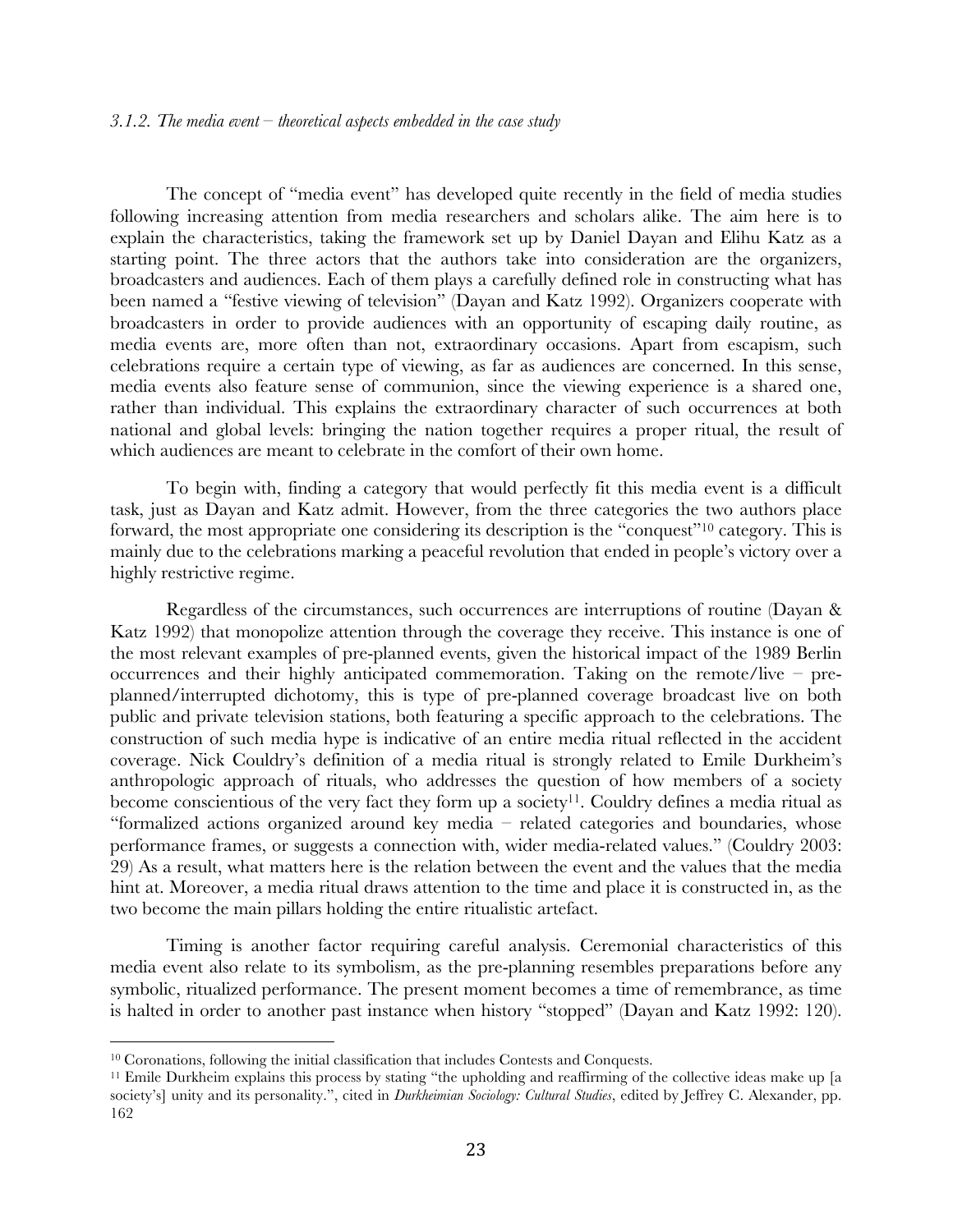*3.1.2. The media event – theoretical aspects embedded in the case study*

The concept of "media event" has developed quite recently in the field of media studies following increasing attention from media researchers and scholars alike. The aim here is to explain the characteristics, taking the framework set up by Daniel Dayan and Elihu Katz as a starting point. The three actors that the authors take into consideration are the organizers, broadcasters and audiences. Each of them plays a carefully defined role in constructing what has been named a "festive viewing of television" (Dayan and Katz 1992). Organizers cooperate with broadcasters in order to provide audiences with an opportunity of escaping daily routine, as media events are, more often than not, extraordinary occasions. Apart from escapism, such celebrations require a certain type of viewing, as far as audiences are concerned. In this sense, media events also feature sense of communion, since the viewing experience is a shared one, rather than individual. This explains the extraordinary character of such occurrences at both national and global levels: bringing the nation together requires a proper ritual, the result of which audiences are meant to celebrate in the comfort of their own home.

To begin with, finding a category that would perfectly fit this media event is a difficult task, just as Dayan and Katz admit. However, from the three categories the two authors place forward, the most appropriate one considering its description is the "conquest"[10] category. This is mainly due to the celebrations marking a peaceful revolution that ended in people's victory over a highly restrictive regime.

Regardless of the circumstances, such occurrences are interruptions of routine (Dayan & Katz 1992) that monopolize attention through the coverage they receive. This instance is one of the most relevant examples of pre-planned events, given the historical impact of the 1989 Berlin occurrences and their highly anticipated commemoration. Taking on the remote/live – pre-planned/interrupted dichotomy, this is type of pre-planned coverage broadcast live on both public and private television stations, both featuring a specific approach to the celebrations. The construction of such media hype is indicative of an entire media ritual reflected in the accident coverage. Nick Couldry's definition of a media ritual is strongly related to Emile Durkheim's anthropologic approach of rituals, who addresses the question of how members of a society become conscientious of the very fact they form up a society[11]. Couldry defines a media ritual as "formalized actions organized around key media – related categories and boundaries, whose performance frames, or suggests a connection with, wider media-related values." (Couldry 2003: 29) As a result, what matters here is the relation between the event and the values that the media hint at. Moreover, a media ritual draws attention to the time and place it is constructed in, as the two become the main pillars holding the entire ritualistic artefact.

Timing is another factor requiring careful analysis. Ceremonial characteristics of this media event also relate to its symbolism, as the pre-planning resembles preparations before any symbolic, ritualized performance. The present moment becomes a time of remembrance, as time is halted in order to another past instance when history "stopped" (Dayan and Katz 1992: 120).

---

[10] Coronations, following the initial classification that includes Contests and Conquests.

[11] Emile Durkheim explains this process by stating "the upholding and reaffirming of the collective ideas make up [a society's] unity and its personality.", cited in *Durkheimian Sociology: Cultural Studies*, edited by Jeffrey C. Alexander, pp. 162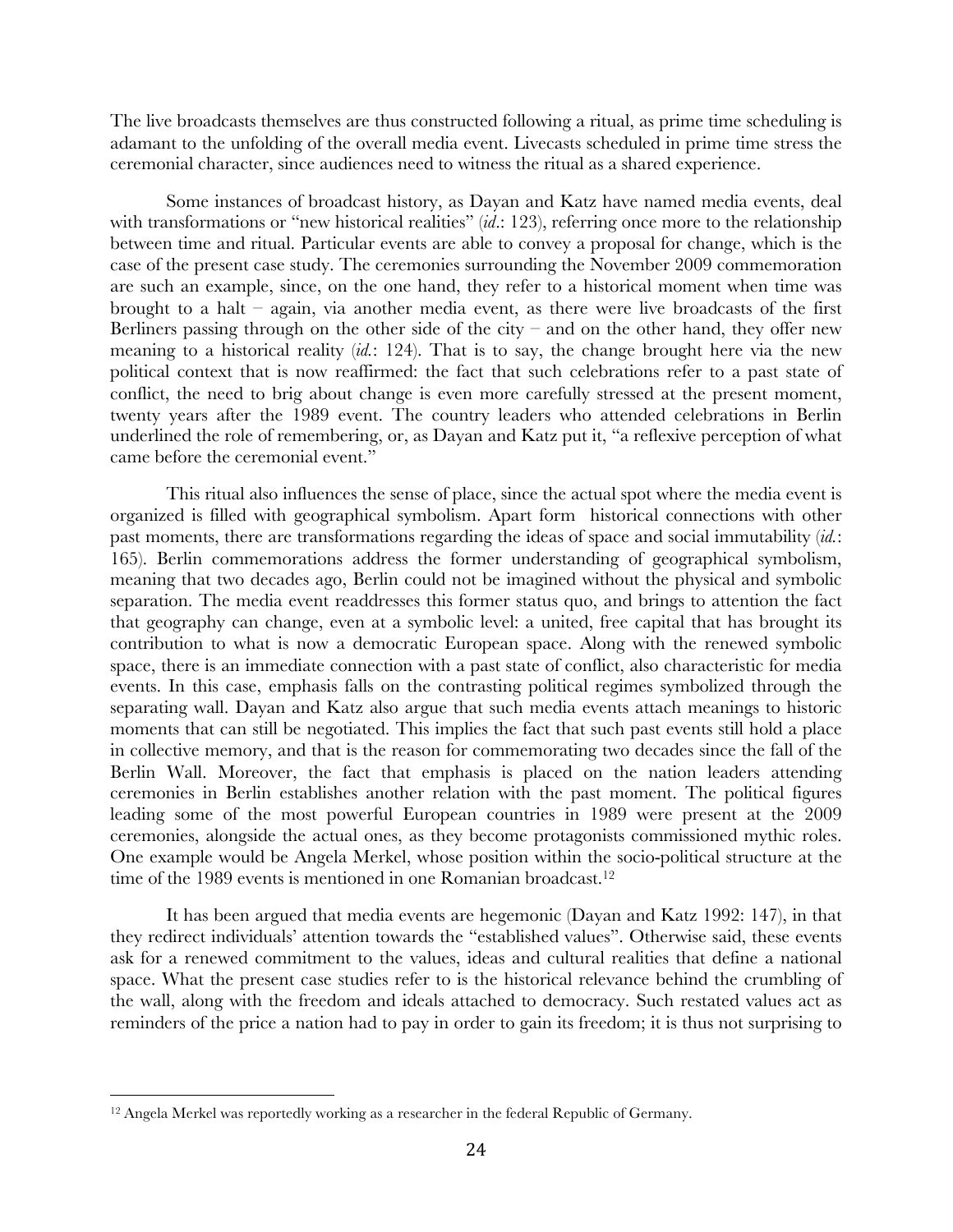The live broadcasts themselves are thus constructed following a ritual, as prime time scheduling is adamant to the unfolding of the overall media event. Livecasts scheduled in prime time stress the ceremonial character, since audiences need to witness the ritual as a shared experience.

Some instances of broadcast history, as Dayan and Katz have named media events, deal with transformations or "new historical realities" (*id*.: 123), referring once more to the relationship between time and ritual. Particular events are able to convey a proposal for change, which is the case of the present case study. The ceremonies surrounding the November 2009 commemoration are such an example, since, on the one hand, they refer to a historical moment when time was brought to a halt – again, via another media event, as there were live broadcasts of the first Berliners passing through on the other side of the city – and on the other hand, they offer new meaning to a historical reality (*id.*: 124). That is to say, the change brought here via the new political context that is now reaffirmed: the fact that such celebrations refer to a past state of conflict, the need to brig about change is even more carefully stressed at the present moment, twenty years after the 1989 event. The country leaders who attended celebrations in Berlin underlined the role of remembering, or, as Dayan and Katz put it, "a reflexive perception of what came before the ceremonial event."

This ritual also influences the sense of place, since the actual spot where the media event is organized is filled with geographical symbolism. Apart form historical connections with other past moments, there are transformations regarding the ideas of space and social immutability (*id.*: 165). Berlin commemorations address the former understanding of geographical symbolism, meaning that two decades ago, Berlin could not be imagined without the physical and symbolic separation. The media event readdresses this former status quo, and brings to attention the fact that geography can change, even at a symbolic level: a united, free capital that has brought its contribution to what is now a democratic European space. Along with the renewed symbolic space, there is an immediate connection with a past state of conflict, also characteristic for media events. In this case, emphasis falls on the contrasting political regimes symbolized through the separating wall. Dayan and Katz also argue that such media events attach meanings to historic moments that can still be negotiated. This implies the fact that such past events still hold a place in collective memory, and that is the reason for commemorating two decades since the fall of the Berlin Wall. Moreover, the fact that emphasis is placed on the nation leaders attending ceremonies in Berlin establishes another relation with the past moment. The political figures leading some of the most powerful European countries in 1989 were present at the 2009 ceremonies, alongside the actual ones, as they become protagonists commissioned mythic roles. One example would be Angela Merkel, whose position within the socio-political structure at the time of the 1989 events is mentioned in one Romanian broadcast.[12]

It has been argued that media events are hegemonic (Dayan and Katz 1992: 147), in that they redirect individuals' attention towards the "established values". Otherwise said, these events ask for a renewed commitment to the values, ideas and cultural realities that define a national space. What the present case studies refer to is the historical relevance behind the crumbling of the wall, along with the freedom and ideals attached to democracy. Such restated values act as reminders of the price a nation had to pay in order to gain its freedom; it is thus not surprising to

[12] Angela Merkel was reportedly working as a researcher in the federal Republic of Germany.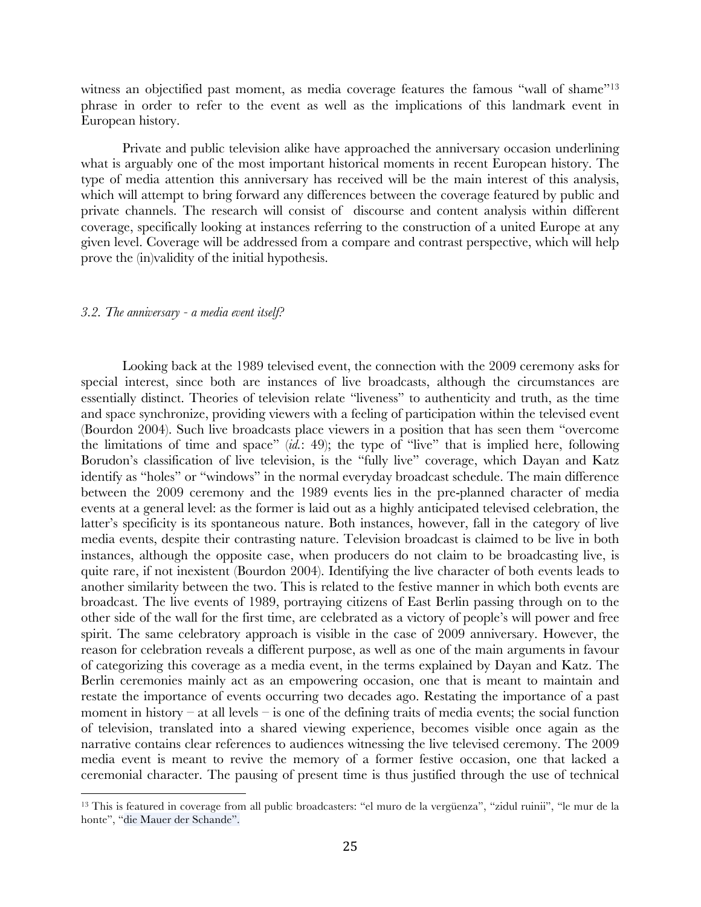witness an objectified past moment, as media coverage features the famous "wall of shame"[13] phrase in order to refer to the event as well as the implications of this landmark event in European history.

Private and public television alike have approached the anniversary occasion underlining what is arguably one of the most important historical moments in recent European history. The type of media attention this anniversary has received will be the main interest of this analysis, which will attempt to bring forward any differences between the coverage featured by public and private channels. The research will consist of discourse and content analysis within different coverage, specifically looking at instances referring to the construction of a united Europe at any given level. Coverage will be addressed from a compare and contrast perspective, which will help prove the (in)validity of the initial hypothesis.

### *3.2. The anniversary - a media event itself?*

Looking back at the 1989 televised event, the connection with the 2009 ceremony asks for special interest, since both are instances of live broadcasts, although the circumstances are essentially distinct. Theories of television relate "liveness" to authenticity and truth, as the time and space synchronize, providing viewers with a feeling of participation within the televised event (Bourdon 2004). Such live broadcasts place viewers in a position that has seen them "overcome the limitations of time and space" (*id.*: 49); the type of "live" that is implied here, following Borudon's classification of live television, is the "fully live" coverage, which Dayan and Katz identify as "holes" or "windows" in the normal everyday broadcast schedule. The main difference between the 2009 ceremony and the 1989 events lies in the pre-planned character of media events at a general level: as the former is laid out as a highly anticipated televised celebration, the latter's specificity is its spontaneous nature. Both instances, however, fall in the category of live media events, despite their contrasting nature. Television broadcast is claimed to be live in both instances, although the opposite case, when producers do not claim to be broadcasting live, is quite rare, if not inexistent (Bourdon 2004). Identifying the live character of both events leads to another similarity between the two. This is related to the festive manner in which both events are broadcast. The live events of 1989, portraying citizens of East Berlin passing through on to the other side of the wall for the first time, are celebrated as a victory of people's will power and free spirit. The same celebratory approach is visible in the case of 2009 anniversary. However, the reason for celebration reveals a different purpose, as well as one of the main arguments in favour of categorizing this coverage as a media event, in the terms explained by Dayan and Katz. The Berlin ceremonies mainly act as an empowering occasion, one that is meant to maintain and restate the importance of events occurring two decades ago. Restating the importance of a past moment in history – at all levels – is one of the defining traits of media events; the social function of television, translated into a shared viewing experience, becomes visible once again as the narrative contains clear references to audiences witnessing the live televised ceremony. The 2009 media event is meant to revive the memory of a former festive occasion, one that lacked a ceremonial character. The pausing of present time is thus justified through the use of technical

[13] This is featured in coverage from all public broadcasters: "el muro de la vergüenza", "zidul ruinii", "le mur de la honte", "die Mauer der Schande".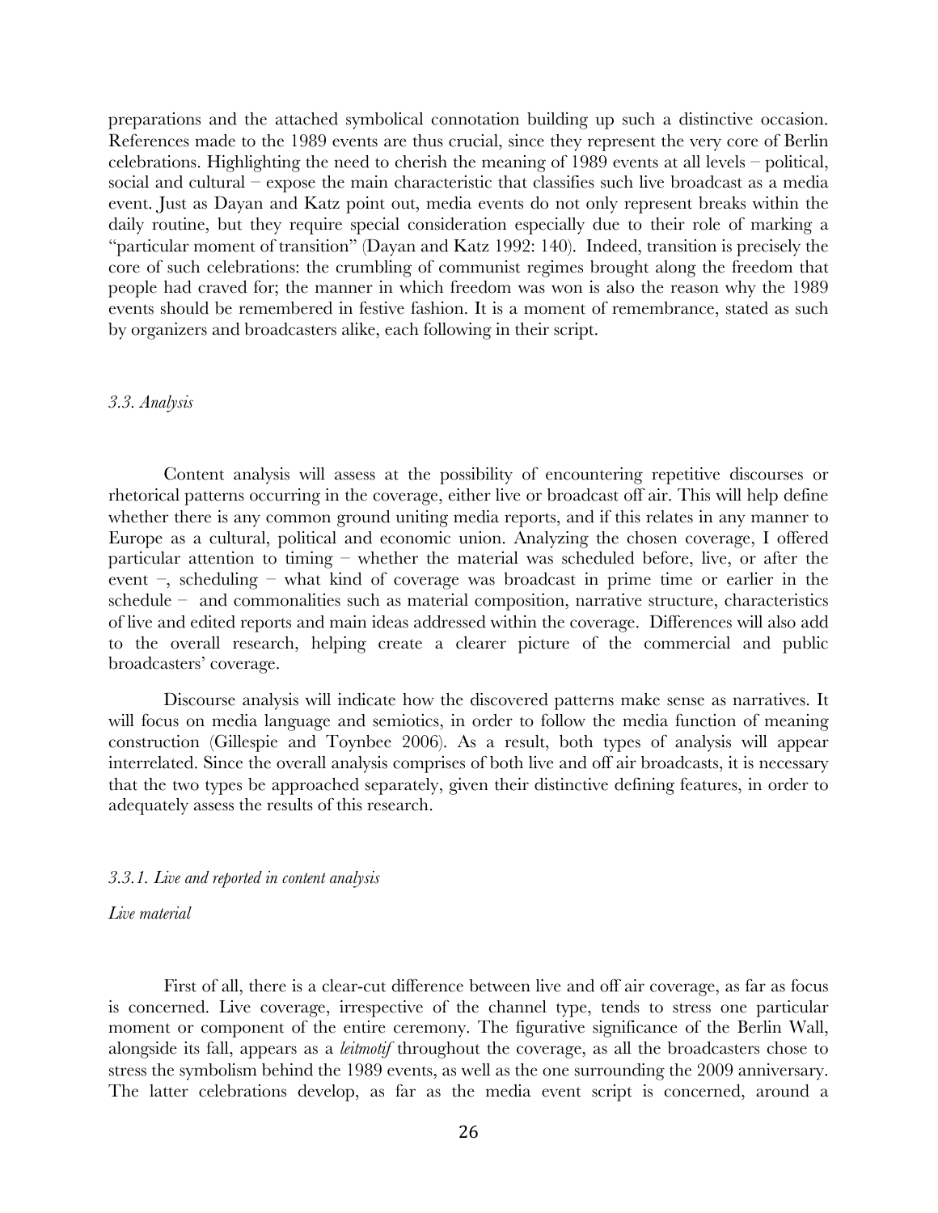preparations and the attached symbolical connotation building up such a distinctive occasion. References made to the 1989 events are thus crucial, since they represent the very core of Berlin celebrations. Highlighting the need to cherish the meaning of 1989 events at all levels – political, social and cultural – expose the main characteristic that classifies such live broadcast as a media event. Just as Dayan and Katz point out, media events do not only represent breaks within the daily routine, but they require special consideration especially due to their role of marking a "particular moment of transition" (Dayan and Katz 1992: 140). Indeed, transition is precisely the core of such celebrations: the crumbling of communist regimes brought along the freedom that people had craved for; the manner in which freedom was won is also the reason why the 1989 events should be remembered in festive fashion. It is a moment of remembrance, stated as such by organizers and broadcasters alike, each following in their script.

### *3.3. Analysis*

Content analysis will assess at the possibility of encountering repetitive discourses or rhetorical patterns occurring in the coverage, either live or broadcast off air. This will help define whether there is any common ground uniting media reports, and if this relates in any manner to Europe as a cultural, political and economic union. Analyzing the chosen coverage, I offered particular attention to timing – whether the material was scheduled before, live, or after the event –, scheduling – what kind of coverage was broadcast in prime time or earlier in the schedule – and commonalities such as material composition, narrative structure, characteristics of live and edited reports and main ideas addressed within the coverage. Differences will also add to the overall research, helping create a clearer picture of the commercial and public broadcasters' coverage.

Discourse analysis will indicate how the discovered patterns make sense as narratives. It will focus on media language and semiotics, in order to follow the media function of meaning construction (Gillespie and Toynbee 2006). As a result, both types of analysis will appear interrelated. Since the overall analysis comprises of both live and off air broadcasts, it is necessary that the two types be approached separately, given their distinctive defining features, in order to adequately assess the results of this research.

#### *3.3.1. Live and reported in content analysis*

*Live material*

First of all, there is a clear-cut difference between live and off air coverage, as far as focus is concerned. Live coverage, irrespective of the channel type, tends to stress one particular moment or component of the entire ceremony. The figurative significance of the Berlin Wall, alongside its fall, appears as a *leitmotif* throughout the coverage, as all the broadcasters chose to stress the symbolism behind the 1989 events, as well as the one surrounding the 2009 anniversary. The latter celebrations develop, as far as the media event script is concerned, around a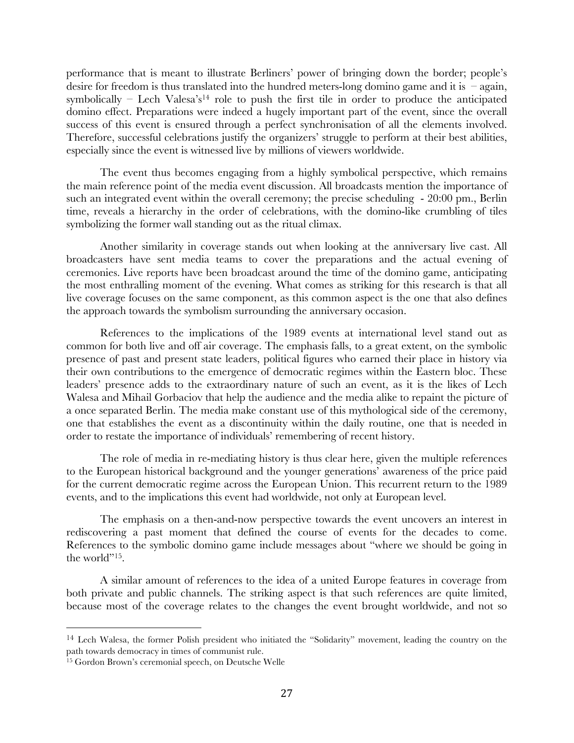performance that is meant to illustrate Berliners' power of bringing down the border; people's desire for freedom is thus translated into the hundred meters-long domino game and it is – again, symbolically – Lech Valesa's[14] role to push the first tile in order to produce the anticipated domino effect. Preparations were indeed a hugely important part of the event, since the overall success of this event is ensured through a perfect synchronisation of all the elements involved. Therefore, successful celebrations justify the organizers' struggle to perform at their best abilities, especially since the event is witnessed live by millions of viewers worldwide.

The event thus becomes engaging from a highly symbolical perspective, which remains the main reference point of the media event discussion. All broadcasts mention the importance of such an integrated event within the overall ceremony; the precise scheduling - 20:00 pm., Berlin time, reveals a hierarchy in the order of celebrations, with the domino-like crumbling of tiles symbolizing the former wall standing out as the ritual climax.

Another similarity in coverage stands out when looking at the anniversary live cast. All broadcasters have sent media teams to cover the preparations and the actual evening of ceremonies. Live reports have been broadcast around the time of the domino game, anticipating the most enthralling moment of the evening. What comes as striking for this research is that all live coverage focuses on the same component, as this common aspect is the one that also defines the approach towards the symbolism surrounding the anniversary occasion.

References to the implications of the 1989 events at international level stand out as common for both live and off air coverage. The emphasis falls, to a great extent, on the symbolic presence of past and present state leaders, political figures who earned their place in history via their own contributions to the emergence of democratic regimes within the Eastern bloc. These leaders' presence adds to the extraordinary nature of such an event, as it is the likes of Lech Walesa and Mihail Gorbaciov that help the audience and the media alike to repaint the picture of a once separated Berlin. The media make constant use of this mythological side of the ceremony, one that establishes the event as a discontinuity within the daily routine, one that is needed in order to restate the importance of individuals' remembering of recent history.

The role of media in re-mediating history is thus clear here, given the multiple references to the European historical background and the younger generations' awareness of the price paid for the current democratic regime across the European Union. This recurrent return to the 1989 events, and to the implications this event had worldwide, not only at European level.

The emphasis on a then-and-now perspective towards the event uncovers an interest in rediscovering a past moment that defined the course of events for the decades to come. References to the symbolic domino game include messages about "where we should be going in the world"[15].

A similar amount of references to the idea of a united Europe features in coverage from both private and public channels. The striking aspect is that such references are quite limited, because most of the coverage relates to the changes the event brought worldwide, and not so

---

[14] Lech Walesa, the former Polish president who initiated the "Solidarity" movement, leading the country on the path towards democracy in times of communist rule.

[15] Gordon Brown's ceremonial speech, on Deutsche Welle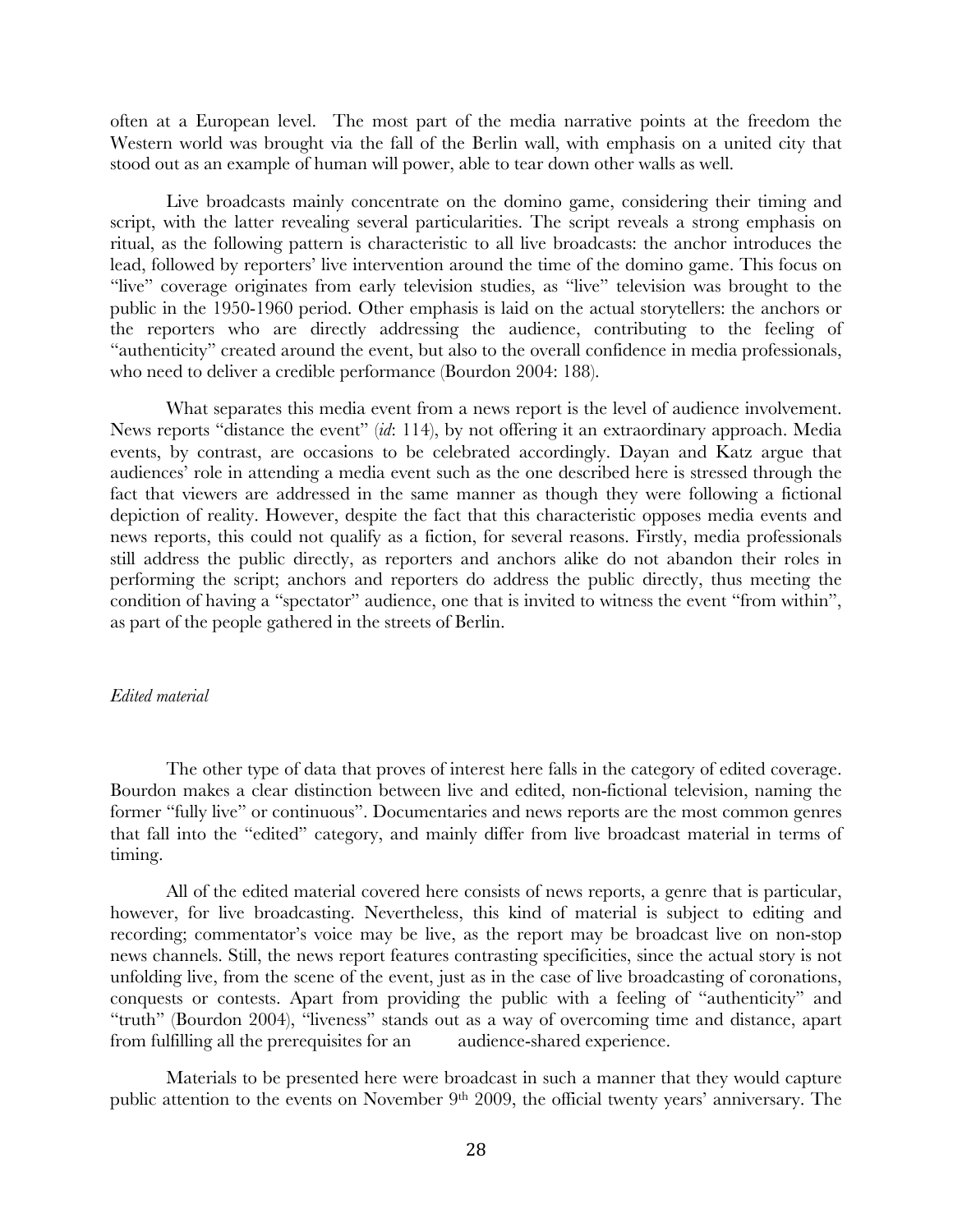often at a European level. The most part of the media narrative points at the freedom the Western world was brought via the fall of the Berlin wall, with emphasis on a united city that stood out as an example of human will power, able to tear down other walls as well.

Live broadcasts mainly concentrate on the domino game, considering their timing and script, with the latter revealing several particularities. The script reveals a strong emphasis on ritual, as the following pattern is characteristic to all live broadcasts: the anchor introduces the lead, followed by reporters' live intervention around the time of the domino game. This focus on "live" coverage originates from early television studies, as "live" television was brought to the public in the 1950-1960 period. Other emphasis is laid on the actual storytellers: the anchors or the reporters who are directly addressing the audience, contributing to the feeling of "authenticity" created around the event, but also to the overall confidence in media professionals, who need to deliver a credible performance (Bourdon 2004: 188).

What separates this media event from a news report is the level of audience involvement. News reports "distance the event" (*id*: 114), by not offering it an extraordinary approach. Media events, by contrast, are occasions to be celebrated accordingly. Dayan and Katz argue that audiences' role in attending a media event such as the one described here is stressed through the fact that viewers are addressed in the same manner as though they were following a fictional depiction of reality. However, despite the fact that this characteristic opposes media events and news reports, this could not qualify as a fiction, for several reasons. Firstly, media professionals still address the public directly, as reporters and anchors alike do not abandon their roles in performing the script; anchors and reporters do address the public directly, thus meeting the condition of having a "spectator" audience, one that is invited to witness the event "from within", as part of the people gathered in the streets of Berlin.

*Edited material*

The other type of data that proves of interest here falls in the category of edited coverage. Bourdon makes a clear distinction between live and edited, non-fictional television, naming the former "fully live" or continuous". Documentaries and news reports are the most common genres that fall into the "edited" category, and mainly differ from live broadcast material in terms of timing.

All of the edited material covered here consists of news reports, a genre that is particular, however, for live broadcasting. Nevertheless, this kind of material is subject to editing and recording; commentator's voice may be live, as the report may be broadcast live on non-stop news channels. Still, the news report features contrasting specificities, since the actual story is not unfolding live, from the scene of the event, just as in the case of live broadcasting of coronations, conquests or contests. Apart from providing the public with a feeling of "authenticity" and "truth" (Bourdon 2004), "liveness" stands out as a way of overcoming time and distance, apart from fulfilling all the prerequisites for an audience-shared experience.

Materials to be presented here were broadcast in such a manner that they would capture public attention to the events on November 9th 2009, the official twenty years' anniversary. The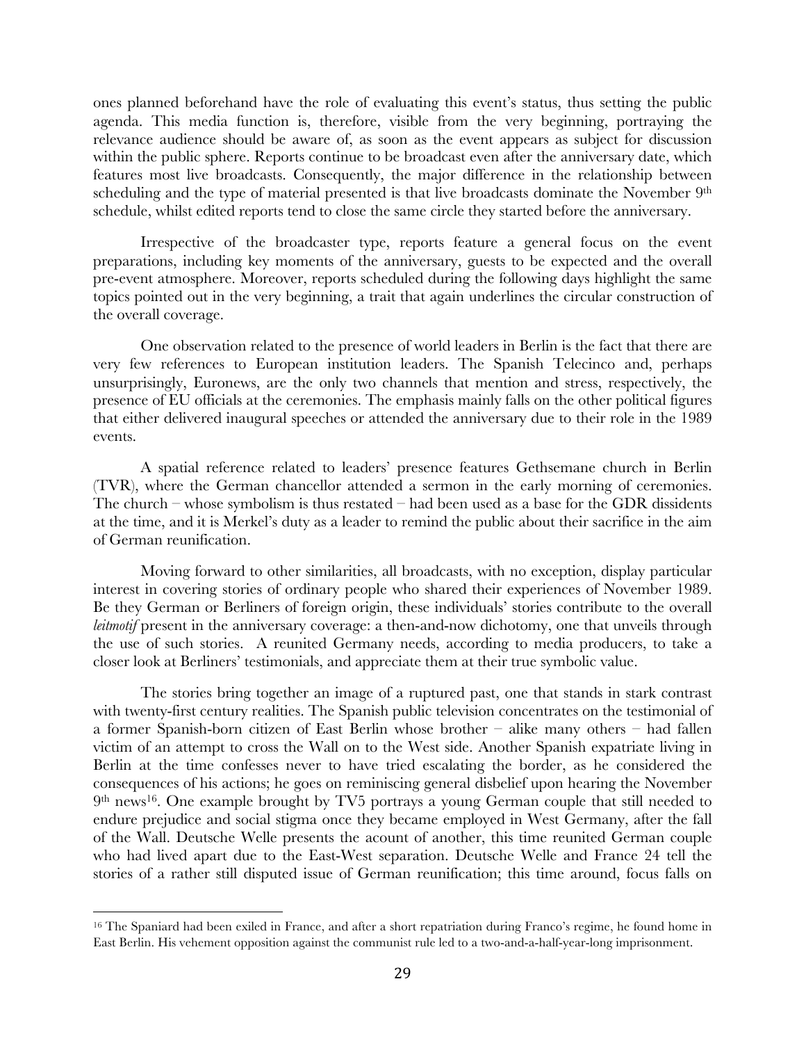ones planned beforehand have the role of evaluating this event's status, thus setting the public agenda. This media function is, therefore, visible from the very beginning, portraying the relevance audience should be aware of, as soon as the event appears as subject for discussion within the public sphere. Reports continue to be broadcast even after the anniversary date, which features most live broadcasts. Consequently, the major difference in the relationship between scheduling and the type of material presented is that live broadcasts dominate the November 9th schedule, whilst edited reports tend to close the same circle they started before the anniversary.

Irrespective of the broadcaster type, reports feature a general focus on the event preparations, including key moments of the anniversary, guests to be expected and the overall pre-event atmosphere. Moreover, reports scheduled during the following days highlight the same topics pointed out in the very beginning, a trait that again underlines the circular construction of the overall coverage.

One observation related to the presence of world leaders in Berlin is the fact that there are very few references to European institution leaders. The Spanish Telecinco and, perhaps unsurprisingly, Euronews, are the only two channels that mention and stress, respectively, the presence of EU officials at the ceremonies. The emphasis mainly falls on the other political figures that either delivered inaugural speeches or attended the anniversary due to their role in the 1989 events.

A spatial reference related to leaders' presence features Gethsemane church in Berlin (TVR), where the German chancellor attended a sermon in the early morning of ceremonies. The church – whose symbolism is thus restated – had been used as a base for the GDR dissidents at the time, and it is Merkel's duty as a leader to remind the public about their sacrifice in the aim of German reunification.

Moving forward to other similarities, all broadcasts, with no exception, display particular interest in covering stories of ordinary people who shared their experiences of November 1989. Be they German or Berliners of foreign origin, these individuals' stories contribute to the overall *leitmotif* present in the anniversary coverage: a then-and-now dichotomy, one that unveils through the use of such stories. A reunited Germany needs, according to media producers, to take a closer look at Berliners' testimonials, and appreciate them at their true symbolic value.

The stories bring together an image of a ruptured past, one that stands in stark contrast with twenty-first century realities. The Spanish public television concentrates on the testimonial of a former Spanish-born citizen of East Berlin whose brother – alike many others – had fallen victim of an attempt to cross the Wall on to the West side. Another Spanish expatriate living in Berlin at the time confesses never to have tried escalating the border, as he considered the consequences of his actions; he goes on reminiscing general disbelief upon hearing the November 9th news[16]. One example brought by TV5 portrays a young German couple that still needed to endure prejudice and social stigma once they became employed in West Germany, after the fall of the Wall. Deutsche Welle presents the acount of another, this time reunited German couple who had lived apart due to the East-West separation. Deutsche Welle and France 24 tell the stories of a rather still disputed issue of German reunification; this time around, focus falls on

[16] The Spaniard had been exiled in France, and after a short repatriation during Franco's regime, he found home in East Berlin. His vehement opposition against the communist rule led to a two-and-a-half-year-long imprisonment.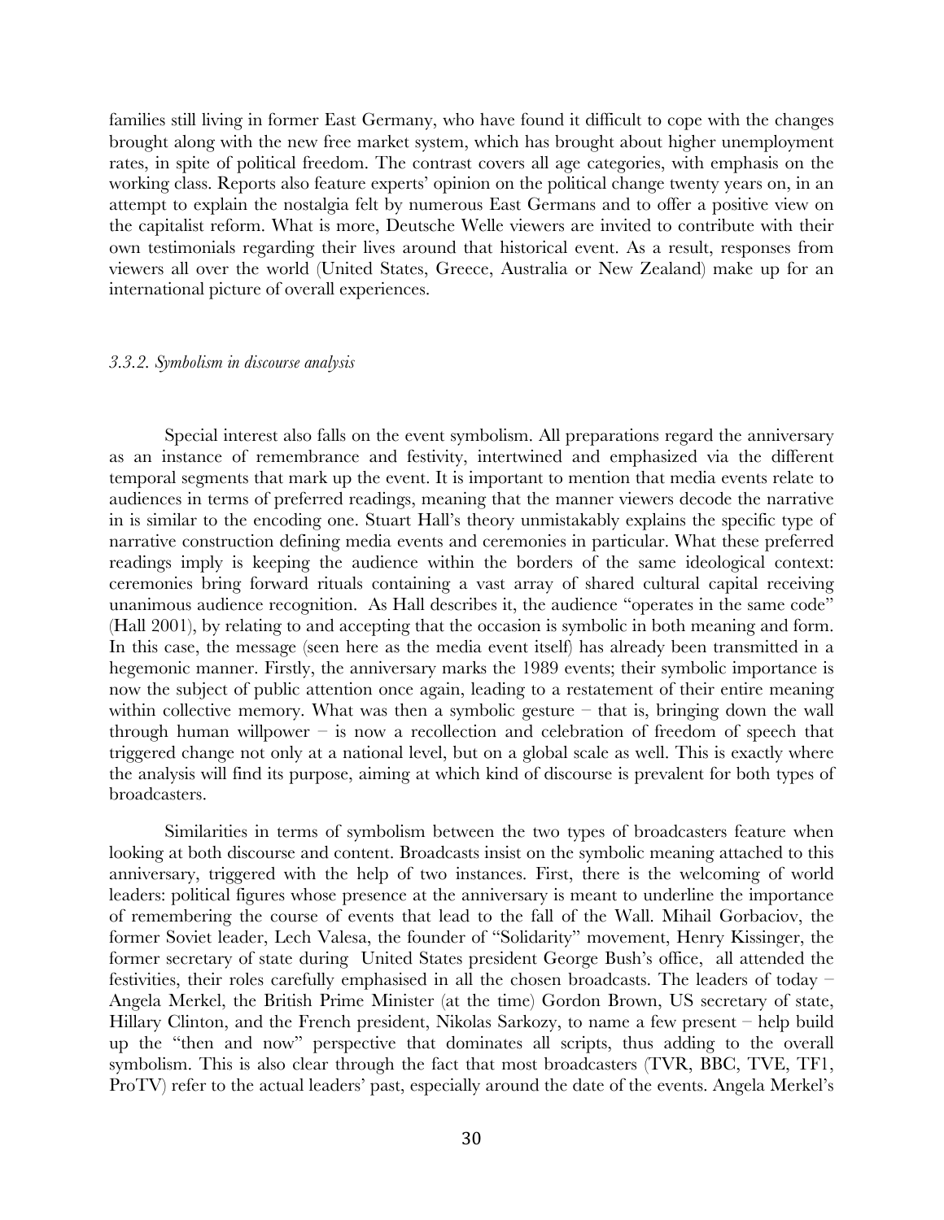families still living in former East Germany, who have found it difficult to cope with the changes brought along with the new free market system, which has brought about higher unemployment rates, in spite of political freedom. The contrast covers all age categories, with emphasis on the working class. Reports also feature experts' opinion on the political change twenty years on, in an attempt to explain the nostalgia felt by numerous East Germans and to offer a positive view on the capitalist reform. What is more, Deutsche Welle viewers are invited to contribute with their own testimonials regarding their lives around that historical event. As a result, responses from viewers all over the world (United States, Greece, Australia or New Zealand) make up for an international picture of overall experiences.

### *3.3.2. Symbolism in discourse analysis*

Special interest also falls on the event symbolism. All preparations regard the anniversary as an instance of remembrance and festivity, intertwined and emphasized via the different temporal segments that mark up the event. It is important to mention that media events relate to audiences in terms of preferred readings, meaning that the manner viewers decode the narrative in is similar to the encoding one. Stuart Hall's theory unmistakably explains the specific type of narrative construction defining media events and ceremonies in particular. What these preferred readings imply is keeping the audience within the borders of the same ideological context: ceremonies bring forward rituals containing a vast array of shared cultural capital receiving unanimous audience recognition. As Hall describes it, the audience "operates in the same code" (Hall 2001), by relating to and accepting that the occasion is symbolic in both meaning and form. In this case, the message (seen here as the media event itself) has already been transmitted in a hegemonic manner. Firstly, the anniversary marks the 1989 events; their symbolic importance is now the subject of public attention once again, leading to a restatement of their entire meaning within collective memory. What was then a symbolic gesture – that is, bringing down the wall through human willpower – is now a recollection and celebration of freedom of speech that triggered change not only at a national level, but on a global scale as well. This is exactly where the analysis will find its purpose, aiming at which kind of discourse is prevalent for both types of broadcasters.

Similarities in terms of symbolism between the two types of broadcasters feature when looking at both discourse and content. Broadcasts insist on the symbolic meaning attached to this anniversary, triggered with the help of two instances. First, there is the welcoming of world leaders: political figures whose presence at the anniversary is meant to underline the importance of remembering the course of events that lead to the fall of the Wall. Mihail Gorbaciov, the former Soviet leader, Lech Valesa, the founder of "Solidarity" movement, Henry Kissinger, the former secretary of state during United States president George Bush's office, all attended the festivities, their roles carefully emphasised in all the chosen broadcasts. The leaders of today – Angela Merkel, the British Prime Minister (at the time) Gordon Brown, US secretary of state, Hillary Clinton, and the French president, Nikolas Sarkozy, to name a few present – help build up the "then and now" perspective that dominates all scripts, thus adding to the overall symbolism. This is also clear through the fact that most broadcasters (TVR, BBC, TVE, TF1, ProTV) refer to the actual leaders' past, especially around the date of the events. Angela Merkel's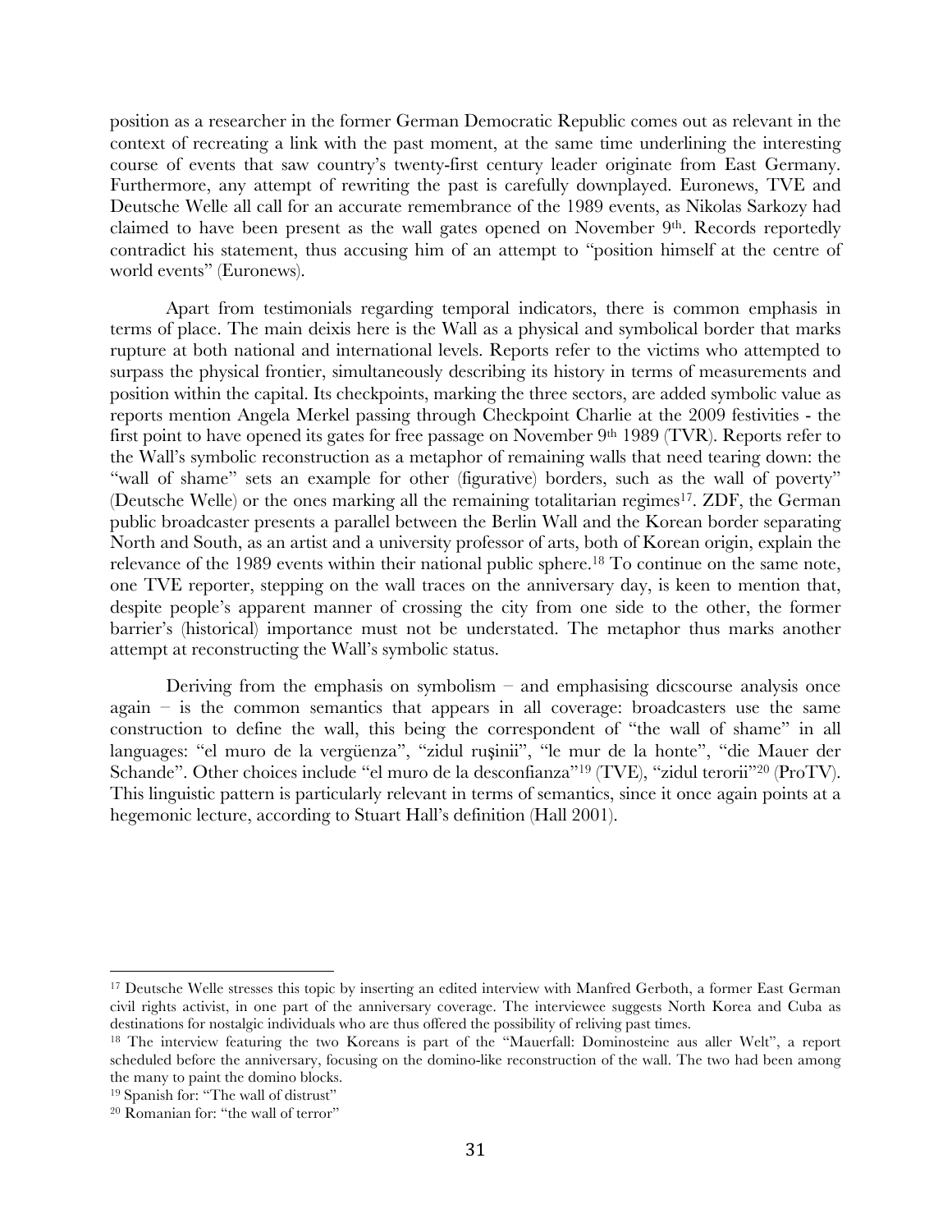position as a researcher in the former German Democratic Republic comes out as relevant in the context of recreating a link with the past moment, at the same time underlining the interesting course of events that saw country's twenty-first century leader originate from East Germany. Furthermore, any attempt of rewriting the past is carefully downplayed. Euronews, TVE and Deutsche Welle all call for an accurate remembrance of the 1989 events, as Nikolas Sarkozy had claimed to have been present as the wall gates opened on November 9th. Records reportedly contradict his statement, thus accusing him of an attempt to "position himself at the centre of world events" (Euronews).

Apart from testimonials regarding temporal indicators, there is common emphasis in terms of place. The main deixis here is the Wall as a physical and symbolical border that marks rupture at both national and international levels. Reports refer to the victims who attempted to surpass the physical frontier, simultaneously describing its history in terms of measurements and position within the capital. Its checkpoints, marking the three sectors, are added symbolic value as reports mention Angela Merkel passing through Checkpoint Charlie at the 2009 festivities - the first point to have opened its gates for free passage on November 9th 1989 (TVR). Reports refer to the Wall's symbolic reconstruction as a metaphor of remaining walls that need tearing down: the "wall of shame" sets an example for other (figurative) borders, such as the wall of poverty" (Deutsche Welle) or the ones marking all the remaining totalitarian regimes[17]. ZDF, the German public broadcaster presents a parallel between the Berlin Wall and the Korean border separating North and South, as an artist and a university professor of arts, both of Korean origin, explain the relevance of the 1989 events within their national public sphere.[18] To continue on the same note, one TVE reporter, stepping on the wall traces on the anniversary day, is keen to mention that, despite people's apparent manner of crossing the city from one side to the other, the former barrier's (historical) importance must not be understated. The metaphor thus marks another attempt at reconstructing the Wall's symbolic status.

Deriving from the emphasis on symbolism – and emphasising dicscourse analysis once again – is the common semantics that appears in all coverage: broadcasters use the same construction to define the wall, this being the correspondent of "the wall of shame" in all languages: "el muro de la vergüenza", "zidul ruşinii", "le mur de la honte", "die Mauer der Schande". Other choices include "el muro de la desconfianza"[19] (TVE), "zidul terorii"[20] (ProTV). This linguistic pattern is particularly relevant in terms of semantics, since it once again points at a hegemonic lecture, according to Stuart Hall's definition (Hall 2001).

---

[17] Deutsche Welle stresses this topic by inserting an edited interview with Manfred Gerboth, a former East German civil rights activist, in one part of the anniversary coverage. The interviewee suggests North Korea and Cuba as destinations for nostalgic individuals who are thus offered the possibility of reliving past times.

[18] The interview featuring the two Koreans is part of the "Mauerfall: Dominosteine aus aller Welt", a report scheduled before the anniversary, focusing on the domino-like reconstruction of the wall. The two had been among the many to paint the domino blocks.

[19] Spanish for: "The wall of distrust"

[20] Romanian for: "the wall of terror"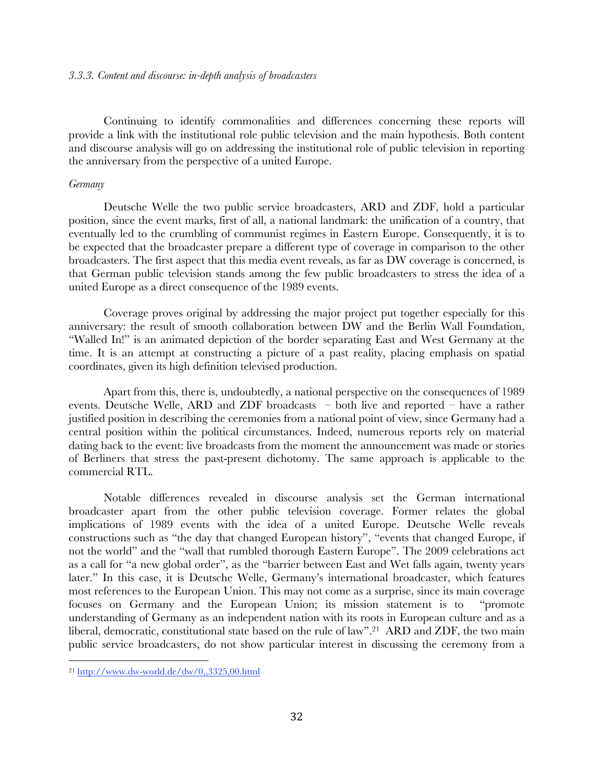*3.3.3. Content and discourse: in-depth analysis of broadcasters*

Continuing to identify commonalities and differences concerning these reports will provide a link with the institutional role public television and the main hypothesis. Both content and discourse analysis will go on addressing the institutional role of public television in reporting the anniversary from the perspective of a united Europe.

*Germany*

Deutsche Welle the two public service broadcasters, ARD and ZDF, hold a particular position, since the event marks, first of all, a national landmark: the unification of a country, that eventually led to the crumbling of communist regimes in Eastern Europe. Consequently, it is to be expected that the broadcaster prepare a different type of coverage in comparison to the other broadcasters. The first aspect that this media event reveals, as far as DW coverage is concerned, is that German public television stands among the few public broadcasters to stress the idea of a united Europe as a direct consequence of the 1989 events.

Coverage proves original by addressing the major project put together especially for this anniversary: the result of smooth collaboration between DW and the Berlin Wall Foundation, "Walled In!" is an animated depiction of the border separating East and West Germany at the time. It is an attempt at constructing a picture of a past reality, placing emphasis on spatial coordinates, given its high definition televised production.

Apart from this, there is, undoubtedly, a national perspective on the consequences of 1989 events. Deutsche Welle, ARD and ZDF broadcasts – both live and reported – have a rather justified position in describing the ceremonies from a national point of view, since Germany had a central position within the political circumstances. Indeed, numerous reports rely on material dating back to the event: live broadcasts from the moment the announcement was made or stories of Berliners that stress the past-present dichotomy. The same approach is applicable to the commercial RTL.

Notable differences revealed in discourse analysis set the German international broadcaster apart from the other public television coverage. Former relates the global implications of 1989 events with the idea of a united Europe. Deutsche Welle reveals constructions such as "the day that changed European history", "events that changed Europe, if not the world" and the "wall that rumbled thorough Eastern Europe". The 2009 celebrations act as a call for "a new global order", as the "barrier between East and Wet falls again, twenty years later." In this case, it is Deutsche Welle, Germany's international broadcaster, which features most references to the European Union. This may not come as a surprise, since its main coverage focuses on Germany and the European Union; its mission statement is to "promote understanding of Germany as an independent nation with its roots in European culture and as a liberal, democratic, constitutional state based on the rule of law".[21] ARD and ZDF, the two main public service broadcasters, do not show particular interest in discussing the ceremony from a

[21] http://www.dw-world.de/dw/0,,3325,00.html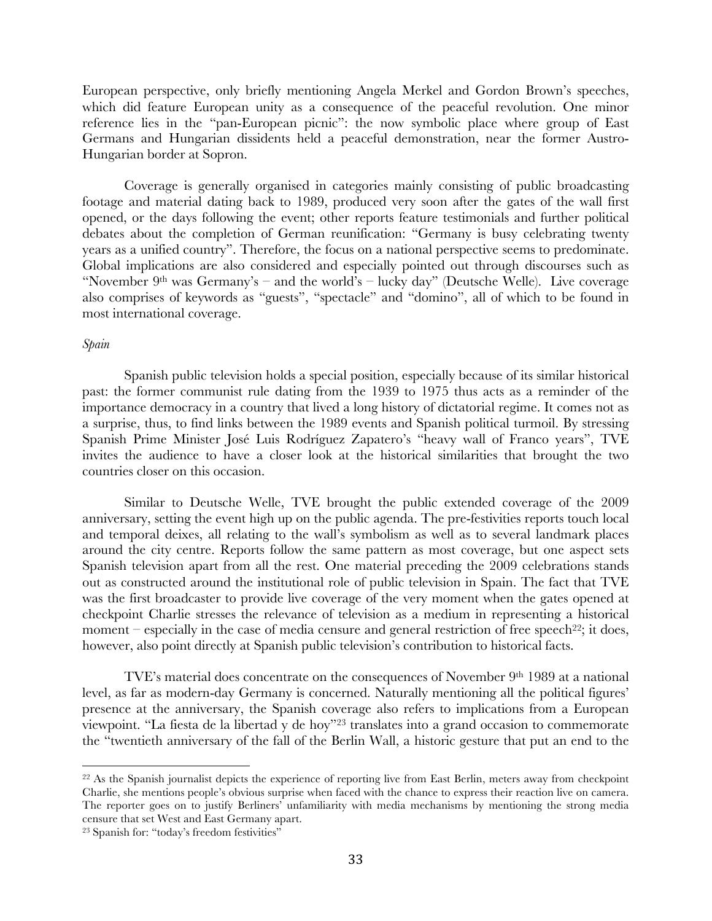European perspective, only briefly mentioning Angela Merkel and Gordon Brown's speeches, which did feature European unity as a consequence of the peaceful revolution. One minor reference lies in the "pan-European picnic": the now symbolic place where group of East Germans and Hungarian dissidents held a peaceful demonstration, near the former Austro-Hungarian border at Sopron.

Coverage is generally organised in categories mainly consisting of public broadcasting footage and material dating back to 1989, produced very soon after the gates of the wall first opened, or the days following the event; other reports feature testimonials and further political debates about the completion of German reunification: "Germany is busy celebrating twenty years as a unified country". Therefore, the focus on a national perspective seems to predominate. Global implications are also considered and especially pointed out through discourses such as "November 9th was Germany's – and the world's – lucky day" (Deutsche Welle). Live coverage also comprises of keywords as "guests", "spectacle" and "domino", all of which to be found in most international coverage.

*Spain*

Spanish public television holds a special position, especially because of its similar historical past: the former communist rule dating from the 1939 to 1975 thus acts as a reminder of the importance democracy in a country that lived a long history of dictatorial regime. It comes not as a surprise, thus, to find links between the 1989 events and Spanish political turmoil. By stressing Spanish Prime Minister José Luis Rodríguez Zapatero's "heavy wall of Franco years", TVE invites the audience to have a closer look at the historical similarities that brought the two countries closer on this occasion.

Similar to Deutsche Welle, TVE brought the public extended coverage of the 2009 anniversary, setting the event high up on the public agenda. The pre-festivities reports touch local and temporal deixes, all relating to the wall's symbolism as well as to several landmark places around the city centre. Reports follow the same pattern as most coverage, but one aspect sets Spanish television apart from all the rest. One material preceding the 2009 celebrations stands out as constructed around the institutional role of public television in Spain. The fact that TVE was the first broadcaster to provide live coverage of the very moment when the gates opened at checkpoint Charlie stresses the relevance of television as a medium in representing a historical moment – especially in the case of media censure and general restriction of free speech[22]; it does, however, also point directly at Spanish public television's contribution to historical facts.

TVE's material does concentrate on the consequences of November 9th 1989 at a national level, as far as modern-day Germany is concerned. Naturally mentioning all the political figures' presence at the anniversary, the Spanish coverage also refers to implications from a European viewpoint. "La fiesta de la libertad y de hoy"[23] translates into a grand occasion to commemorate the "twentieth anniversary of the fall of the Berlin Wall, a historic gesture that put an end to the

---

[22] As the Spanish journalist depicts the experience of reporting live from East Berlin, meters away from checkpoint Charlie, she mentions people's obvious surprise when faced with the chance to express their reaction live on camera. The reporter goes on to justify Berliners' unfamiliarity with media mechanisms by mentioning the strong media censure that set West and East Germany apart.

[23] Spanish for: "today's freedom festivities"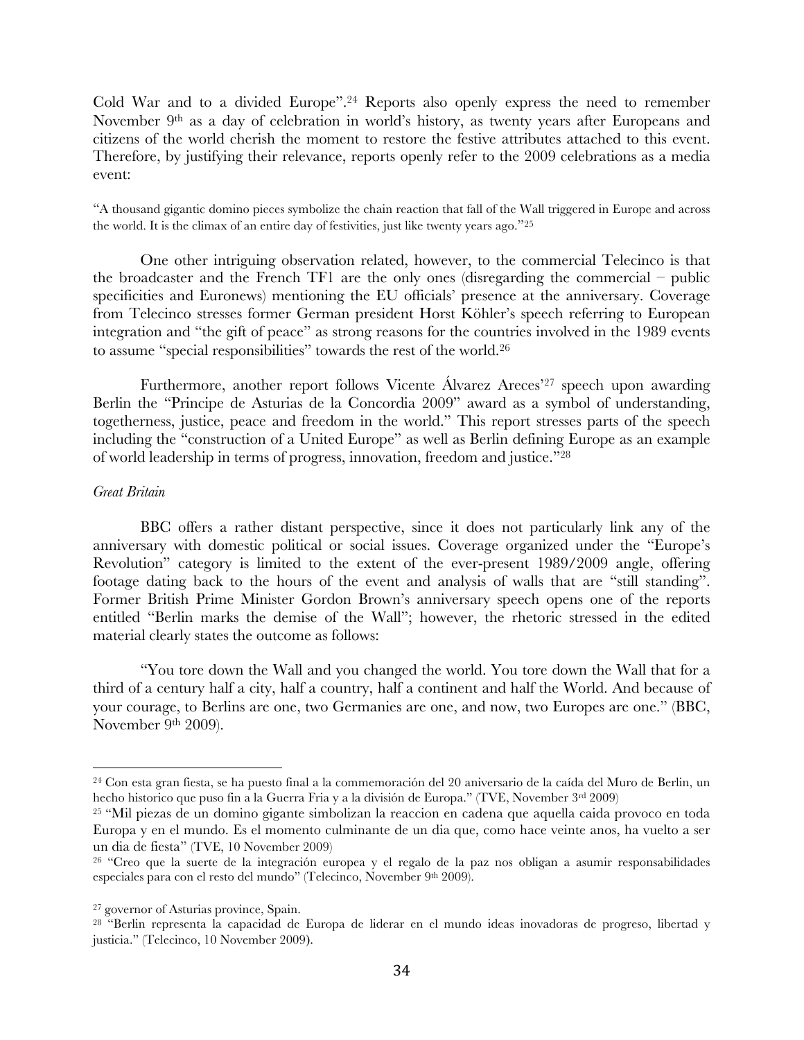Cold War and to a divided Europe".[24] Reports also openly express the need to remember November 9th as a day of celebration in world's history, as twenty years after Europeans and citizens of the world cherish the moment to restore the festive attributes attached to this event. Therefore, by justifying their relevance, reports openly refer to the 2009 celebrations as a media event:

"A thousand gigantic domino pieces symbolize the chain reaction that fall of the Wall triggered in Europe and across the world. It is the climax of an entire day of festivities, just like twenty years ago."[25]

One other intriguing observation related, however, to the commercial Telecinco is that the broadcaster and the French TF1 are the only ones (disregarding the commercial – public specificities and Euronews) mentioning the EU officials' presence at the anniversary. Coverage from Telecinco stresses former German president Horst Köhler's speech referring to European integration and "the gift of peace" as strong reasons for the countries involved in the 1989 events to assume "special responsibilities" towards the rest of the world.[26]

Furthermore, another report follows Vicente Álvarez Areces'[27] speech upon awarding Berlin the "Principe de Asturias de la Concordia 2009" award as a symbol of understanding, togetherness, justice, peace and freedom in the world." This report stresses parts of the speech including the "construction of a United Europe" as well as Berlin defining Europe as an example of world leadership in terms of progress, innovation, freedom and justice."[28]

*Great Britain*

BBC offers a rather distant perspective, since it does not particularly link any of the anniversary with domestic political or social issues. Coverage organized under the "Europe's Revolution" category is limited to the extent of the ever-present 1989/2009 angle, offering footage dating back to the hours of the event and analysis of walls that are "still standing". Former British Prime Minister Gordon Brown's anniversary speech opens one of the reports entitled "Berlin marks the demise of the Wall"; however, the rhetoric stressed in the edited material clearly states the outcome as follows:

"You tore down the Wall and you changed the world. You tore down the Wall that for a third of a century half a city, half a country, half a continent and half the World. And because of your courage, to Berlins are one, two Germanies are one, and now, two Europes are one." (BBC, November 9th 2009).

---

[24] Con esta gran fiesta, se ha puesto final a la commemoración del 20 aniversario de la caída del Muro de Berlin, un hecho historico que puso fin a la Guerra Fria y a la división de Europa." (TVE, November 3rd 2009)

[25] "Mil piezas de un domino gigante simbolizan la reaccion en cadena que aquella caida provoco en toda Europa y en el mundo. Es el momento culminante de un dia que, como hace veinte anos, ha vuelto a ser un dia de fiesta" (TVE, 10 November 2009)

[26] "Creo que la suerte de la integración europea y el regalo de la paz nos obligan a asumir responsabilidades especiales para con el resto del mundo" (Telecinco, November 9th 2009).

[27] governor of Asturias province, Spain.

[28] "Berlin representa la capacidad de Europa de liderar en el mundo ideas inovadoras de progreso, libertad y justicia." (Telecinco, 10 November 2009).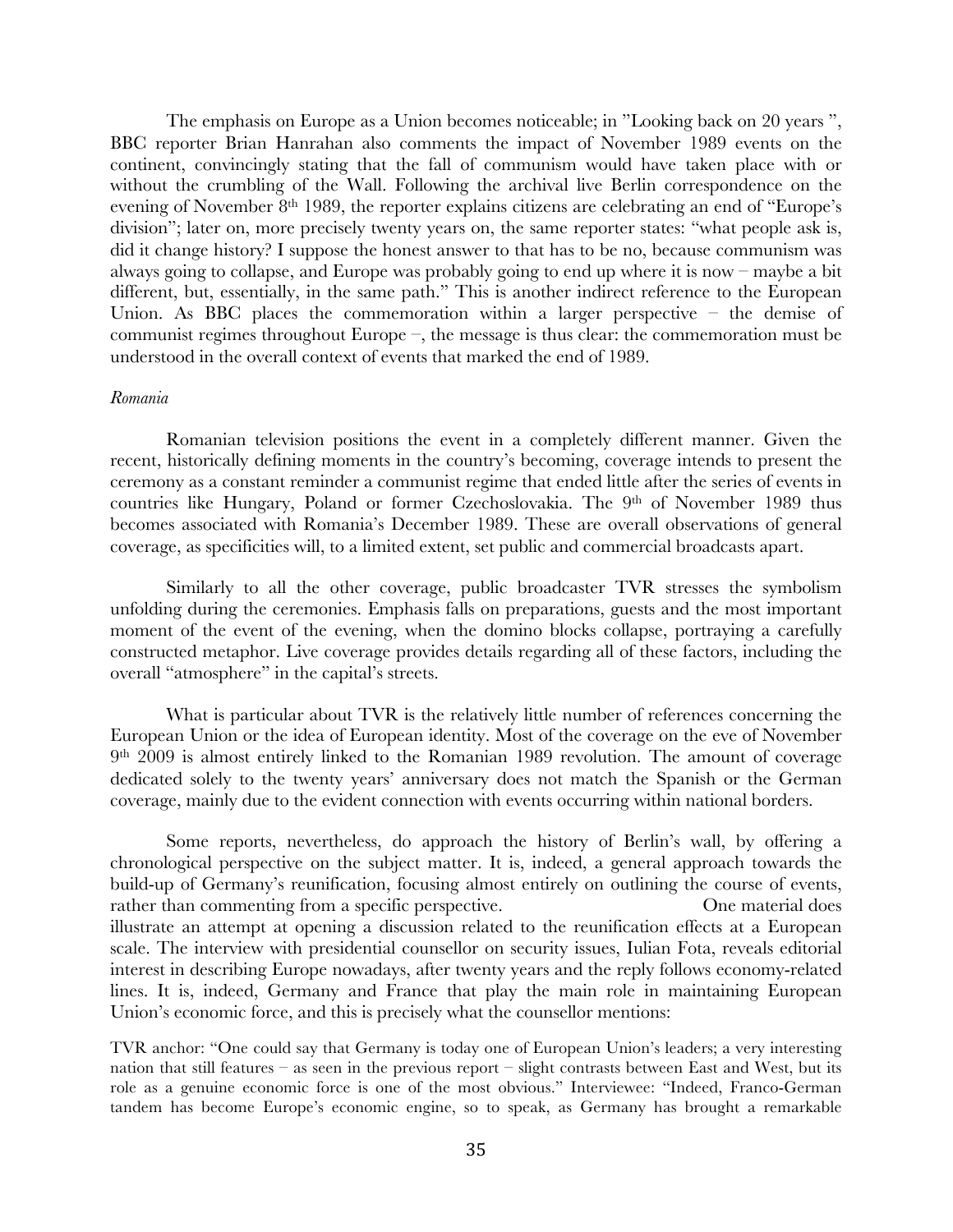The emphasis on Europe as a Union becomes noticeable; in "Looking back on 20 years ", BBC reporter Brian Hanrahan also comments the impact of November 1989 events on the continent, convincingly stating that the fall of communism would have taken place with or without the crumbling of the Wall. Following the archival live Berlin correspondence on the evening of November 8th 1989, the reporter explains citizens are celebrating an end of "Europe's division"; later on, more precisely twenty years on, the same reporter states: "what people ask is, did it change history? I suppose the honest answer to that has to be no, because communism was always going to collapse, and Europe was probably going to end up where it is now – maybe a bit different, but, essentially, in the same path." This is another indirect reference to the European Union. As BBC places the commemoration within a larger perspective – the demise of communist regimes throughout Europe –, the message is thus clear: the commemoration must be understood in the overall context of events that marked the end of 1989.

*Romania*

Romanian television positions the event in a completely different manner. Given the recent, historically defining moments in the country's becoming, coverage intends to present the ceremony as a constant reminder a communist regime that ended little after the series of events in countries like Hungary, Poland or former Czechoslovakia. The 9th of November 1989 thus becomes associated with Romania's December 1989. These are overall observations of general coverage, as specificities will, to a limited extent, set public and commercial broadcasts apart.

Similarly to all the other coverage, public broadcaster TVR stresses the symbolism unfolding during the ceremonies. Emphasis falls on preparations, guests and the most important moment of the event of the evening, when the domino blocks collapse, portraying a carefully constructed metaphor. Live coverage provides details regarding all of these factors, including the overall "atmosphere" in the capital's streets.

What is particular about TVR is the relatively little number of references concerning the European Union or the idea of European identity. Most of the coverage on the eve of November 9th 2009 is almost entirely linked to the Romanian 1989 revolution. The amount of coverage dedicated solely to the twenty years' anniversary does not match the Spanish or the German coverage, mainly due to the evident connection with events occurring within national borders.

Some reports, nevertheless, do approach the history of Berlin's wall, by offering a chronological perspective on the subject matter. It is, indeed, a general approach towards the build-up of Germany's reunification, focusing almost entirely on outlining the course of events, rather than commenting from a specific perspective. One material does illustrate an attempt at opening a discussion related to the reunification effects at a European scale. The interview with presidential counsellor on security issues, Iulian Fota, reveals editorial interest in describing Europe nowadays, after twenty years and the reply follows economy-related lines. It is, indeed, Germany and France that play the main role in maintaining European Union's economic force, and this is precisely what the counsellor mentions:

TVR anchor: "One could say that Germany is today one of European Union's leaders; a very interesting nation that still features – as seen in the previous report – slight contrasts between East and West, but its role as a genuine economic force is one of the most obvious." Interviewee: "Indeed, Franco-German tandem has become Europe's economic engine, so to speak, as Germany has brought a remarkable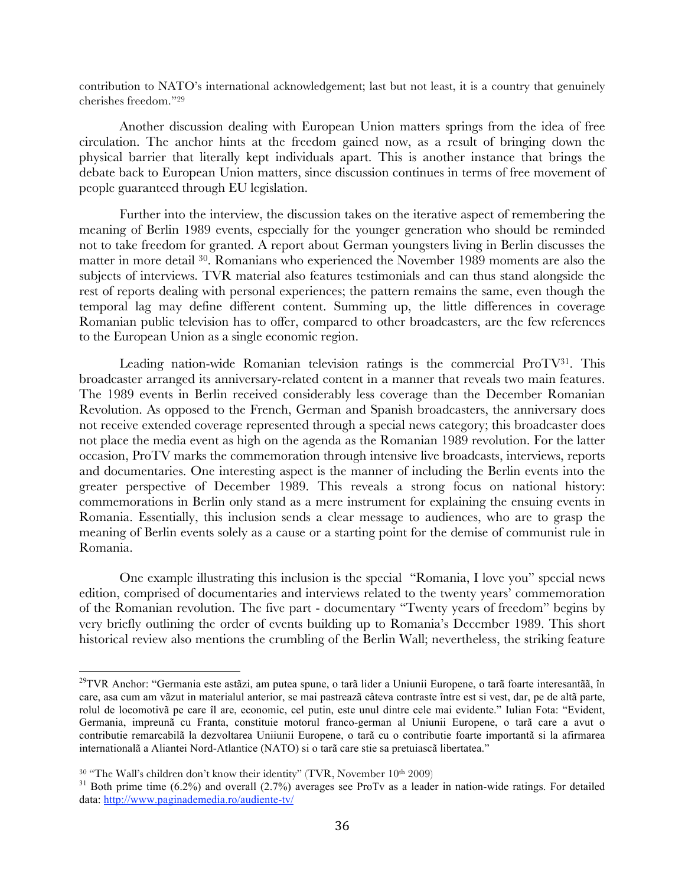contribution to NATO's international acknowledgement; last but not least, it is a country that genuinely cherishes freedom."[29]

Another discussion dealing with European Union matters springs from the idea of free circulation. The anchor hints at the freedom gained now, as a result of bringing down the physical barrier that literally kept individuals apart. This is another instance that brings the debate back to European Union matters, since discussion continues in terms of free movement of people guaranteed through EU legislation.

Further into the interview, the discussion takes on the iterative aspect of remembering the meaning of Berlin 1989 events, especially for the younger generation who should be reminded not to take freedom for granted. A report about German youngsters living in Berlin discusses the matter in more detail [30]. Romanians who experienced the November 1989 moments are also the subjects of interviews. TVR material also features testimonials and can thus stand alongside the rest of reports dealing with personal experiences; the pattern remains the same, even though the temporal lag may define different content. Summing up, the little differences in coverage Romanian public television has to offer, compared to other broadcasters, are the few references to the European Union as a single economic region.

Leading nation-wide Romanian television ratings is the commercial ProTV[31]. This broadcaster arranged its anniversary-related content in a manner that reveals two main features. The 1989 events in Berlin received considerably less coverage than the December Romanian Revolution. As opposed to the French, German and Spanish broadcasters, the anniversary does not receive extended coverage represented through a special news category; this broadcaster does not place the media event as high on the agenda as the Romanian 1989 revolution. For the latter occasion, ProTV marks the commemoration through intensive live broadcasts, interviews, reports and documentaries. One interesting aspect is the manner of including the Berlin events into the greater perspective of December 1989. This reveals a strong focus on national history: commemorations in Berlin only stand as a mere instrument for explaining the ensuing events in Romania. Essentially, this inclusion sends a clear message to audiences, who are to grasp the meaning of Berlin events solely as a cause or a starting point for the demise of communist rule in Romania.

One example illustrating this inclusion is the special "Romania, I love you" special news edition, comprised of documentaries and interviews related to the twenty years' commemoration of the Romanian revolution. The five part - documentary "Twenty years of freedom" begins by very briefly outlining the order of events building up to Romania's December 1989. This short historical review also mentions the crumbling of the Berlin Wall; nevertheless, the striking feature

---

[29] TVR Anchor: "Germania este astãzi, am putea spune, o tarã lider a Uniunii Europene, o tarã foarte interesantãã, în care, asa cum am vãzut in materialul anterior, se mai pastreazã câteva contraste între est si vest, dar, pe de altã parte, rolul de locomotivã pe care îl are, economic, cel putin, este unul dintre cele mai evidente." Iulian Fota: "Evident, Germania, impreunã cu Franta, constituie motorul franco-german al Uniunii Europene, o tarã care a avut o contributie remarcabilã la dezvoltarea Uniiunii Europene, o tarã cu o contributie foarte importantã si la afirmarea internationalã a Aliantei Nord-Atlantice (NATO) si o tarã care stie sa pretuiascã libertatea."

[30] "The Wall's children don't know their identity" (TVR, November 10th 2009)

[31] Both prime time (6.2%) and overall (2.7%) averages see ProTv as a leader in nation-wide ratings. For detailed data: http://www.paginademedia.ro/audiente-tv/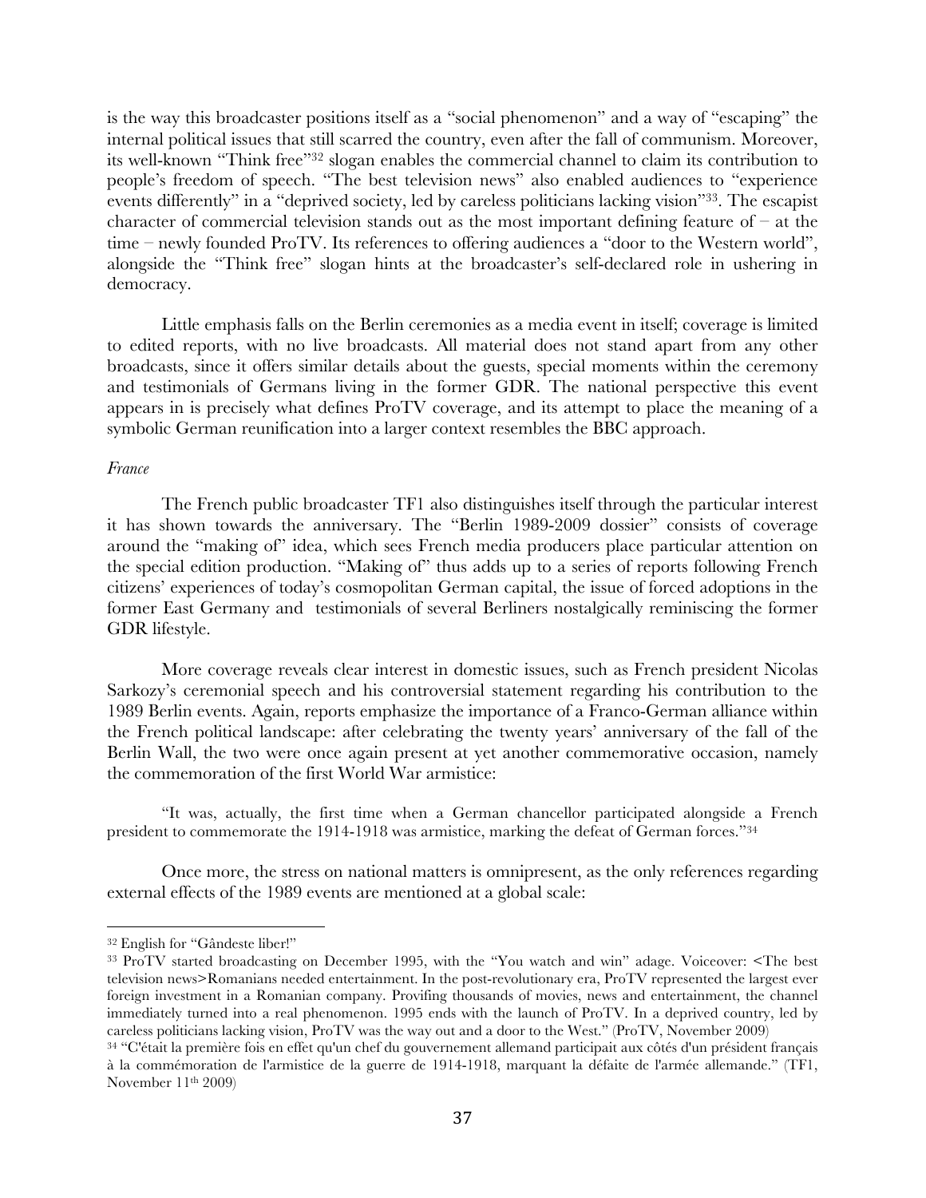is the way this broadcaster positions itself as a "social phenomenon" and a way of "escaping" the internal political issues that still scarred the country, even after the fall of communism. Moreover, its well-known "Think free"[32] slogan enables the commercial channel to claim its contribution to people's freedom of speech. "The best television news" also enabled audiences to "experience events differently" in a "deprived society, led by careless politicians lacking vision"[33]. The escapist character of commercial television stands out as the most important defining feature of – at the time – newly founded ProTV. Its references to offering audiences a "door to the Western world", alongside the "Think free" slogan hints at the broadcaster's self-declared role in ushering in democracy.

Little emphasis falls on the Berlin ceremonies as a media event in itself; coverage is limited to edited reports, with no live broadcasts. All material does not stand apart from any other broadcasts, since it offers similar details about the guests, special moments within the ceremony and testimonials of Germans living in the former GDR. The national perspective this event appears in is precisely what defines ProTV coverage, and its attempt to place the meaning of a symbolic German reunification into a larger context resembles the BBC approach.

*France*

The French public broadcaster TF1 also distinguishes itself through the particular interest it has shown towards the anniversary. The "Berlin 1989-2009 dossier" consists of coverage around the "making of" idea, which sees French media producers place particular attention on the special edition production. "Making of" thus adds up to a series of reports following French citizens' experiences of today's cosmopolitan German capital, the issue of forced adoptions in the former East Germany and testimonials of several Berliners nostalgically reminiscing the former GDR lifestyle.

More coverage reveals clear interest in domestic issues, such as French president Nicolas Sarkozy's ceremonial speech and his controversial statement regarding his contribution to the 1989 Berlin events. Again, reports emphasize the importance of a Franco-German alliance within the French political landscape: after celebrating the twenty years' anniversary of the fall of the Berlin Wall, the two were once again present at yet another commemorative occasion, namely the commemoration of the first World War armistice:

> "It was, actually, the first time when a German chancellor participated alongside a French president to commemorate the 1914-1918 was armistice, marking the defeat of German forces."[34]

Once more, the stress on national matters is omnipresent, as the only references regarding external effects of the 1989 events are mentioned at a global scale:

---

[32] English for "Gândeste liber!"

[33] ProTV started broadcasting on December 1995, with the "You watch and win" adage. Voiceover: <The best television news>Romanians needed entertainment. In the post-revolutionary era, ProTV represented the largest ever foreign investment in a Romanian company. Provifing thousands of movies, news and entertainment, the channel immediately turned into a real phenomenon. 1995 ends with the launch of ProTV. In a deprived country, led by careless politicians lacking vision, ProTV was the way out and a door to the West." (ProTV, November 2009)

[34] "C'était la première fois en effet qu'un chef du gouvernement allemand participait aux côtés d'un président français à la commémoration de l'armistice de la guerre de 1914-1918, marquant la défaite de l'armée allemande." (TF1, November 11th 2009)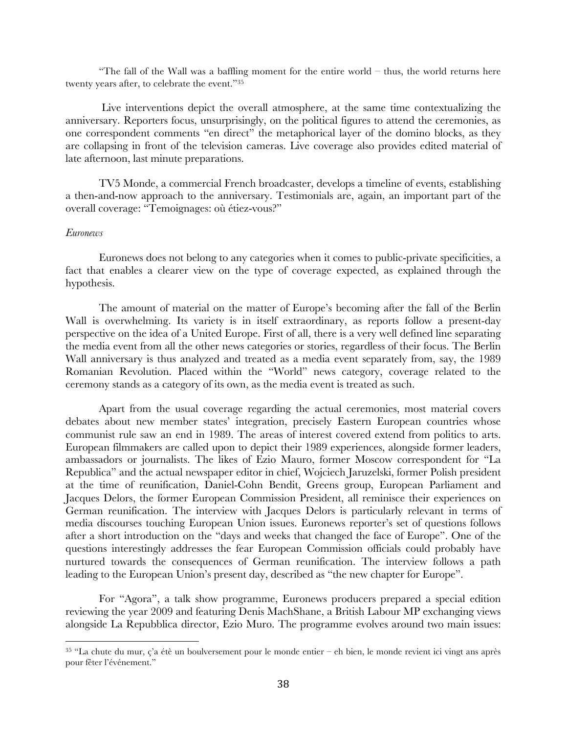"The fall of the Wall was a baffling moment for the entire world – thus, the world returns here twenty years after, to celebrate the event."[35]

Live interventions depict the overall atmosphere, at the same time contextualizing the anniversary. Reporters focus, unsurprisingly, on the political figures to attend the ceremonies, as one correspondent comments "en direct" the metaphorical layer of the domino blocks, as they are collapsing in front of the television cameras. Live coverage also provides edited material of late afternoon, last minute preparations.

TV5 Monde, a commercial French broadcaster, develops a timeline of events, establishing a then-and-now approach to the anniversary. Testimonials are, again, an important part of the overall coverage: "Temoignages: où étiez-vous?"

*Euronews*

Euronews does not belong to any categories when it comes to public-private specificities, a fact that enables a clearer view on the type of coverage expected, as explained through the hypothesis.

The amount of material on the matter of Europe's becoming after the fall of the Berlin Wall is overwhelming. Its variety is in itself extraordinary, as reports follow a present-day perspective on the idea of a United Europe. First of all, there is a very well defined line separating the media event from all the other news categories or stories, regardless of their focus. The Berlin Wall anniversary is thus analyzed and treated as a media event separately from, say, the 1989 Romanian Revolution. Placed within the "World" news category, coverage related to the ceremony stands as a category of its own, as the media event is treated as such.

Apart from the usual coverage regarding the actual ceremonies, most material covers debates about new member states' integration, precisely Eastern European countries whose communist rule saw an end in 1989. The areas of interest covered extend from politics to arts. European filmmakers are called upon to depict their 1989 experiences, alongside former leaders, ambassadors or journalists. The likes of Ezio Mauro, former Moscow correspondent for "La Republica" and the actual newspaper editor in chief, Wojciech Jaruzelski, former Polish president at the time of reunification, Daniel-Cohn Bendit, Greens group, European Parliament and Jacques Delors, the former European Commission President, all reminisce their experiences on German reunification. The interview with Jacques Delors is particularly relevant in terms of media discourses touching European Union issues. Euronews reporter's set of questions follows after a short introduction on the "days and weeks that changed the face of Europe". One of the questions interestingly addresses the fear European Commission officials could probably have nurtured towards the consequences of German reunification. The interview follows a path leading to the European Union's present day, described as "the new chapter for Europe".

For "Agora", a talk show programme, Euronews producers prepared a special edition reviewing the year 2009 and featuring Denis MachShane, a British Labour MP exchanging views alongside La Repubblica director, Ezio Muro. The programme evolves around two main issues:

---

[35] "La chute du mur, ç'a étè un boulversement pour le monde entier – eh bien, le monde revient ici vingt ans après pour fêter l'événement."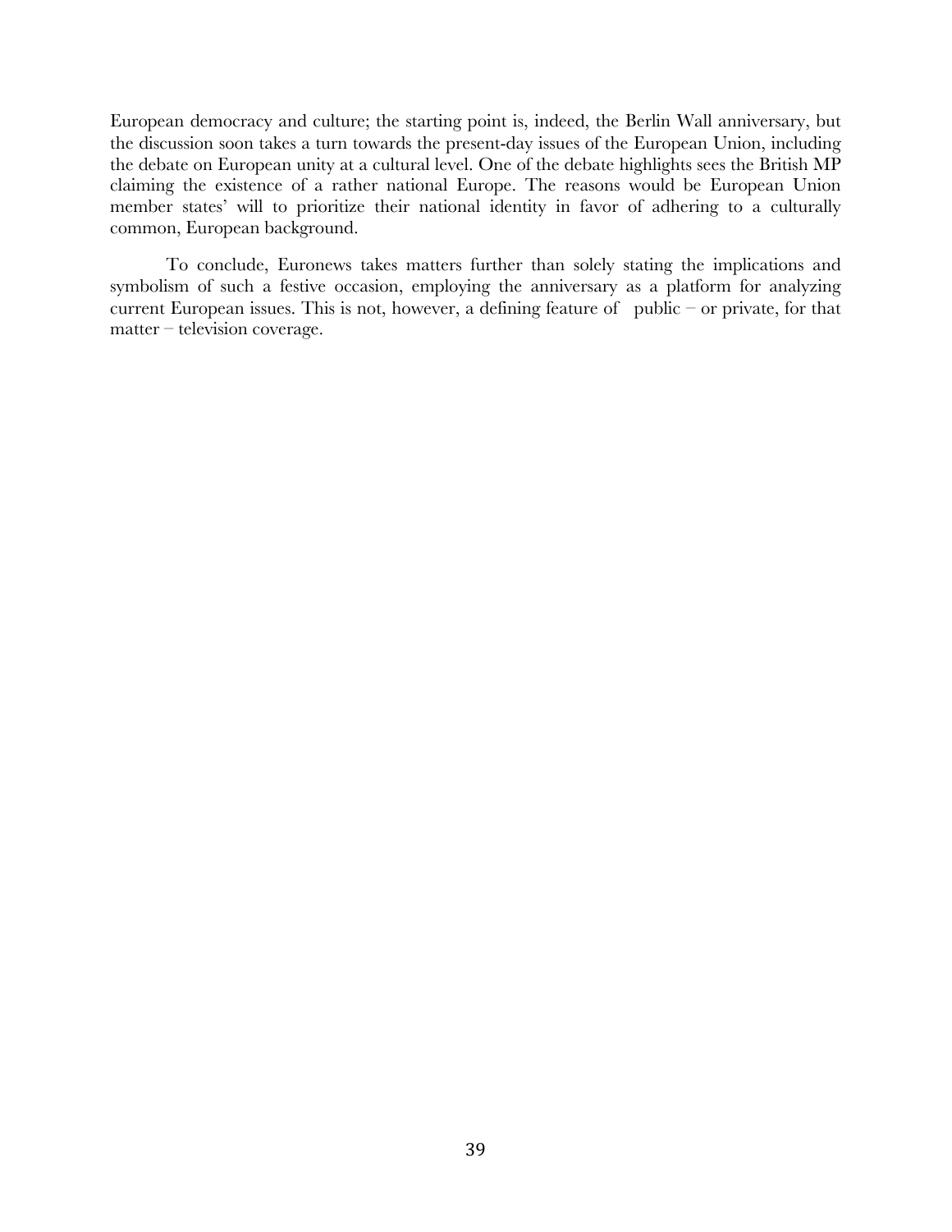European democracy and culture; the starting point is, indeed, the Berlin Wall anniversary, but the discussion soon takes a turn towards the present-day issues of the European Union, including the debate on European unity at a cultural level. One of the debate highlights sees the British MP claiming the existence of a rather national Europe. The reasons would be European Union member states' will to prioritize their national identity in favor of adhering to a culturally common, European background.

To conclude, Euronews takes matters further than solely stating the implications and symbolism of such a festive occasion, employing the anniversary as a platform for analyzing current European issues. This is not, however, a defining feature of public – or private, for that matter – television coverage.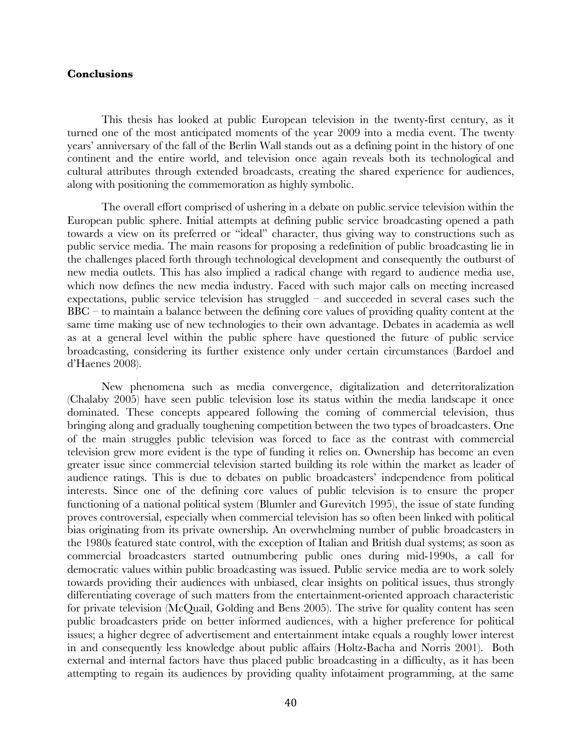**Conclusions**

This thesis has looked at public European television in the twenty-first century, as it turned one of the most anticipated moments of the year 2009 into a media event. The twenty years' anniversary of the fall of the Berlin Wall stands out as a defining point in the history of one continent and the entire world, and television once again reveals both its technological and cultural attributes through extended broadcasts, creating the shared experience for audiences, along with positioning the commemoration as highly symbolic.

The overall effort comprised of ushering in a debate on public service television within the European public sphere. Initial attempts at defining public service broadcasting opened a path towards a view on its preferred or "ideal" character, thus giving way to constructions such as public service media. The main reasons for proposing a redefinition of public broadcasting lie in the challenges placed forth through technological development and consequently the outburst of new media outlets. This has also implied a radical change with regard to audience media use, which now defines the new media industry. Faced with such major calls on meeting increased expectations, public service television has struggled – and succeeded in several cases such the BBC – to maintain a balance between the defining core values of providing quality content at the same time making use of new technologies to their own advantage. Debates in academia as well as at a general level within the public sphere have questioned the future of public service broadcasting, considering its further existence only under certain circumstances (Bardoel and d'Haenes 2008).

New phenomena such as media convergence, digitalization and deterritoralization (Chalaby 2005) have seen public television lose its status within the media landscape it once dominated. These concepts appeared following the coming of commercial television, thus bringing along and gradually toughening competition between the two types of broadcasters. One of the main struggles public television was forced to face as the contrast with commercial television grew more evident is the type of funding it relies on. Ownership has become an even greater issue since commercial television started building its role within the market as leader of audience ratings. This is due to debates on public broadcasters' independence from political interests. Since one of the defining core values of public television is to ensure the proper functioning of a national political system (Blumler and Gurevitch 1995), the issue of state funding proves controversial, especially when commercial television has so often been linked with political bias originating from its private ownership. An overwhelming number of public broadcasters in the 1980s featured state control, with the exception of Italian and British dual systems; as soon as commercial broadcasters started outnumbering public ones during mid-1990s, a call for democratic values within public broadcasting was issued. Public service media are to work solely towards providing their audiences with unbiased, clear insights on political issues, thus strongly differentiating coverage of such matters from the entertainment-oriented approach characteristic for private television (McQuail, Golding and Bens 2005). The strive for quality content has seen public broadcasters pride on better informed audiences, with a higher preference for political issues; a higher degree of advertisement and entertainment intake equals a roughly lower interest in and consequently less knowledge about public affairs (Holtz-Bacha and Norris 2001). Both external and internal factors have thus placed public broadcasting in a difficulty, as it has been attempting to regain its audiences by providing quality infotaiment programming, at the same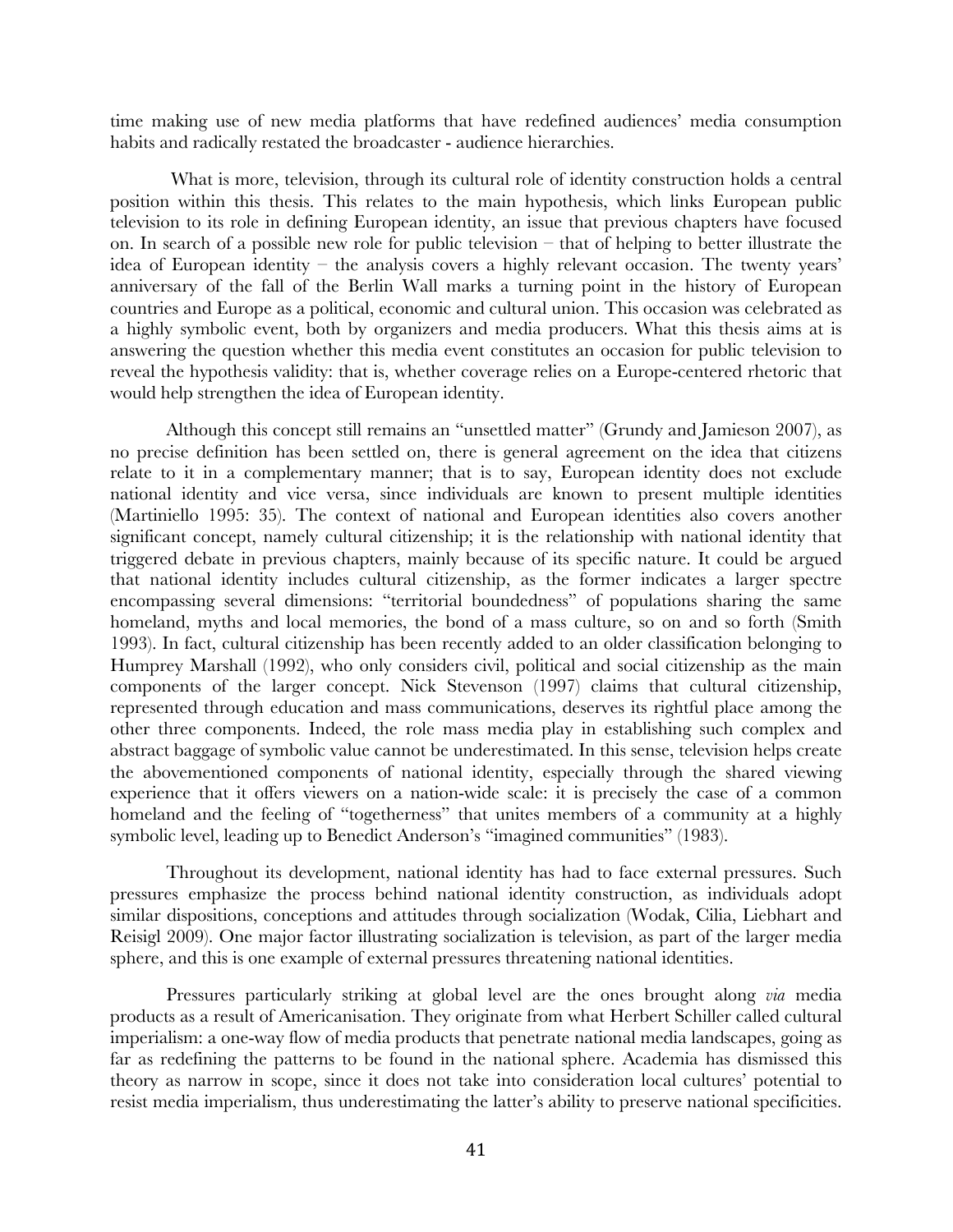time making use of new media platforms that have redefined audiences' media consumption habits and radically restated the broadcaster - audience hierarchies.

What is more, television, through its cultural role of identity construction holds a central position within this thesis. This relates to the main hypothesis, which links European public television to its role in defining European identity, an issue that previous chapters have focused on. In search of a possible new role for public television – that of helping to better illustrate the idea of European identity – the analysis covers a highly relevant occasion. The twenty years' anniversary of the fall of the Berlin Wall marks a turning point in the history of European countries and Europe as a political, economic and cultural union. This occasion was celebrated as a highly symbolic event, both by organizers and media producers. What this thesis aims at is answering the question whether this media event constitutes an occasion for public television to reveal the hypothesis validity: that is, whether coverage relies on a Europe-centered rhetoric that would help strengthen the idea of European identity.

Although this concept still remains an "unsettled matter" (Grundy and Jamieson 2007), as no precise definition has been settled on, there is general agreement on the idea that citizens relate to it in a complementary manner; that is to say, European identity does not exclude national identity and vice versa, since individuals are known to present multiple identities (Martiniello 1995: 35). The context of national and European identities also covers another significant concept, namely cultural citizenship; it is the relationship with national identity that triggered debate in previous chapters, mainly because of its specific nature. It could be argued that national identity includes cultural citizenship, as the former indicates a larger spectre encompassing several dimensions: "territorial boundedness" of populations sharing the same homeland, myths and local memories, the bond of a mass culture, so on and so forth (Smith 1993). In fact, cultural citizenship has been recently added to an older classification belonging to Humprey Marshall (1992), who only considers civil, political and social citizenship as the main components of the larger concept. Nick Stevenson (1997) claims that cultural citizenship, represented through education and mass communications, deserves its rightful place among the other three components. Indeed, the role mass media play in establishing such complex and abstract baggage of symbolic value cannot be underestimated. In this sense, television helps create the abovementioned components of national identity, especially through the shared viewing experience that it offers viewers on a nation-wide scale: it is precisely the case of a common homeland and the feeling of "togetherness" that unites members of a community at a highly symbolic level, leading up to Benedict Anderson's "imagined communities" (1983).

Throughout its development, national identity has had to face external pressures. Such pressures emphasize the process behind national identity construction, as individuals adopt similar dispositions, conceptions and attitudes through socialization (Wodak, Cilia, Liebhart and Reisigl 2009). One major factor illustrating socialization is television, as part of the larger media sphere, and this is one example of external pressures threatening national identities.

Pressures particularly striking at global level are the ones brought along *via* media products as a result of Americanisation. They originate from what Herbert Schiller called cultural imperialism: a one-way flow of media products that penetrate national media landscapes, going as far as redefining the patterns to be found in the national sphere. Academia has dismissed this theory as narrow in scope, since it does not take into consideration local cultures' potential to resist media imperialism, thus underestimating the latter's ability to preserve national specificities.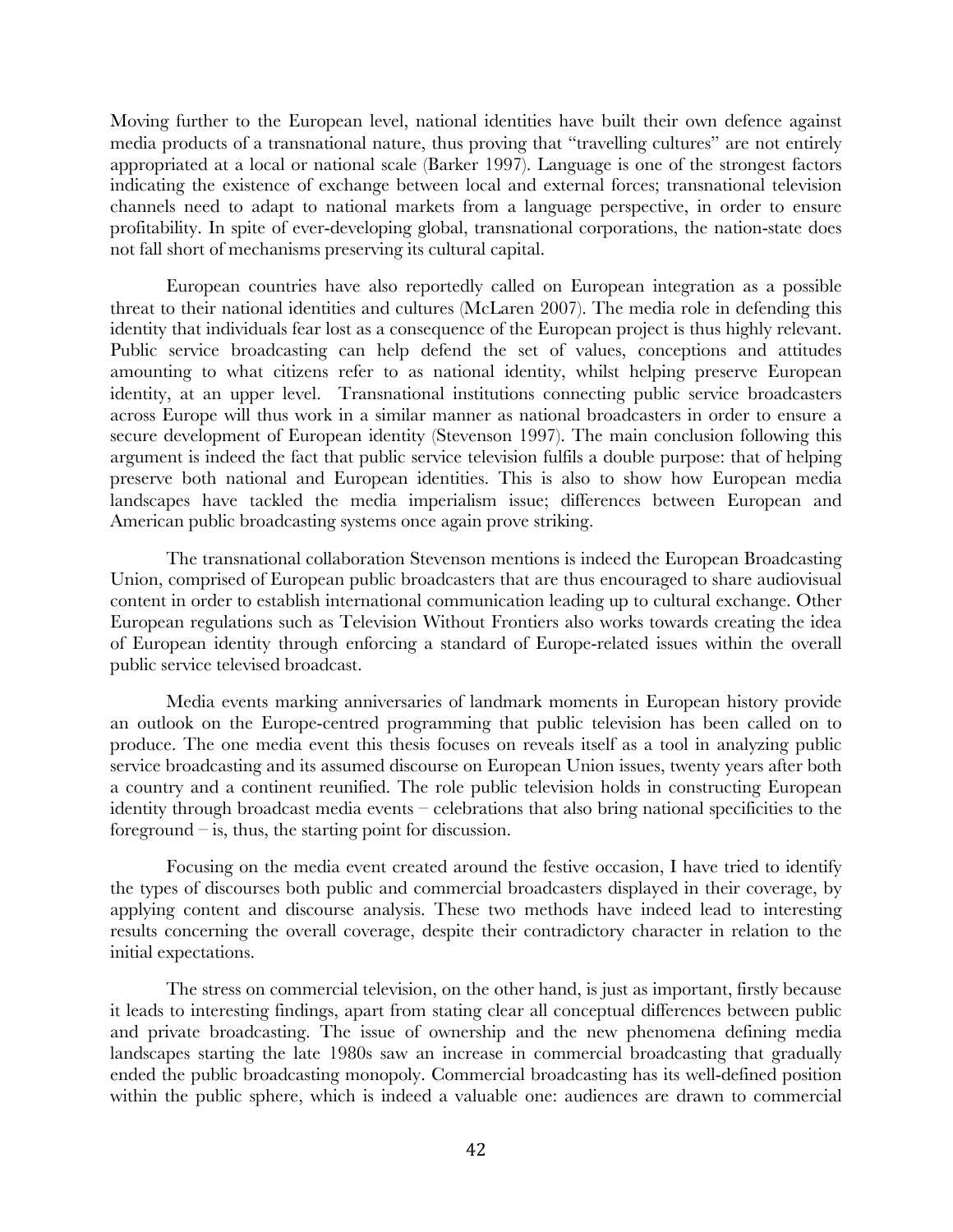Moving further to the European level, national identities have built their own defence against media products of a transnational nature, thus proving that "travelling cultures" are not entirely appropriated at a local or national scale (Barker 1997). Language is one of the strongest factors indicating the existence of exchange between local and external forces; transnational television channels need to adapt to national markets from a language perspective, in order to ensure profitability. In spite of ever-developing global, transnational corporations, the nation-state does not fall short of mechanisms preserving its cultural capital.

European countries have also reportedly called on European integration as a possible threat to their national identities and cultures (McLaren 2007). The media role in defending this identity that individuals fear lost as a consequence of the European project is thus highly relevant. Public service broadcasting can help defend the set of values, conceptions and attitudes amounting to what citizens refer to as national identity, whilst helping preserve European identity, at an upper level. Transnational institutions connecting public service broadcasters across Europe will thus work in a similar manner as national broadcasters in order to ensure a secure development of European identity (Stevenson 1997). The main conclusion following this argument is indeed the fact that public service television fulfils a double purpose: that of helping preserve both national and European identities. This is also to show how European media landscapes have tackled the media imperialism issue; differences between European and American public broadcasting systems once again prove striking.

The transnational collaboration Stevenson mentions is indeed the European Broadcasting Union, comprised of European public broadcasters that are thus encouraged to share audiovisual content in order to establish international communication leading up to cultural exchange. Other European regulations such as Television Without Frontiers also works towards creating the idea of European identity through enforcing a standard of Europe-related issues within the overall public service televised broadcast.

Media events marking anniversaries of landmark moments in European history provide an outlook on the Europe-centred programming that public television has been called on to produce. The one media event this thesis focuses on reveals itself as a tool in analyzing public service broadcasting and its assumed discourse on European Union issues, twenty years after both a country and a continent reunified. The role public television holds in constructing European identity through broadcast media events – celebrations that also bring national specificities to the foreground – is, thus, the starting point for discussion.

Focusing on the media event created around the festive occasion, I have tried to identify the types of discourses both public and commercial broadcasters displayed in their coverage, by applying content and discourse analysis. These two methods have indeed lead to interesting results concerning the overall coverage, despite their contradictory character in relation to the initial expectations.

The stress on commercial television, on the other hand, is just as important, firstly because it leads to interesting findings, apart from stating clear all conceptual differences between public and private broadcasting. The issue of ownership and the new phenomena defining media landscapes starting the late 1980s saw an increase in commercial broadcasting that gradually ended the public broadcasting monopoly. Commercial broadcasting has its well-defined position within the public sphere, which is indeed a valuable one: audiences are drawn to commercial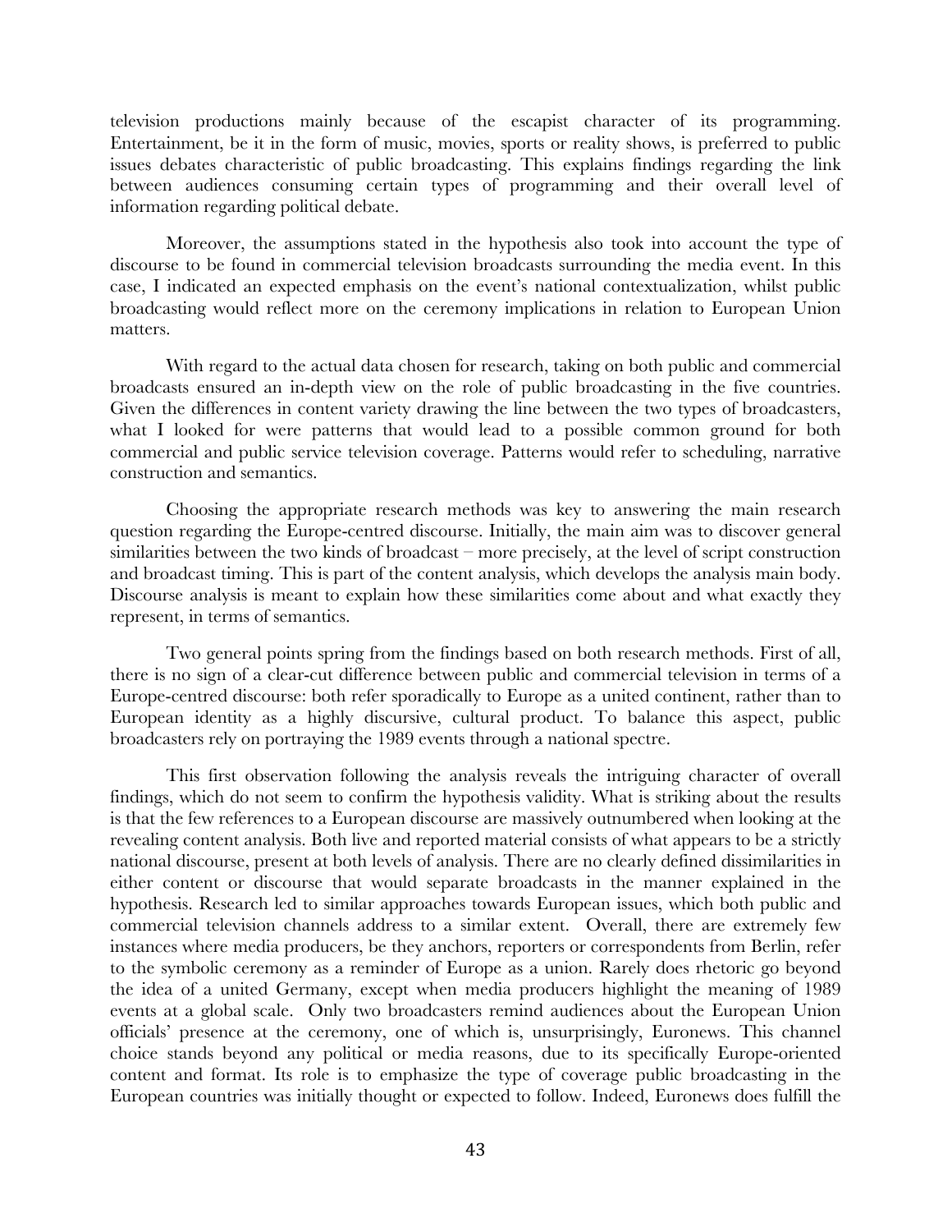television productions mainly because of the escapist character of its programming. Entertainment, be it in the form of music, movies, sports or reality shows, is preferred to public issues debates characteristic of public broadcasting. This explains findings regarding the link between audiences consuming certain types of programming and their overall level of information regarding political debate.

Moreover, the assumptions stated in the hypothesis also took into account the type of discourse to be found in commercial television broadcasts surrounding the media event. In this case, I indicated an expected emphasis on the event's national contextualization, whilst public broadcasting would reflect more on the ceremony implications in relation to European Union matters.

With regard to the actual data chosen for research, taking on both public and commercial broadcasts ensured an in-depth view on the role of public broadcasting in the five countries. Given the differences in content variety drawing the line between the two types of broadcasters, what I looked for were patterns that would lead to a possible common ground for both commercial and public service television coverage. Patterns would refer to scheduling, narrative construction and semantics.

Choosing the appropriate research methods was key to answering the main research question regarding the Europe-centred discourse. Initially, the main aim was to discover general similarities between the two kinds of broadcast – more precisely, at the level of script construction and broadcast timing. This is part of the content analysis, which develops the analysis main body. Discourse analysis is meant to explain how these similarities come about and what exactly they represent, in terms of semantics.

Two general points spring from the findings based on both research methods. First of all, there is no sign of a clear-cut difference between public and commercial television in terms of a Europe-centred discourse: both refer sporadically to Europe as a united continent, rather than to European identity as a highly discursive, cultural product. To balance this aspect, public broadcasters rely on portraying the 1989 events through a national spectre.

This first observation following the analysis reveals the intriguing character of overall findings, which do not seem to confirm the hypothesis validity. What is striking about the results is that the few references to a European discourse are massively outnumbered when looking at the revealing content analysis. Both live and reported material consists of what appears to be a strictly national discourse, present at both levels of analysis. There are no clearly defined dissimilarities in either content or discourse that would separate broadcasts in the manner explained in the hypothesis. Research led to similar approaches towards European issues, which both public and commercial television channels address to a similar extent. Overall, there are extremely few instances where media producers, be they anchors, reporters or correspondents from Berlin, refer to the symbolic ceremony as a reminder of Europe as a union. Rarely does rhetoric go beyond the idea of a united Germany, except when media producers highlight the meaning of 1989 events at a global scale. Only two broadcasters remind audiences about the European Union officials' presence at the ceremony, one of which is, unsurprisingly, Euronews. This channel choice stands beyond any political or media reasons, due to its specifically Europe-oriented content and format. Its role is to emphasize the type of coverage public broadcasting in the European countries was initially thought or expected to follow. Indeed, Euronews does fulfill the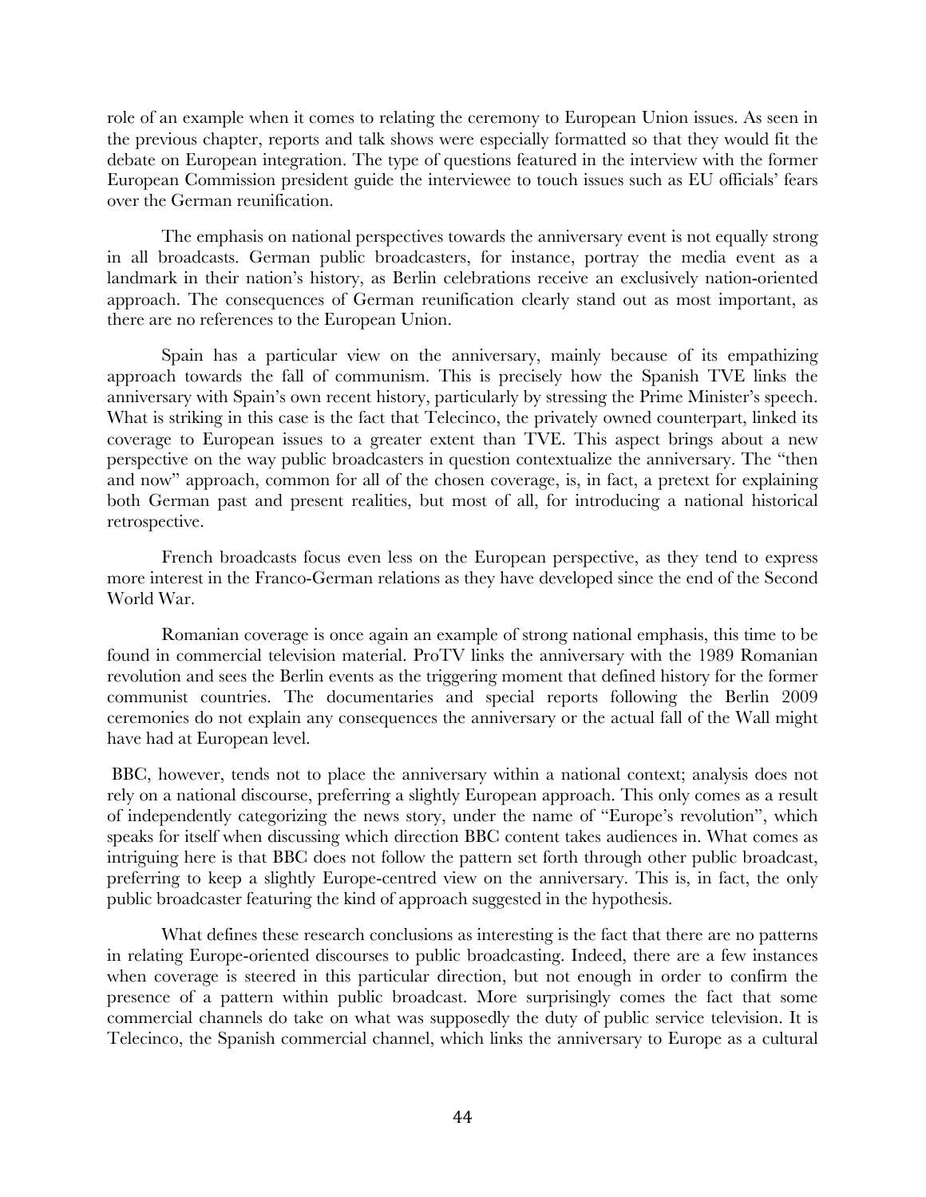role of an example when it comes to relating the ceremony to European Union issues. As seen in the previous chapter, reports and talk shows were especially formatted so that they would fit the debate on European integration. The type of questions featured in the interview with the former European Commission president guide the interviewee to touch issues such as EU officials' fears over the German reunification.

The emphasis on national perspectives towards the anniversary event is not equally strong in all broadcasts. German public broadcasters, for instance, portray the media event as a landmark in their nation's history, as Berlin celebrations receive an exclusively nation-oriented approach. The consequences of German reunification clearly stand out as most important, as there are no references to the European Union.

Spain has a particular view on the anniversary, mainly because of its empathizing approach towards the fall of communism. This is precisely how the Spanish TVE links the anniversary with Spain's own recent history, particularly by stressing the Prime Minister's speech. What is striking in this case is the fact that Telecinco, the privately owned counterpart, linked its coverage to European issues to a greater extent than TVE. This aspect brings about a new perspective on the way public broadcasters in question contextualize the anniversary. The "then and now" approach, common for all of the chosen coverage, is, in fact, a pretext for explaining both German past and present realities, but most of all, for introducing a national historical retrospective.

French broadcasts focus even less on the European perspective, as they tend to express more interest in the Franco-German relations as they have developed since the end of the Second World War.

Romanian coverage is once again an example of strong national emphasis, this time to be found in commercial television material. ProTV links the anniversary with the 1989 Romanian revolution and sees the Berlin events as the triggering moment that defined history for the former communist countries. The documentaries and special reports following the Berlin 2009 ceremonies do not explain any consequences the anniversary or the actual fall of the Wall might have had at European level.

BBC, however, tends not to place the anniversary within a national context; analysis does not rely on a national discourse, preferring a slightly European approach. This only comes as a result of independently categorizing the news story, under the name of "Europe's revolution", which speaks for itself when discussing which direction BBC content takes audiences in. What comes as intriguing here is that BBC does not follow the pattern set forth through other public broadcast, preferring to keep a slightly Europe-centred view on the anniversary. This is, in fact, the only public broadcaster featuring the kind of approach suggested in the hypothesis.

What defines these research conclusions as interesting is the fact that there are no patterns in relating Europe-oriented discourses to public broadcasting. Indeed, there are a few instances when coverage is steered in this particular direction, but not enough in order to confirm the presence of a pattern within public broadcast. More surprisingly comes the fact that some commercial channels do take on what was supposedly the duty of public service television. It is Telecinco, the Spanish commercial channel, which links the anniversary to Europe as a cultural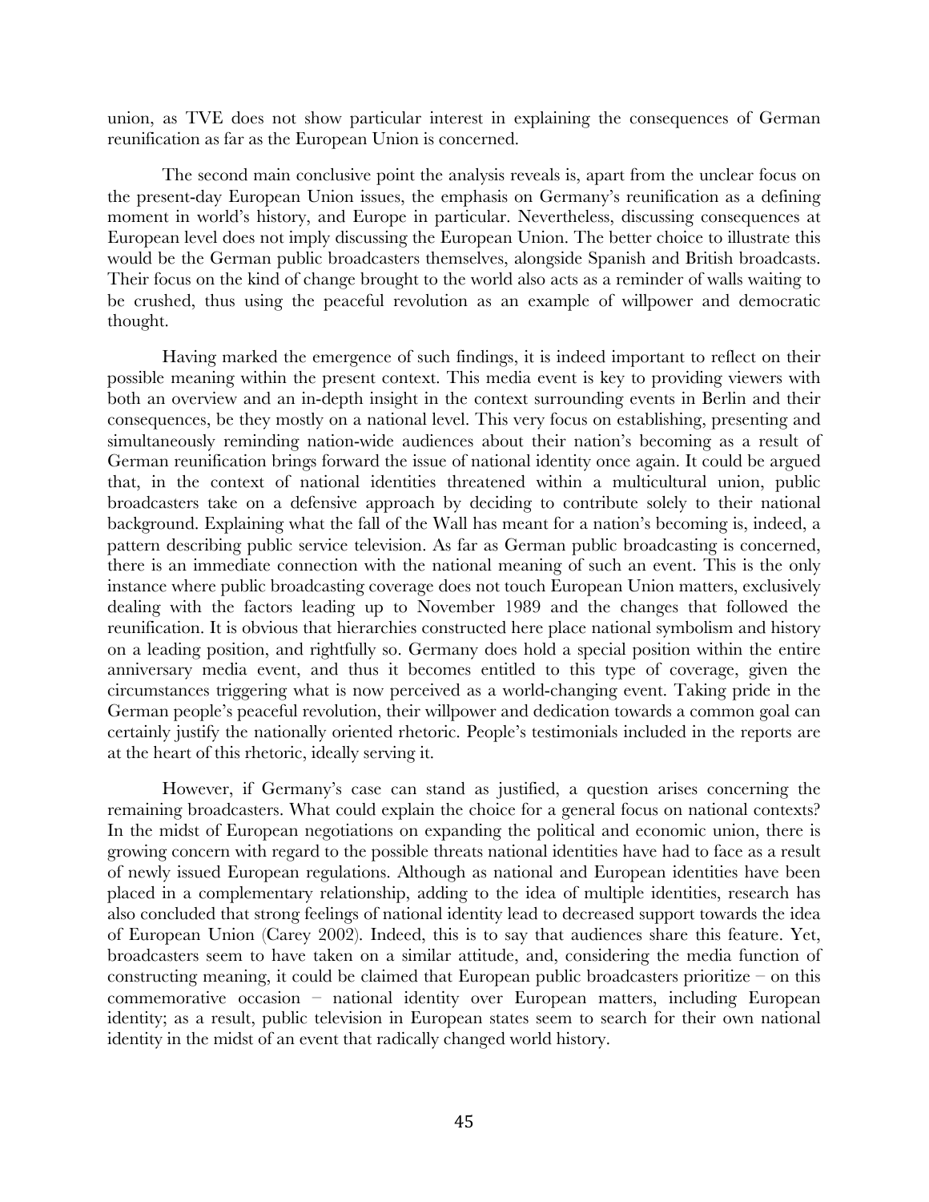union, as TVE does not show particular interest in explaining the consequences of German reunification as far as the European Union is concerned.

The second main conclusive point the analysis reveals is, apart from the unclear focus on the present-day European Union issues, the emphasis on Germany's reunification as a defining moment in world's history, and Europe in particular. Nevertheless, discussing consequences at European level does not imply discussing the European Union. The better choice to illustrate this would be the German public broadcasters themselves, alongside Spanish and British broadcasts. Their focus on the kind of change brought to the world also acts as a reminder of walls waiting to be crushed, thus using the peaceful revolution as an example of willpower and democratic thought.

Having marked the emergence of such findings, it is indeed important to reflect on their possible meaning within the present context. This media event is key to providing viewers with both an overview and an in-depth insight in the context surrounding events in Berlin and their consequences, be they mostly on a national level. This very focus on establishing, presenting and simultaneously reminding nation-wide audiences about their nation's becoming as a result of German reunification brings forward the issue of national identity once again. It could be argued that, in the context of national identities threatened within a multicultural union, public broadcasters take on a defensive approach by deciding to contribute solely to their national background. Explaining what the fall of the Wall has meant for a nation's becoming is, indeed, a pattern describing public service television. As far as German public broadcasting is concerned, there is an immediate connection with the national meaning of such an event. This is the only instance where public broadcasting coverage does not touch European Union matters, exclusively dealing with the factors leading up to November 1989 and the changes that followed the reunification. It is obvious that hierarchies constructed here place national symbolism and history on a leading position, and rightfully so. Germany does hold a special position within the entire anniversary media event, and thus it becomes entitled to this type of coverage, given the circumstances triggering what is now perceived as a world-changing event. Taking pride in the German people's peaceful revolution, their willpower and dedication towards a common goal can certainly justify the nationally oriented rhetoric. People's testimonials included in the reports are at the heart of this rhetoric, ideally serving it.

However, if Germany's case can stand as justified, a question arises concerning the remaining broadcasters. What could explain the choice for a general focus on national contexts? In the midst of European negotiations on expanding the political and economic union, there is growing concern with regard to the possible threats national identities have had to face as a result of newly issued European regulations. Although as national and European identities have been placed in a complementary relationship, adding to the idea of multiple identities, research has also concluded that strong feelings of national identity lead to decreased support towards the idea of European Union (Carey 2002). Indeed, this is to say that audiences share this feature. Yet, broadcasters seem to have taken on a similar attitude, and, considering the media function of constructing meaning, it could be claimed that European public broadcasters prioritize – on this commemorative occasion – national identity over European matters, including European identity; as a result, public television in European states seem to search for their own national identity in the midst of an event that radically changed world history.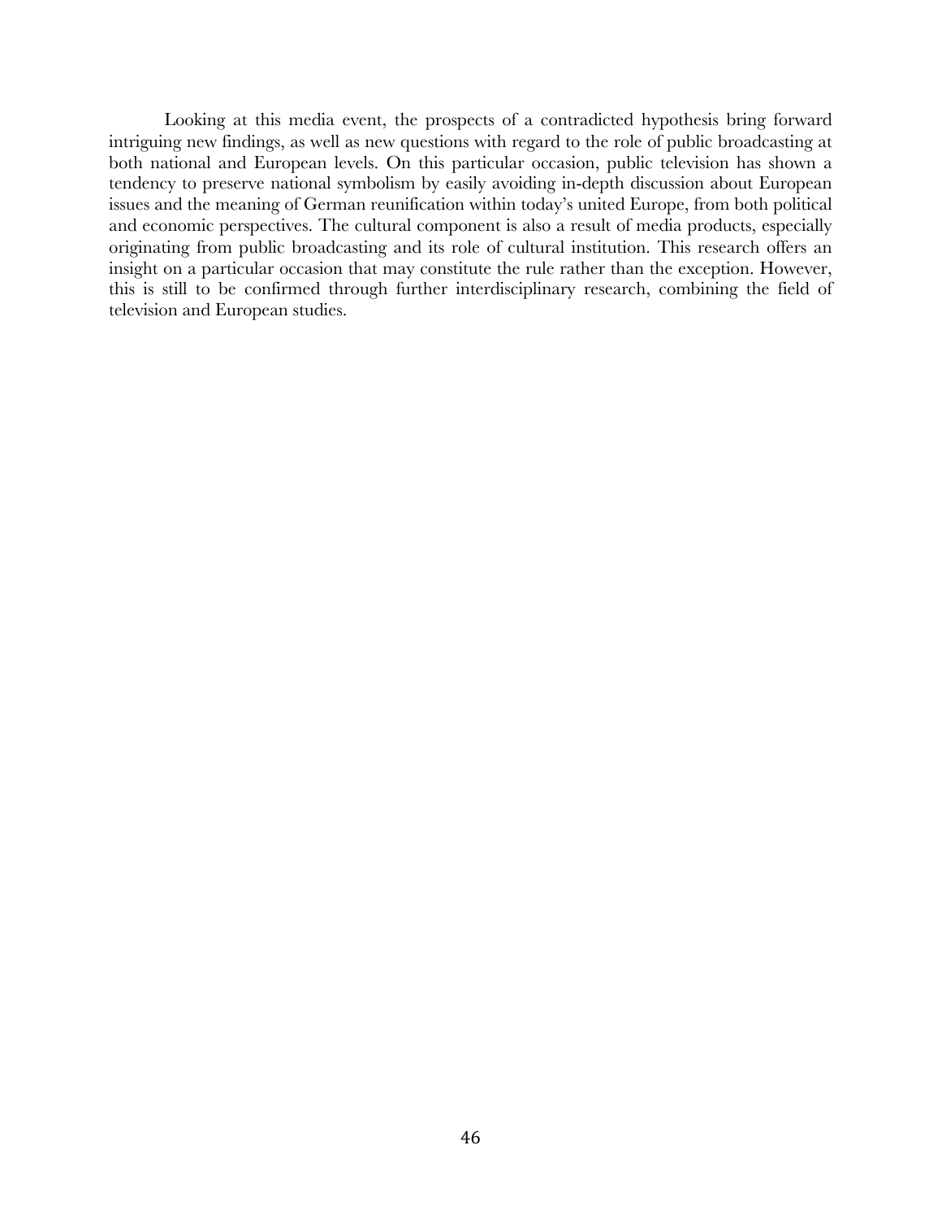Looking at this media event, the prospects of a contradicted hypothesis bring forward intriguing new findings, as well as new questions with regard to the role of public broadcasting at both national and European levels. On this particular occasion, public television has shown a tendency to preserve national symbolism by easily avoiding in-depth discussion about European issues and the meaning of German reunification within today's united Europe, from both political and economic perspectives. The cultural component is also a result of media products, especially originating from public broadcasting and its role of cultural institution. This research offers an insight on a particular occasion that may constitute the rule rather than the exception. However, this is still to be confirmed through further interdisciplinary research, combining the field of television and European studies.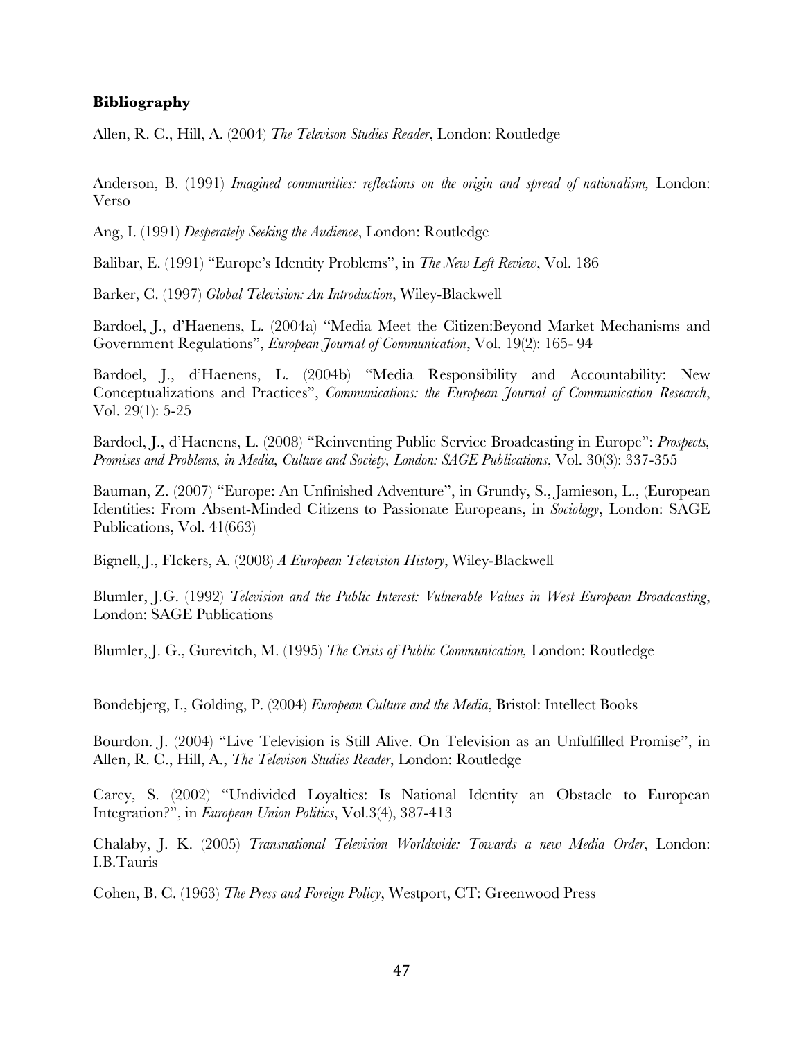**Bibliography**

Allen, R. C., Hill, A. (2004) *The Televison Studies Reader*, London: Routledge

Anderson, B. (1991) *Imagined communities: reflections on the origin and spread of nationalism,* London: Verso

Ang, I. (1991) *Desperately Seeking the Audience*, London: Routledge

Balibar, E. (1991) "Europe's Identity Problems", in *The New Left Review*, Vol. 186

Barker, C. (1997) *Global Television: An Introduction*, Wiley-Blackwell

Bardoel, J., d'Haenens, L. (2004a) "Media Meet the Citizen:Beyond Market Mechanisms and Government Regulations", *European Journal of Communication*, Vol. 19(2): 165- 94

Bardoel, J., d'Haenens, L. (2004b) "Media Responsibility and Accountability: New Conceptualizations and Practices", *Communications: the European Journal of Communication Research*, Vol. 29(1): 5-25

Bardoel, J., d'Haenens, L. (2008) "Reinventing Public Service Broadcasting in Europe": *Prospects, Promises and Problems, in Media, Culture and Society, London: SAGE Publications*, Vol. 30(3): 337-355

Bauman, Z. (2007) "Europe: An Unfinished Adventure", in Grundy, S., Jamieson, L., (European Identities: From Absent-Minded Citizens to Passionate Europeans, in *Sociology*, London: SAGE Publications, Vol. 41(663)

Bignell, J., FIckers, A. (2008) *A European Television History*, Wiley-Blackwell

Blumler, J.G. (1992) *Television and the Public Interest: Vulnerable Values in West European Broadcasting*, London: SAGE Publications

Blumler, J. G., Gurevitch, M. (1995) *The Crisis of Public Communication,* London: Routledge

Bondebjerg, I., Golding, P. (2004) *European Culture and the Media*, Bristol: Intellect Books

Bourdon. J. (2004) "Live Television is Still Alive. On Television as an Unfulfilled Promise", in Allen, R. C., Hill, A., *The Televison Studies Reader*, London: Routledge

Carey, S. (2002) "Undivided Loyalties: Is National Identity an Obstacle to European Integration?", in *European Union Politics*, Vol.3(4), 387-413

Chalaby, J. K. (2005) *Transnational Television Worldwide: Towards a new Media Order*, London: I.B.Tauris

Cohen, B. C. (1963) *The Press and Foreign Policy*, Westport, CT: Greenwood Press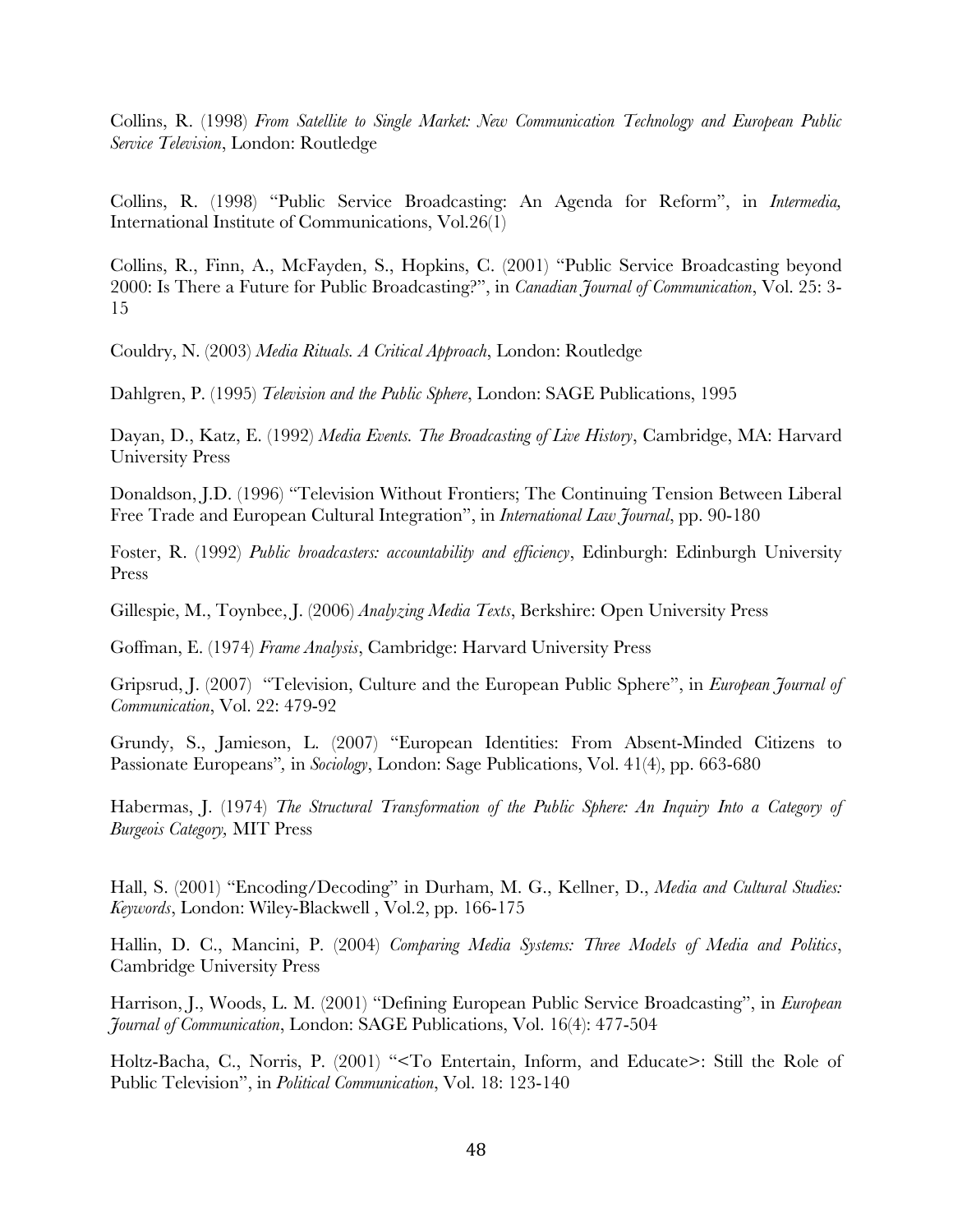Collins, R. (1998) *From Satellite to Single Market: New Communication Technology and European Public Service Television*, London: Routledge

Collins, R. (1998) "Public Service Broadcasting: An Agenda for Reform", in *Intermedia,* International Institute of Communications, Vol.26(1)

Collins, R., Finn, A., McFayden, S., Hopkins, C. (2001) "Public Service Broadcasting beyond 2000: Is There a Future for Public Broadcasting?", in *Canadian Journal of Communication*, Vol. 25: 3-15

Couldry, N. (2003) *Media Rituals. A Critical Approach*, London: Routledge

Dahlgren, P. (1995) *Television and the Public Sphere*, London: SAGE Publications, 1995

Dayan, D., Katz, E. (1992) *Media Events. The Broadcasting of Live History*, Cambridge, MA: Harvard University Press

Donaldson, J.D. (1996) "Television Without Frontiers; The Continuing Tension Between Liberal Free Trade and European Cultural Integration", in *International Law Journal*, pp. 90-180

Foster, R. (1992) *Public broadcasters: accountability and efficiency*, Edinburgh: Edinburgh University Press

Gillespie, M., Toynbee, J. (2006) *Analyzing Media Texts*, Berkshire: Open University Press

Goffman, E. (1974) *Frame Analysis*, Cambridge: Harvard University Press

Gripsrud, J. (2007) "Television, Culture and the European Public Sphere", in *European Journal of Communication*, Vol. 22: 479-92

Grundy, S., Jamieson, L. (2007) "European Identities: From Absent-Minded Citizens to Passionate Europeans", in *Sociology*, London: Sage Publications, Vol. 41(4), pp. 663-680

Habermas, J. (1974) *The Structural Transformation of the Public Sphere: An Inquiry Into a Category of Burgeois Category,* MIT Press

Hall, S. (2001) "Encoding/Decoding" in Durham, M. G., Kellner, D., *Media and Cultural Studies: Keywords*, London: Wiley-Blackwell , Vol.2, pp. 166-175

Hallin, D. C., Mancini, P. (2004) *Comparing Media Systems: Three Models of Media and Politics*, Cambridge University Press

Harrison, J., Woods, L. M. (2001) "Defining European Public Service Broadcasting", in *European Journal of Communication*, London: SAGE Publications, Vol. 16(4): 477-504

Holtz-Bacha, C., Norris, P. (2001) "<To Entertain, Inform, and Educate>: Still the Role of Public Television", in *Political Communication*, Vol. 18: 123-140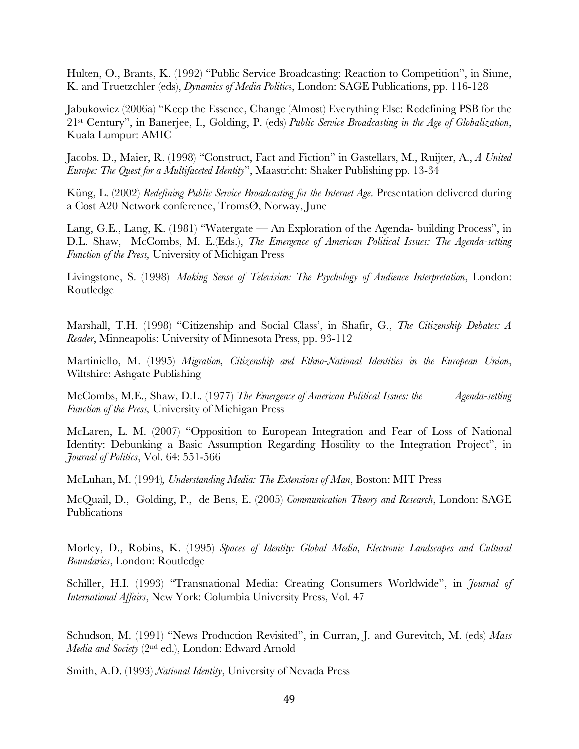Hulten, O., Brants, K. (1992) "Public Service Broadcasting: Reaction to Competition", in Siune, K. and Truetzchler (eds), *Dynamics of Media Politics*, London: SAGE Publications, pp. 116-128

Jabukowicz (2006a) "Keep the Essence, Change (Almost) Everything Else: Redefining PSB for the 21st Century", in Banerjee, I., Golding, P. (eds) *Public Service Broadcasting in the Age of Globalization*, Kuala Lumpur: AMIC

Jacobs. D., Maier, R. (1998) "Construct, Fact and Fiction" in Gastellars, M., Ruijter, A., *A United Europe: The Quest for a Multifaceted Identity*", Maastricht: Shaker Publishing pp. 13-34

Küng, L. (2002) *Redefining Public Service Broadcasting for the Internet Age*. Presentation delivered during a Cost A20 Network conference, TromsØ, Norway, June

Lang, G.E., Lang, K. (1981) "Watergate — An Exploration of the Agenda- building Process", in D.L. Shaw, McCombs, M. E.(Eds.), *The Emergence of American Political Issues: The Agenda-setting Function of the Press,* University of Michigan Press

Livingstone, S. (1998) *Making Sense of Television: The Psychology of Audience Interpretation*, London: Routledge

Marshall, T.H. (1998) "Citizenship and Social Class', in Shafir, G., *The Citizenship Debates: A Reader*, Minneapolis: University of Minnesota Press, pp. 93-112

Martiniello, M. (1995) *Migration, Citizenship and Ethno-National Identities in the European Union*, Wiltshire: Ashgate Publishing

McCombs, M.E., Shaw, D.L. (1977) *The Emergence of American Political Issues: the Agenda-setting Function of the Press,* University of Michigan Press

McLaren, L. M. (2007) "Opposition to European Integration and Fear of Loss of National Identity: Debunking a Basic Assumption Regarding Hostility to the Integration Project", in *Journal of Politics*, Vol. 64: 551-566

McLuhan, M. (1994)*, Understanding Media: The Extensions of Man*, Boston: MIT Press

McQuail, D., Golding, P., de Bens, E. (2005) *Communication Theory and Research*, London: SAGE Publications

Morley, D., Robins, K. (1995) *Spaces of Identity: Global Media, Electronic Landscapes and Cultural Boundaries*, London: Routledge

Schiller, H.I. (1993) "Transnational Media: Creating Consumers Worldwide", in *Journal of International Affairs*, New York: Columbia University Press, Vol. 47

Schudson, M. (1991) "News Production Revisited", in Curran, J. and Gurevitch, M. (eds) *Mass Media and Society* (2nd ed.), London: Edward Arnold

Smith, A.D. (1993) *National Identity*, University of Nevada Press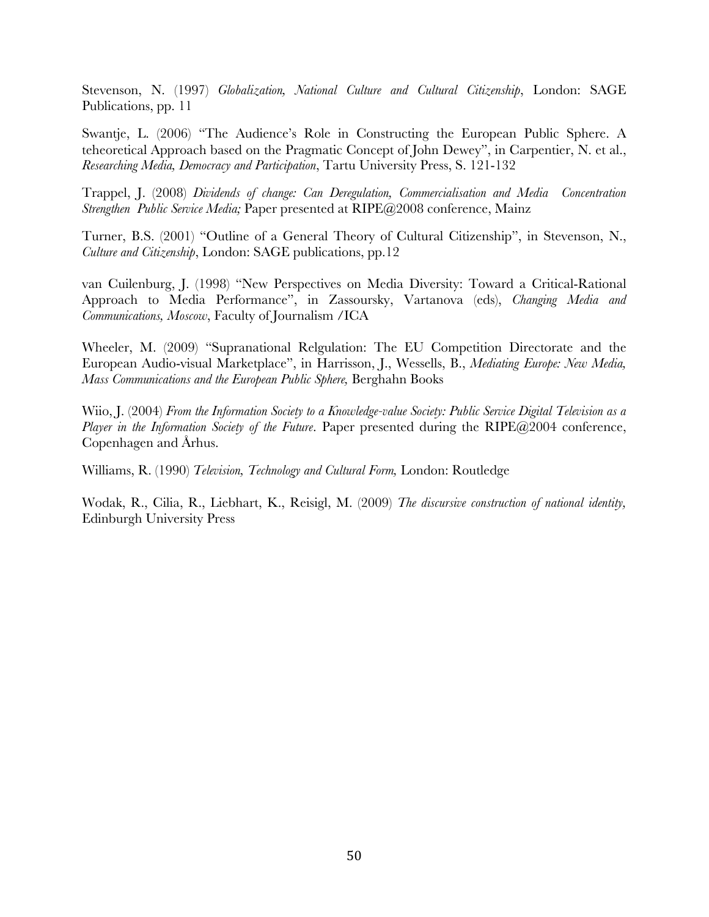Stevenson, N. (1997) *Globalization, National Culture and Cultural Citizenship*, London: SAGE Publications, pp. 11

Swantje, L. (2006) "The Audience's Role in Constructing the European Public Sphere. A teheoretical Approach based on the Pragmatic Concept of John Dewey", in Carpentier, N. et al., *Researching Media, Democracy and Participation*, Tartu University Press, S. 121-132

Trappel, J. (2008) *Dividends of change: Can Deregulation, Commercialisation and Media Concentration Strengthen Public Service Media;* Paper presented at RIPE@2008 conference, Mainz

Turner, B.S. (2001) "Outline of a General Theory of Cultural Citizenship", in Stevenson, N., *Culture and Citizenship*, London: SAGE publications, pp.12

van Cuilenburg, J. (1998) "New Perspectives on Media Diversity: Toward a Critical-Rational Approach to Media Performance", in Zassoursky, Vartanova (eds), *Changing Media and Communications, Moscow*, Faculty of Journalism /ICA

Wheeler, M. (2009) "Supranational Relgulation: The EU Competition Directorate and the European Audio-visual Marketplace", in Harrisson, J., Wessells, B., *Mediating Europe: New Media, Mass Communications and the European Public Sphere,* Berghahn Books

Wiio, J. (2004) *From the Information Society to a Knowledge-value Society: Public Service Digital Television as a Player in the Information Society of the Future*. Paper presented during the RIPE@2004 conference, Copenhagen and Århus.

Williams, R. (1990) *Television, Technology and Cultural Form,* London: Routledge

Wodak, R., Cilia, R., Liebhart, K., Reisigl, M. (2009) *The discursive construction of national identity,* Edinburgh University Press